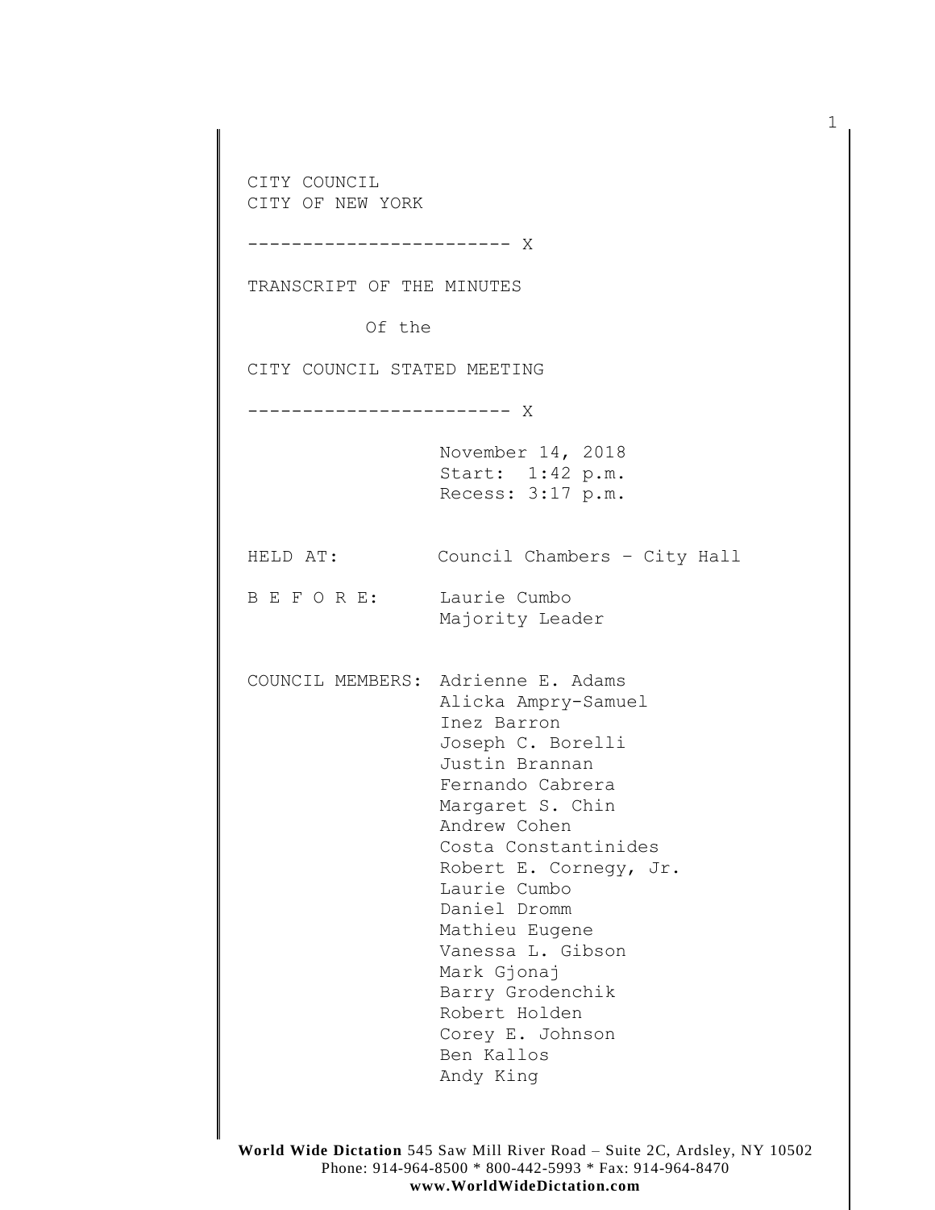CITY COUNCIL
CITY OF NEW YORK

------------------------ X

TRANSCRIPT OF THE MINUTES

Of the

CITY COUNCIL STATED MEETING

------------------------ X

November 14, 2018
Start: 1:42 p.m.
Recess: 3:17 p.m.

HELD AT: Council Chambers – City Hall

B E F O R E: Laurie Cumbo
Majority Leader

COUNCIL MEMBERS:
Adrienne E. Adams
Alicka Ampry-Samuel
Inez Barron
Joseph C. Borelli
Justin Brannan
Fernando Cabrera
Margaret S. Chin
Andrew Cohen
Costa Constantinides
Robert E. Cornegy, Jr.
Laurie Cumbo
Daniel Dromm
Mathieu Eugene
Vanessa L. Gibson
Mark Gjonaj
Barry Grodenchik
Robert Holden
Corey E. Johnson
Ben Kallos
Andy King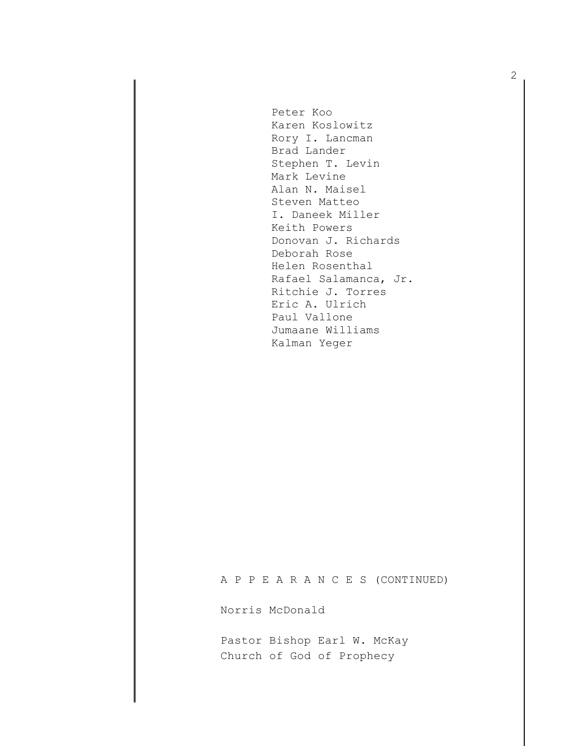Peter Koo
Karen Koslowitz
Rory I. Lancman
Brad Lander
Stephen T. Levin
Mark Levine
Alan N. Maisel
Steven Matteo
I. Daneek Miller
Keith Powers
Donovan J. Richards
Deborah Rose
Helen Rosenthal
Rafael Salamanca, Jr.
Ritchie J. Torres
Eric A. Ulrich
Paul Vallone
Jumaane Williams
Kalman Yeger

A P P E A R A N C E S (CONTINUED)

Norris McDonald

Pastor Bishop Earl W. McKay
Church of God of Prophecy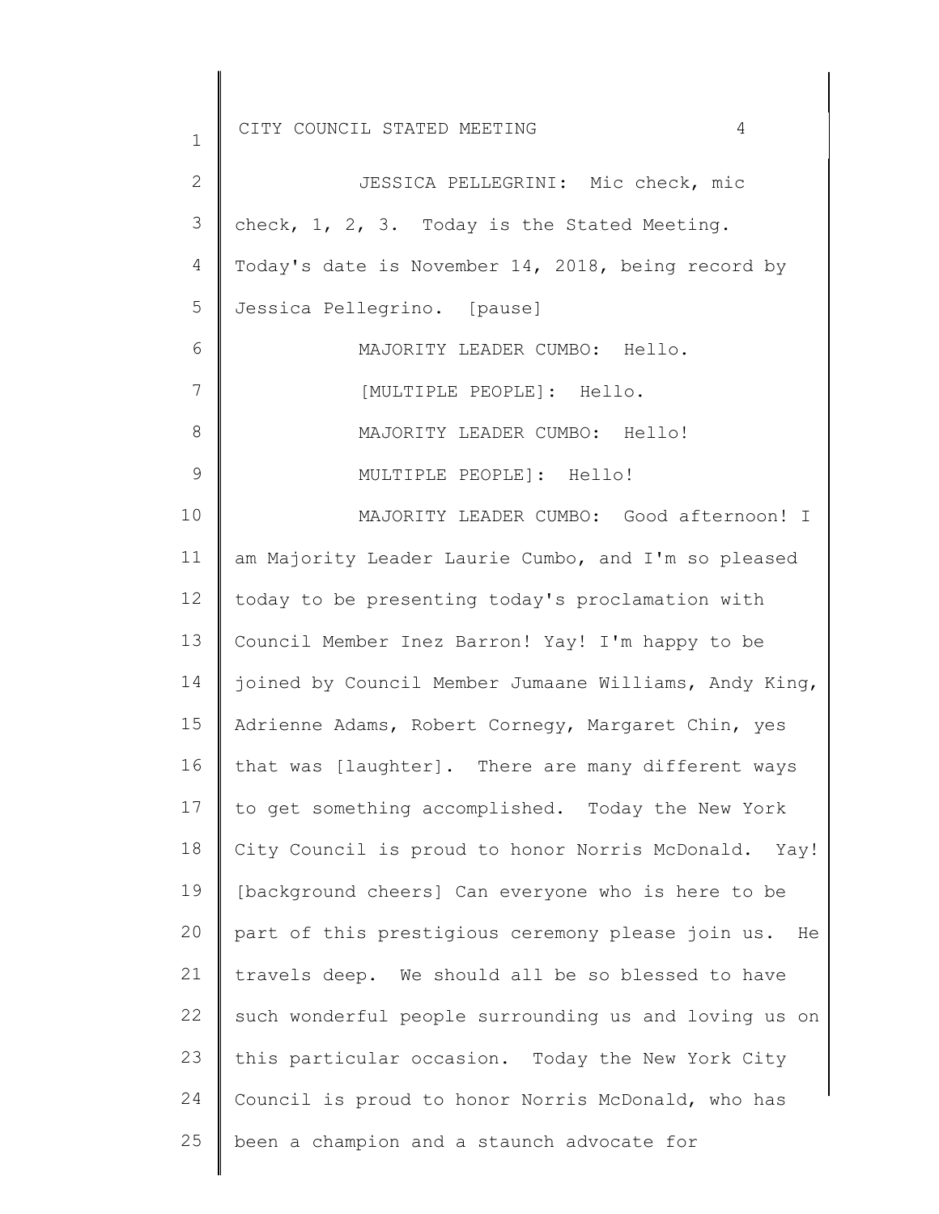JESSICA PELLEGRINI: Mic check, mic check, 1, 2, 3. Today is the Stated Meeting. Today's date is November 14, 2018, being record by Jessica Pellegrino. [pause]

MAJORITY LEADER CUMBO: Hello.

[MULTIPLE PEOPLE]: Hello.

MAJORITY LEADER CUMBO: Hello!

MULTIPLE PEOPLE]: Hello!

MAJORITY LEADER CUMBO: Good afternoon! I am Majority Leader Laurie Cumbo, and I'm so pleased today to be presenting today's proclamation with Council Member Inez Barron! Yay! I'm happy to be joined by Council Member Jumaane Williams, Andy King, Adrienne Adams, Robert Cornegy, Margaret Chin, yes that was [laughter]. There are many different ways to get something accomplished. Today the New York City Council is proud to honor Norris McDonald. Yay! [background cheers] Can everyone who is here to be part of this prestigious ceremony please join us. He travels deep. We should all be so blessed to have such wonderful people surrounding us and loving us on this particular occasion. Today the New York City Council is proud to honor Norris McDonald, who has been a champion and a staunch advocate for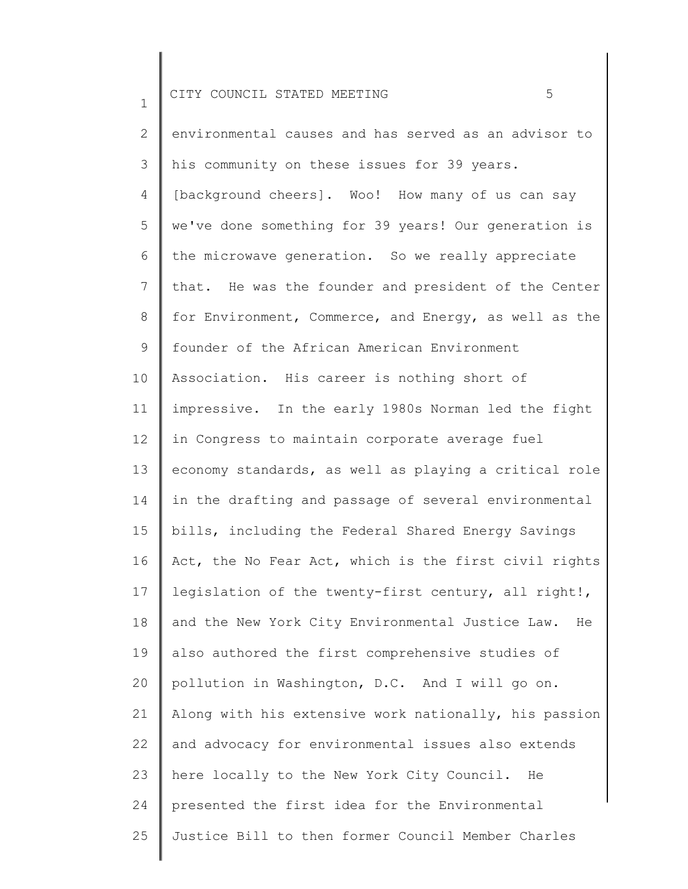environmental causes and has served as an advisor to his community on these issues for 39 years. [background cheers]. Woo! How many of us can say we've done something for 39 years! Our generation is the microwave generation. So we really appreciate that. He was the founder and president of the Center for Environment, Commerce, and Energy, as well as the founder of the African American Environment Association. His career is nothing short of impressive. In the early 1980s Norman led the fight in Congress to maintain corporate average fuel economy standards, as well as playing a critical role in the drafting and passage of several environmental bills, including the Federal Shared Energy Savings Act, the No Fear Act, which is the first civil rights legislation of the twenty-first century, all right!, and the New York City Environmental Justice Law. He also authored the first comprehensive studies of pollution in Washington, D.C. And I will go on. Along with his extensive work nationally, his passion and advocacy for environmental issues also extends here locally to the New York City Council. He presented the first idea for the Environmental Justice Bill to then former Council Member Charles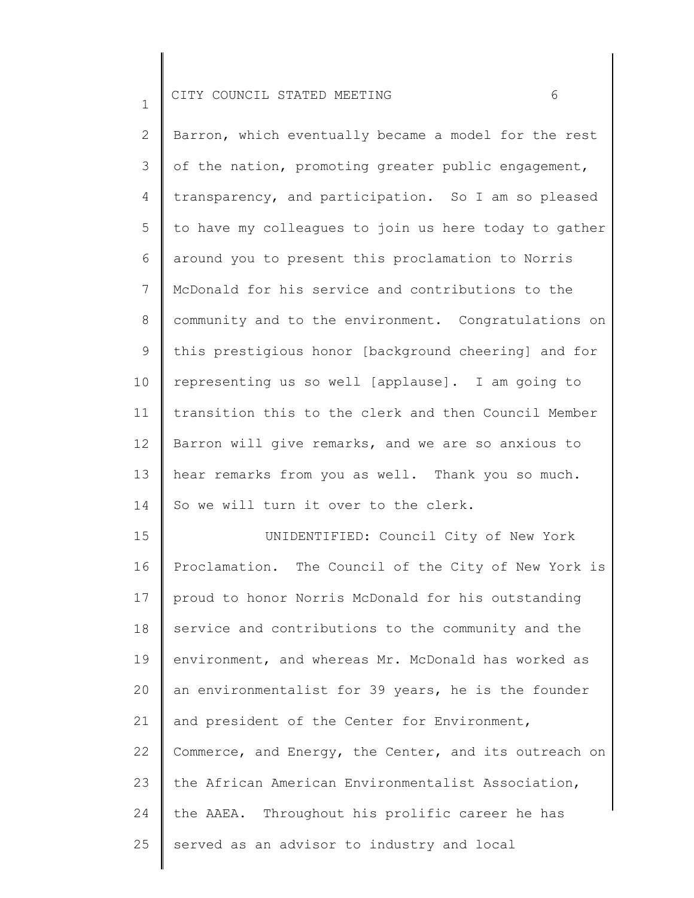Barron, which eventually became a model for the rest of the nation, promoting greater public engagement, transparency, and participation. So I am so pleased to have my colleagues to join us here today to gather around you to present this proclamation to Norris McDonald for his service and contributions to the community and to the environment. Congratulations on this prestigious honor [background cheering] and for representing us so well [applause]. I am going to transition this to the clerk and then Council Member Barron will give remarks, and we are so anxious to hear remarks from you as well. Thank you so much. So we will turn it over to the clerk.

UNIDENTIFIED: Council City of New York Proclamation. The Council of the City of New York is proud to honor Norris McDonald for his outstanding service and contributions to the community and the environment, and whereas Mr. McDonald has worked as an environmentalist for 39 years, he is the founder and president of the Center for Environment, Commerce, and Energy, the Center, and its outreach on the African American Environmentalist Association, the AAEA. Throughout his prolific career he has served as an advisor to industry and local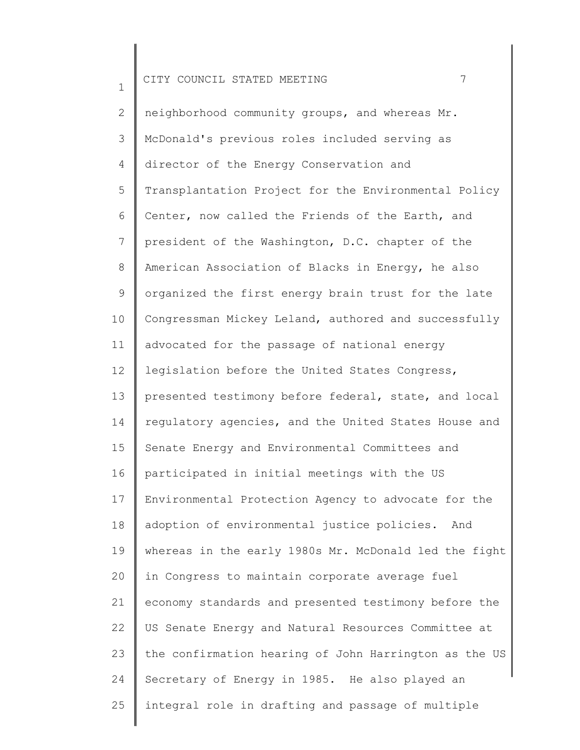neighborhood community groups, and whereas Mr. McDonald's previous roles included serving as director of the Energy Conservation and Transplantation Project for the Environmental Policy Center, now called the Friends of the Earth, and president of the Washington, D.C. chapter of the American Association of Blacks in Energy, he also organized the first energy brain trust for the late Congressman Mickey Leland, authored and successfully advocated for the passage of national energy legislation before the United States Congress, presented testimony before federal, state, and local regulatory agencies, and the United States House and Senate Energy and Environmental Committees and participated in initial meetings with the US Environmental Protection Agency to advocate for the adoption of environmental justice policies. And whereas in the early 1980s Mr. McDonald led the fight in Congress to maintain corporate average fuel economy standards and presented testimony before the US Senate Energy and Natural Resources Committee at the confirmation hearing of John Harrington as the US Secretary of Energy in 1985. He also played an integral role in drafting and passage of multiple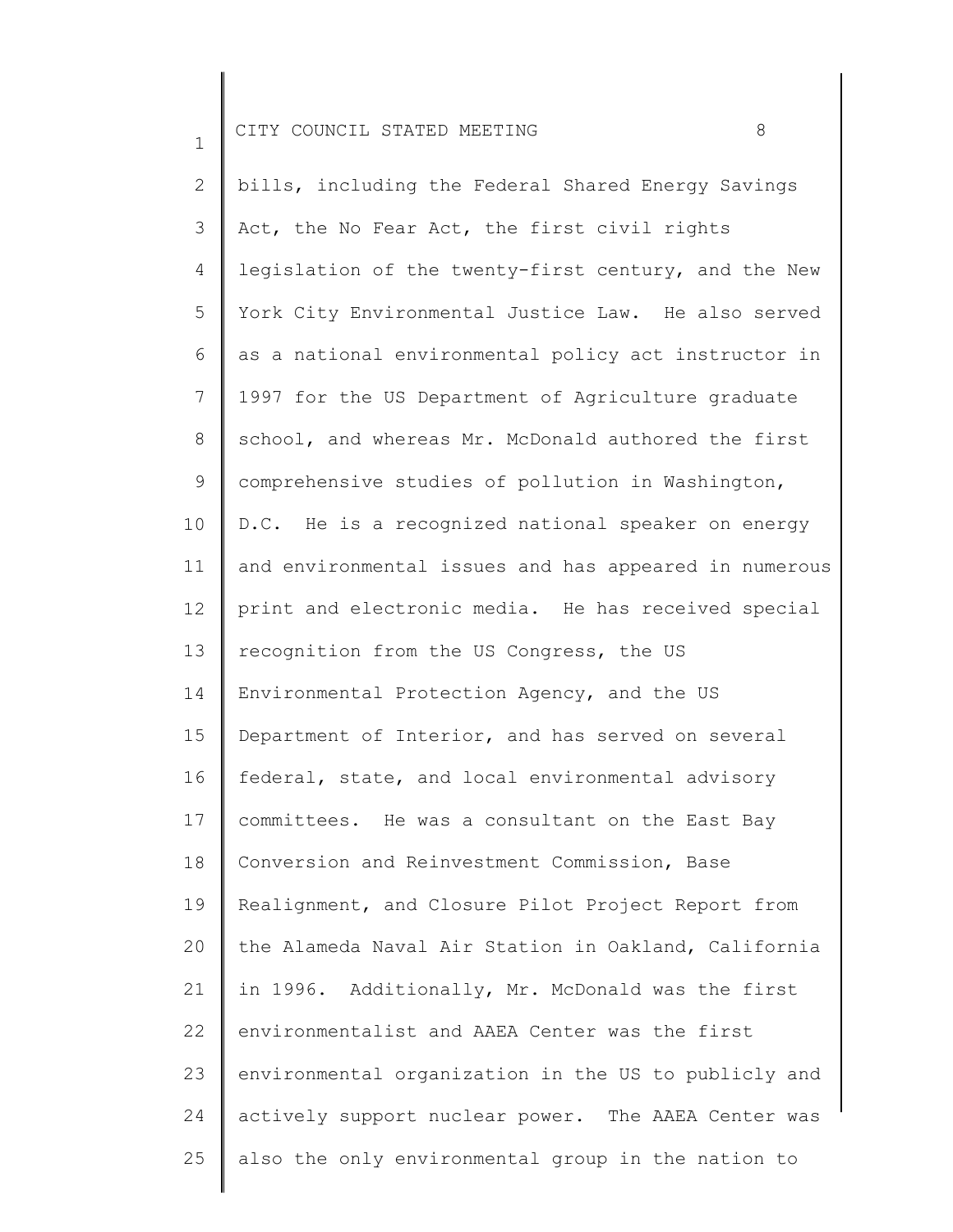bills, including the Federal Shared Energy Savings Act, the No Fear Act, the first civil rights legislation of the twenty-first century, and the New York City Environmental Justice Law. He also served as a national environmental policy act instructor in 1997 for the US Department of Agriculture graduate school, and whereas Mr. McDonald authored the first comprehensive studies of pollution in Washington, D.C. He is a recognized national speaker on energy and environmental issues and has appeared in numerous print and electronic media. He has received special recognition from the US Congress, the US Environmental Protection Agency, and the US Department of Interior, and has served on several federal, state, and local environmental advisory committees. He was a consultant on the East Bay Conversion and Reinvestment Commission, Base Realignment, and Closure Pilot Project Report from the Alameda Naval Air Station in Oakland, California in 1996. Additionally, Mr. McDonald was the first environmentalist and AAEA Center was the first environmental organization in the US to publicly and actively support nuclear power. The AAEA Center was also the only environmental group in the nation to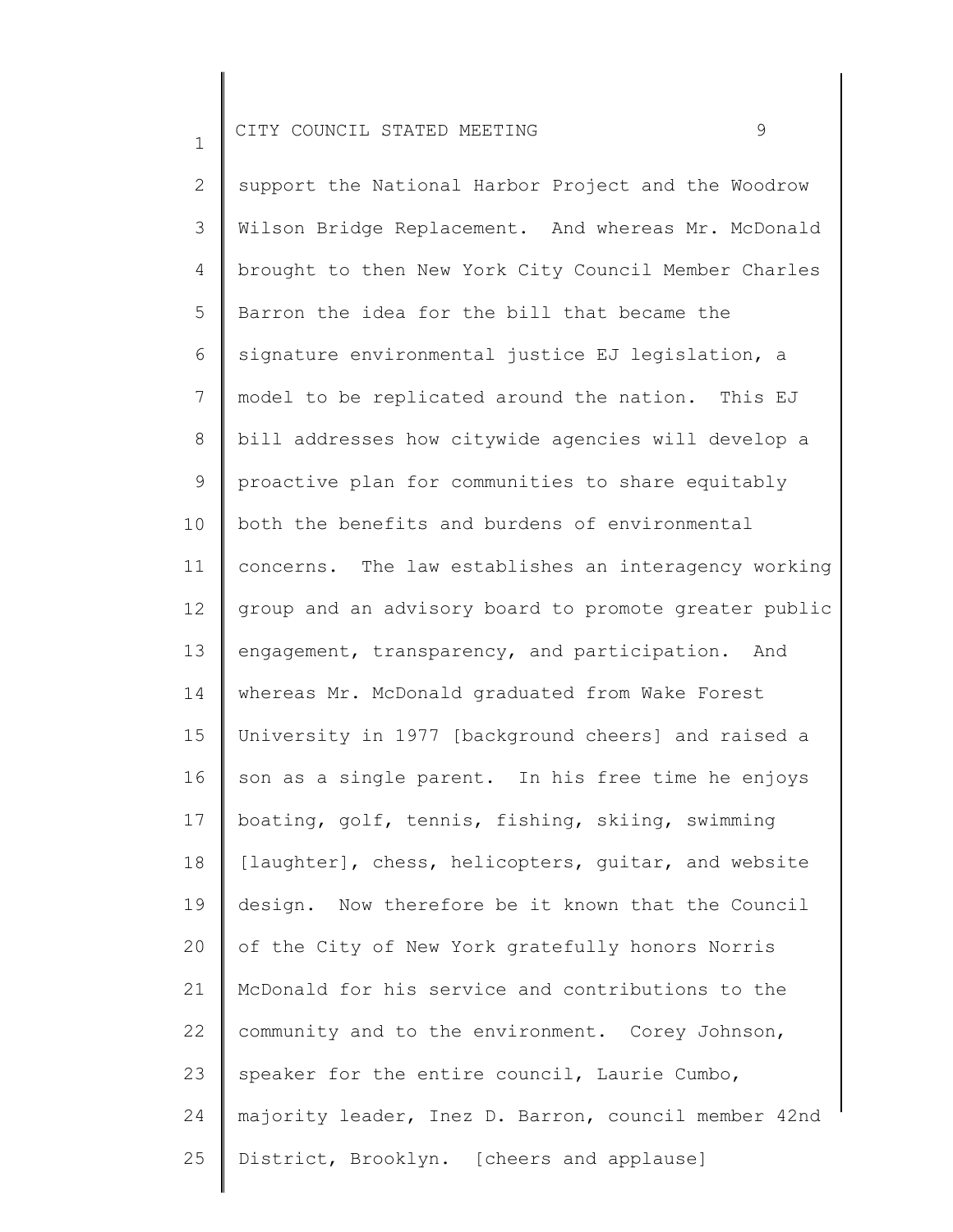support the National Harbor Project and the Woodrow Wilson Bridge Replacement. And whereas Mr. McDonald brought to then New York City Council Member Charles Barron the idea for the bill that became the signature environmental justice EJ legislation, a model to be replicated around the nation. This EJ bill addresses how citywide agencies will develop a proactive plan for communities to share equitably both the benefits and burdens of environmental concerns. The law establishes an interagency working group and an advisory board to promote greater public engagement, transparency, and participation. And whereas Mr. McDonald graduated from Wake Forest University in 1977 [background cheers] and raised a son as a single parent. In his free time he enjoys boating, golf, tennis, fishing, skiing, swimming [laughter], chess, helicopters, guitar, and website design. Now therefore be it known that the Council of the City of New York gratefully honors Norris McDonald for his service and contributions to the community and to the environment. Corey Johnson, speaker for the entire council, Laurie Cumbo, majority leader, Inez D. Barron, council member 42nd District, Brooklyn. [cheers and applause]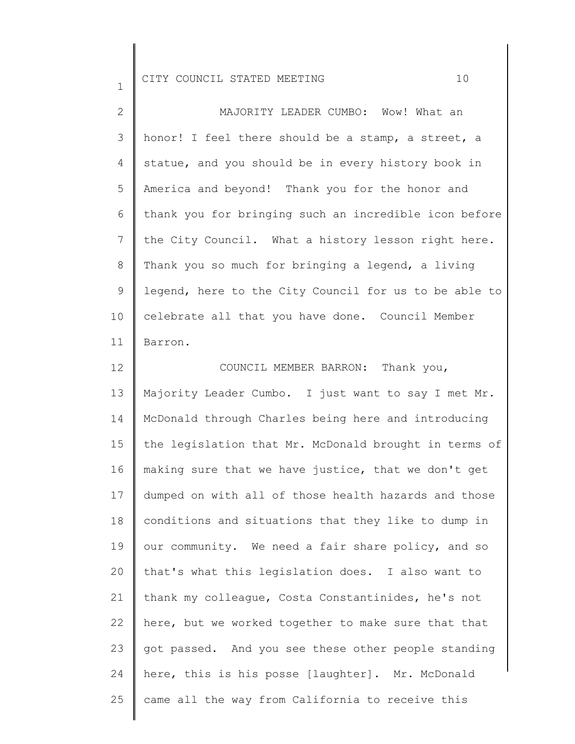MAJORITY LEADER CUMBO: Wow! What an honor! I feel there should be a stamp, a street, a statue, and you should be in every history book in America and beyond! Thank you for the honor and thank you for bringing such an incredible icon before the City Council. What a history lesson right here. Thank you so much for bringing a legend, a living legend, here to the City Council for us to be able to celebrate all that you have done. Council Member Barron.

COUNCIL MEMBER BARRON: Thank you, Majority Leader Cumbo. I just want to say I met Mr. McDonald through Charles being here and introducing the legislation that Mr. McDonald brought in terms of making sure that we have justice, that we don't get dumped on with all of those health hazards and those conditions and situations that they like to dump in our community. We need a fair share policy, and so that's what this legislation does. I also want to thank my colleague, Costa Constantinides, he's not here, but we worked together to make sure that that got passed. And you see these other people standing here, this is his posse [laughter]. Mr. McDonald came all the way from California to receive this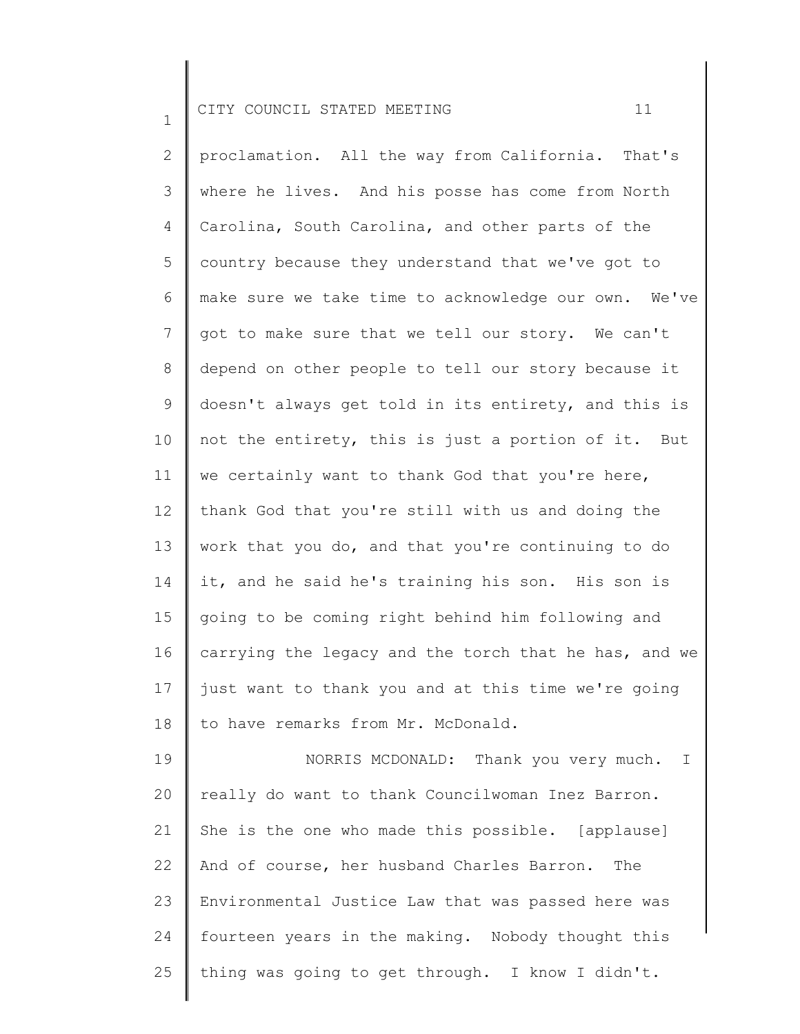proclamation. All the way from California. That's where he lives. And his posse has come from North Carolina, South Carolina, and other parts of the country because they understand that we've got to make sure we take time to acknowledge our own. We've got to make sure that we tell our story. We can't depend on other people to tell our story because it doesn't always get told in its entirety, and this is not the entirety, this is just a portion of it. But we certainly want to thank God that you're here, thank God that you're still with us and doing the work that you do, and that you're continuing to do it, and he said he's training his son. His son is going to be coming right behind him following and carrying the legacy and the torch that he has, and we just want to thank you and at this time we're going to have remarks from Mr. McDonald.

NORRIS MCDONALD: Thank you very much. I really do want to thank Councilwoman Inez Barron. She is the one who made this possible. [applause] And of course, her husband Charles Barron. The Environmental Justice Law that was passed here was fourteen years in the making. Nobody thought this thing was going to get through. I know I didn't.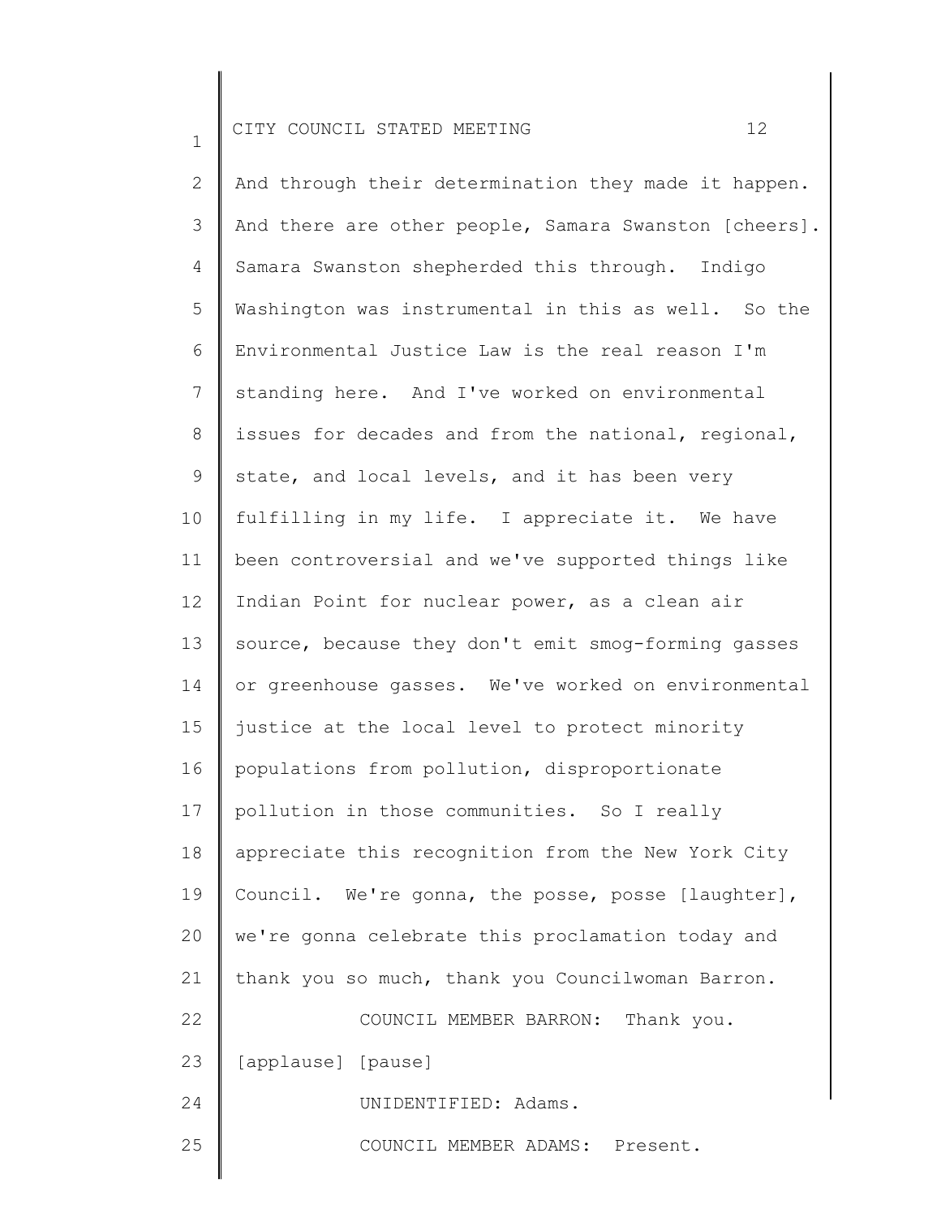And through their determination they made it happen. And there are other people, Samara Swanston [cheers]. Samara Swanston shepherded this through. Indigo Washington was instrumental in this as well. So the Environmental Justice Law is the real reason I'm standing here. And I've worked on environmental issues for decades and from the national, regional, state, and local levels, and it has been very fulfilling in my life. I appreciate it. We have been controversial and we've supported things like Indian Point for nuclear power, as a clean air source, because they don't emit smog-forming gasses or greenhouse gasses. We've worked on environmental justice at the local level to protect minority populations from pollution, disproportionate pollution in those communities. So I really appreciate this recognition from the New York City Council. We're gonna, the posse, posse [laughter], we're gonna celebrate this proclamation today and thank you so much, thank you Councilwoman Barron.

COUNCIL MEMBER BARRON: Thank you.

[applause] [pause]

UNIDENTIFIED: Adams.

COUNCIL MEMBER ADAMS: Present.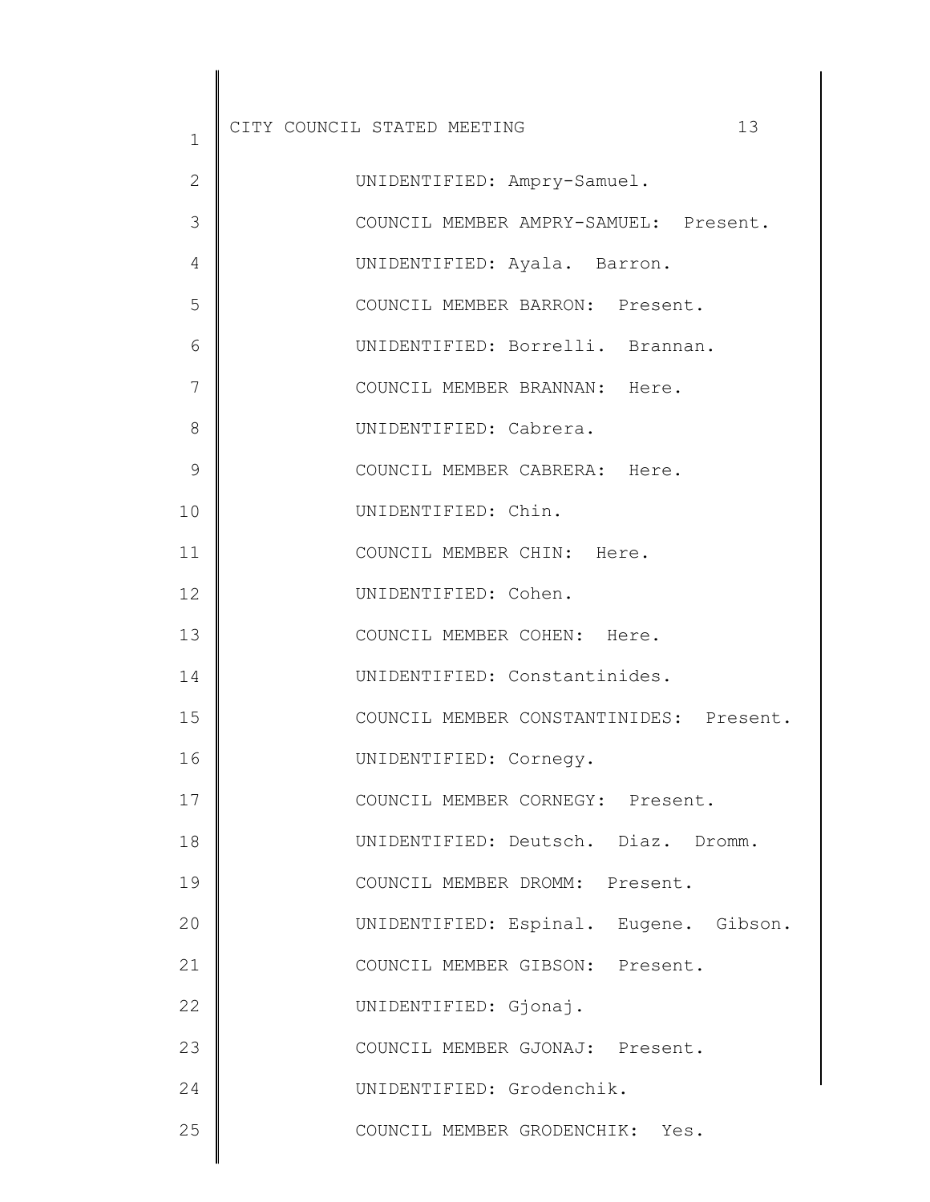UNIDENTIFIED: Ampry-Samuel.

COUNCIL MEMBER AMPRY-SAMUEL: Present.

UNIDENTIFIED: Ayala. Barron.

COUNCIL MEMBER BARRON: Present.

UNIDENTIFIED: Borrelli. Brannan.

COUNCIL MEMBER BRANNAN: Here.

UNIDENTIFIED: Cabrera.

COUNCIL MEMBER CABRERA: Here.

UNIDENTIFIED: Chin.

COUNCIL MEMBER CHIN: Here.

UNIDENTIFIED: Cohen.

COUNCIL MEMBER COHEN: Here.

UNIDENTIFIED: Constantinides.

COUNCIL MEMBER CONSTANTINIDES: Present.

UNIDENTIFIED: Cornegy.

COUNCIL MEMBER CORNEGY: Present.

UNIDENTIFIED: Deutsch. Diaz. Dromm.

COUNCIL MEMBER DROMM: Present.

UNIDENTIFIED: Espinal. Eugene. Gibson.

COUNCIL MEMBER GIBSON: Present.

UNIDENTIFIED: Gjonaj.

COUNCIL MEMBER GJONAJ: Present.

UNIDENTIFIED: Grodenchik.

COUNCIL MEMBER GRODENCHIK: Yes.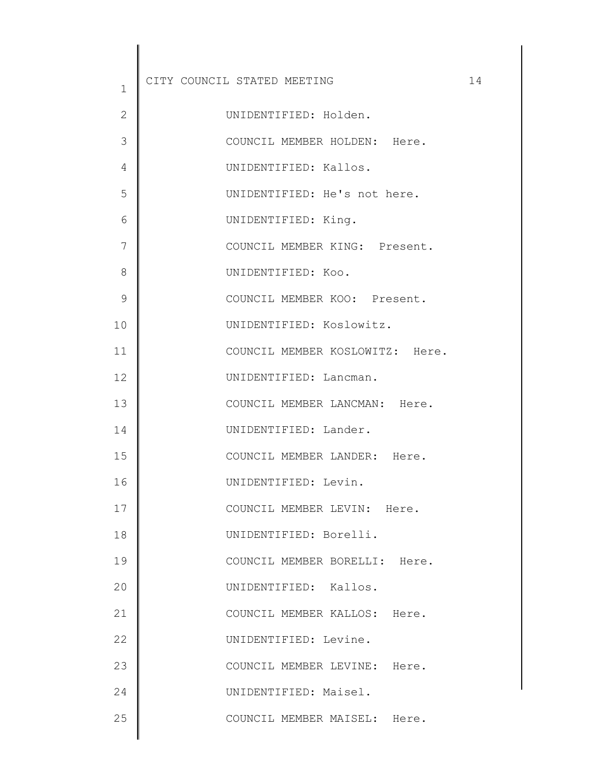UNIDENTIFIED: Holden.

COUNCIL MEMBER HOLDEN: Here.

UNIDENTIFIED: Kallos.

UNIDENTIFIED: He's not here.

UNIDENTIFIED: King.

COUNCIL MEMBER KING: Present.

UNIDENTIFIED: Koo.

COUNCIL MEMBER KOO: Present.

UNIDENTIFIED: Koslowitz.

COUNCIL MEMBER KOSLOWITZ: Here.

UNIDENTIFIED: Lancman.

COUNCIL MEMBER LANCMAN: Here.

UNIDENTIFIED: Lander.

COUNCIL MEMBER LANDER: Here.

UNIDENTIFIED: Levin.

COUNCIL MEMBER LEVIN: Here.

UNIDENTIFIED: Borelli.

COUNCIL MEMBER BORELLI: Here.

UNIDENTIFIED: Kallos.

COUNCIL MEMBER KALLOS: Here.

UNIDENTIFIED: Levine.

COUNCIL MEMBER LEVINE: Here.

UNIDENTIFIED: Maisel.

COUNCIL MEMBER MAISEL: Here.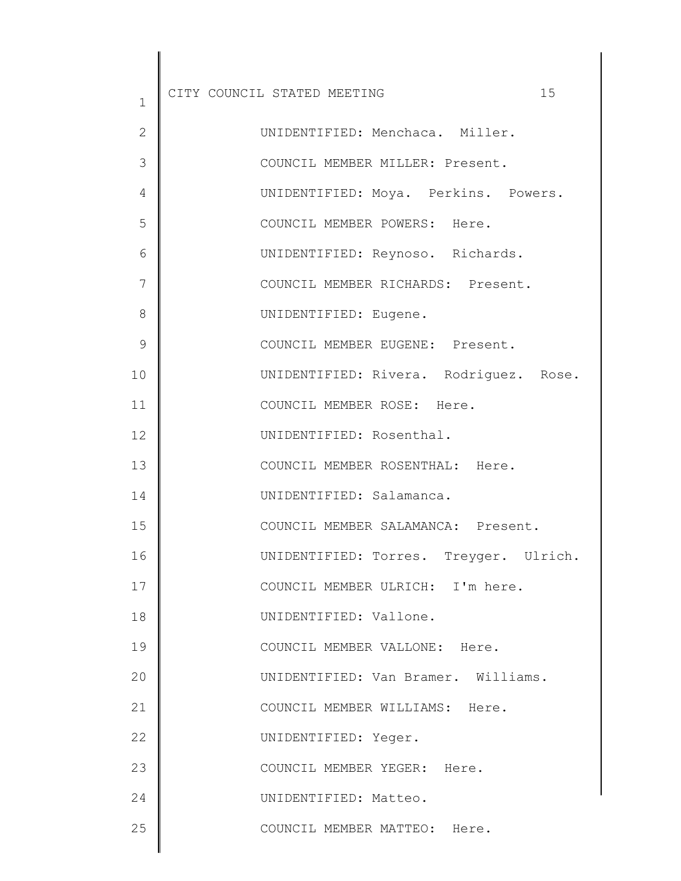UNIDENTIFIED: Menchaca. Miller.

COUNCIL MEMBER MILLER: Present.

UNIDENTIFIED: Moya. Perkins. Powers.

COUNCIL MEMBER POWERS: Here.

UNIDENTIFIED: Reynoso. Richards.

COUNCIL MEMBER RICHARDS: Present.

UNIDENTIFIED: Eugene.

COUNCIL MEMBER EUGENE: Present.

UNIDENTIFIED: Rivera. Rodriguez. Rose.

COUNCIL MEMBER ROSE: Here.

UNIDENTIFIED: Rosenthal.

COUNCIL MEMBER ROSENTHAL: Here.

UNIDENTIFIED: Salamanca.

COUNCIL MEMBER SALAMANCA: Present.

UNIDENTIFIED: Torres. Treyger. Ulrich.

COUNCIL MEMBER ULRICH: I'm here.

UNIDENTIFIED: Vallone.

COUNCIL MEMBER VALLONE: Here.

UNIDENTIFIED: Van Bramer. Williams.

COUNCIL MEMBER WILLIAMS: Here.

UNIDENTIFIED: Yeger.

COUNCIL MEMBER YEGER: Here.

UNIDENTIFIED: Matteo.

COUNCIL MEMBER MATTEO: Here.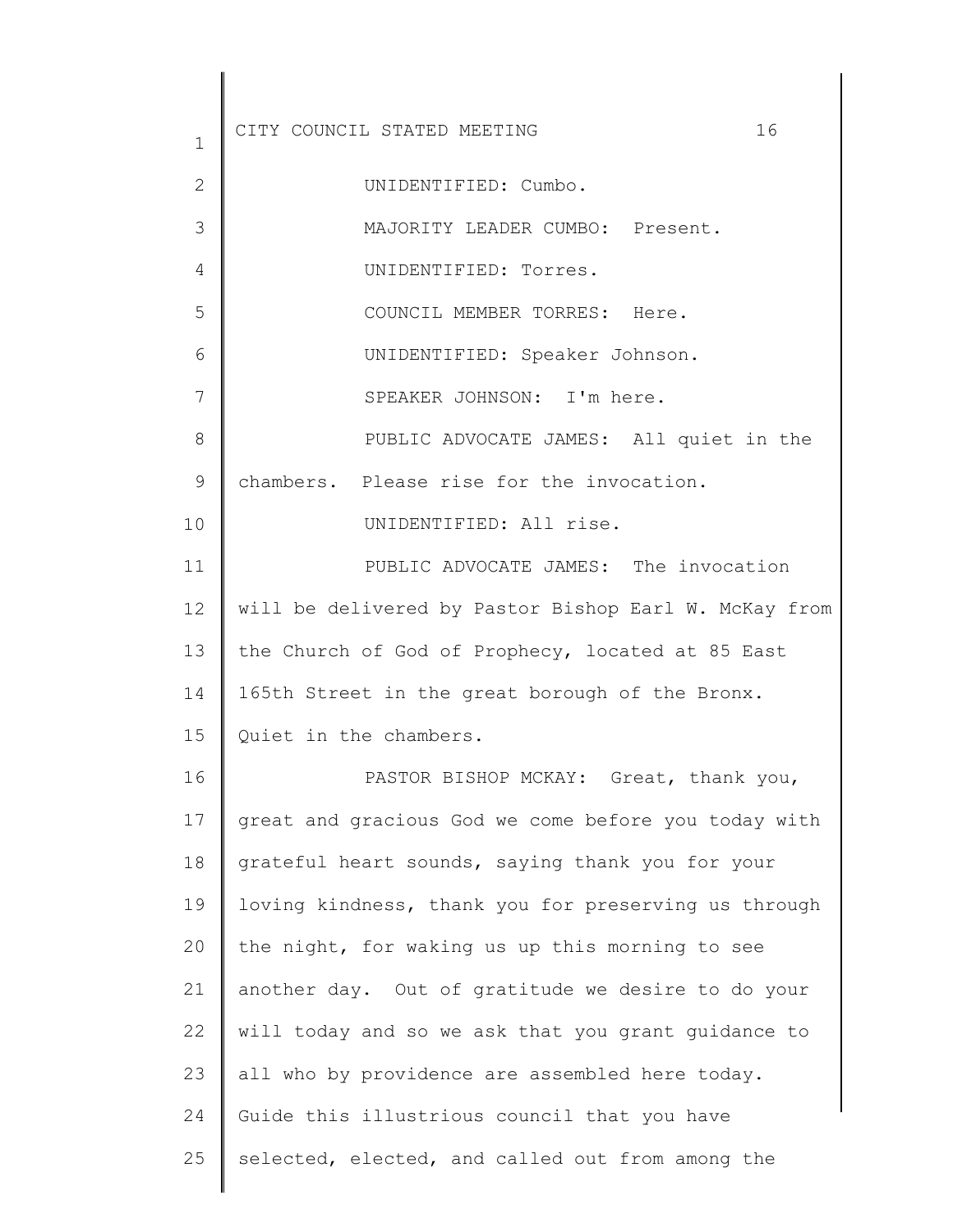UNIDENTIFIED: Cumbo.

MAJORITY LEADER CUMBO: Present.

UNIDENTIFIED: Torres.

COUNCIL MEMBER TORRES: Here.

UNIDENTIFIED: Speaker Johnson.

SPEAKER JOHNSON: I'm here.

PUBLIC ADVOCATE JAMES: All quiet in the chambers. Please rise for the invocation.

UNIDENTIFIED: All rise.

PUBLIC ADVOCATE JAMES: The invocation will be delivered by Pastor Bishop Earl W. McKay from the Church of God of Prophecy, located at 85 East 165th Street in the great borough of the Bronx. Quiet in the chambers.

PASTOR BISHOP MCKAY: Great, thank you, great and gracious God we come before you today with grateful heart sounds, saying thank you for your loving kindness, thank you for preserving us through the night, for waking us up this morning to see another day. Out of gratitude we desire to do your will today and so we ask that you grant guidance to all who by providence are assembled here today. Guide this illustrious council that you have selected, elected, and called out from among the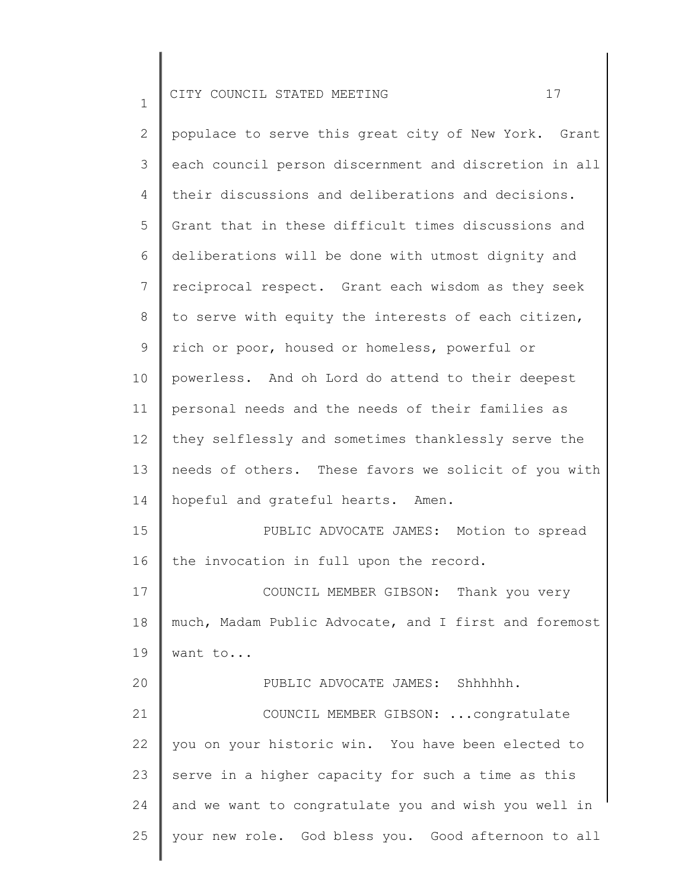populace to serve this great city of New York. Grant each council person discernment and discretion in all their discussions and deliberations and decisions. Grant that in these difficult times discussions and deliberations will be done with utmost dignity and reciprocal respect. Grant each wisdom as they seek to serve with equity the interests of each citizen, rich or poor, housed or homeless, powerful or powerless. And oh Lord do attend to their deepest personal needs and the needs of their families as they selflessly and sometimes thanklessly serve the needs of others. These favors we solicit of you with hopeful and grateful hearts. Amen.

PUBLIC ADVOCATE JAMES: Motion to spread the invocation in full upon the record.

COUNCIL MEMBER GIBSON: Thank you very much, Madam Public Advocate, and I first and foremost want to...

PUBLIC ADVOCATE JAMES: Shhhhhh.

COUNCIL MEMBER GIBSON: ...congratulate you on your historic win. You have been elected to serve in a higher capacity for such a time as this and we want to congratulate you and wish you well in your new role. God bless you. Good afternoon to all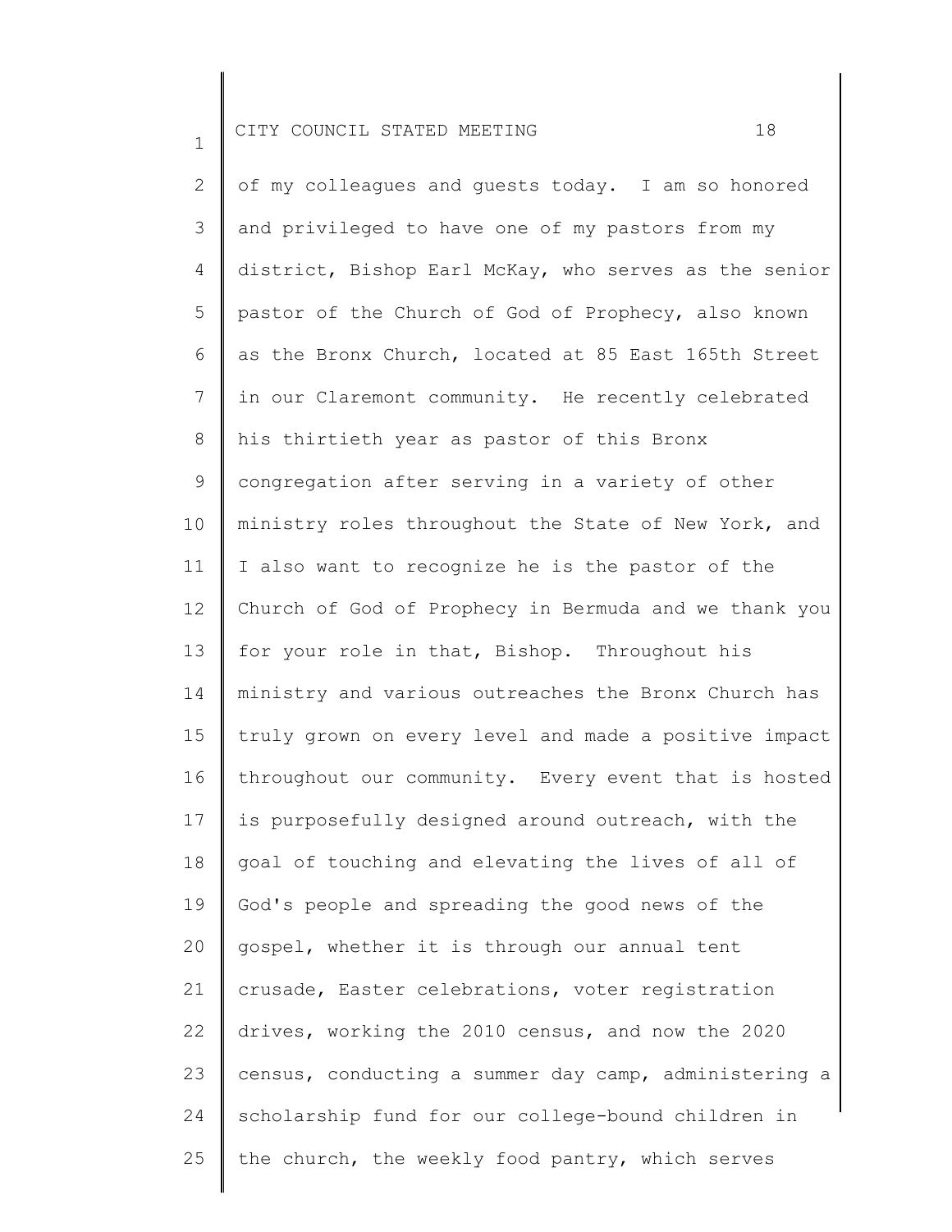of my colleagues and guests today. I am so honored and privileged to have one of my pastors from my district, Bishop Earl McKay, who serves as the senior pastor of the Church of God of Prophecy, also known as the Bronx Church, located at 85 East 165th Street in our Claremont community. He recently celebrated his thirtieth year as pastor of this Bronx congregation after serving in a variety of other ministry roles throughout the State of New York, and I also want to recognize he is the pastor of the Church of God of Prophecy in Bermuda and we thank you for your role in that, Bishop. Throughout his ministry and various outreaches the Bronx Church has truly grown on every level and made a positive impact throughout our community. Every event that is hosted is purposefully designed around outreach, with the goal of touching and elevating the lives of all of God's people and spreading the good news of the gospel, whether it is through our annual tent crusade, Easter celebrations, voter registration drives, working the 2010 census, and now the 2020 census, conducting a summer day camp, administering a scholarship fund for our college-bound children in the church, the weekly food pantry, which serves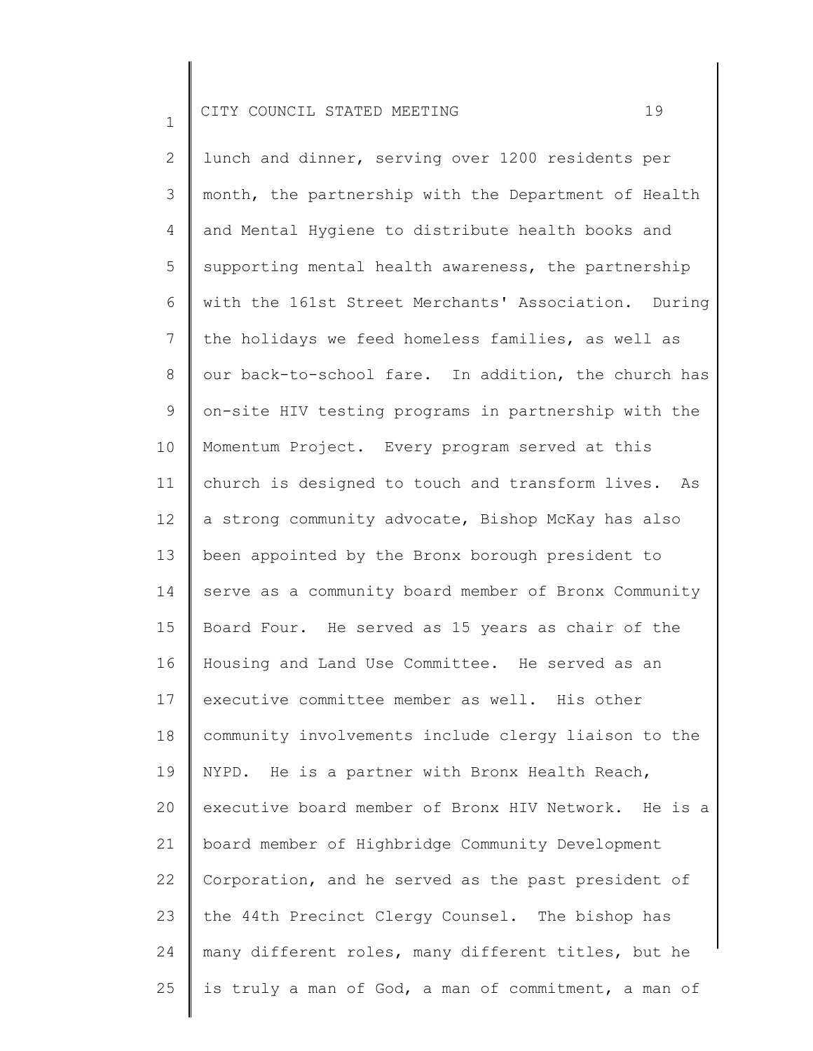lunch and dinner, serving over 1200 residents per month, the partnership with the Department of Health and Mental Hygiene to distribute health books and supporting mental health awareness, the partnership with the 161st Street Merchants' Association. During the holidays we feed homeless families, as well as our back-to-school fare. In addition, the church has on-site HIV testing programs in partnership with the Momentum Project. Every program served at this church is designed to touch and transform lives. As a strong community advocate, Bishop McKay has also been appointed by the Bronx borough president to serve as a community board member of Bronx Community Board Four. He served as 15 years as chair of the Housing and Land Use Committee. He served as an executive committee member as well. His other community involvements include clergy liaison to the NYPD. He is a partner with Bronx Health Reach, executive board member of Bronx HIV Network. He is a board member of Highbridge Community Development Corporation, and he served as the past president of the 44th Precinct Clergy Counsel. The bishop has many different roles, many different titles, but he is truly a man of God, a man of commitment, a man of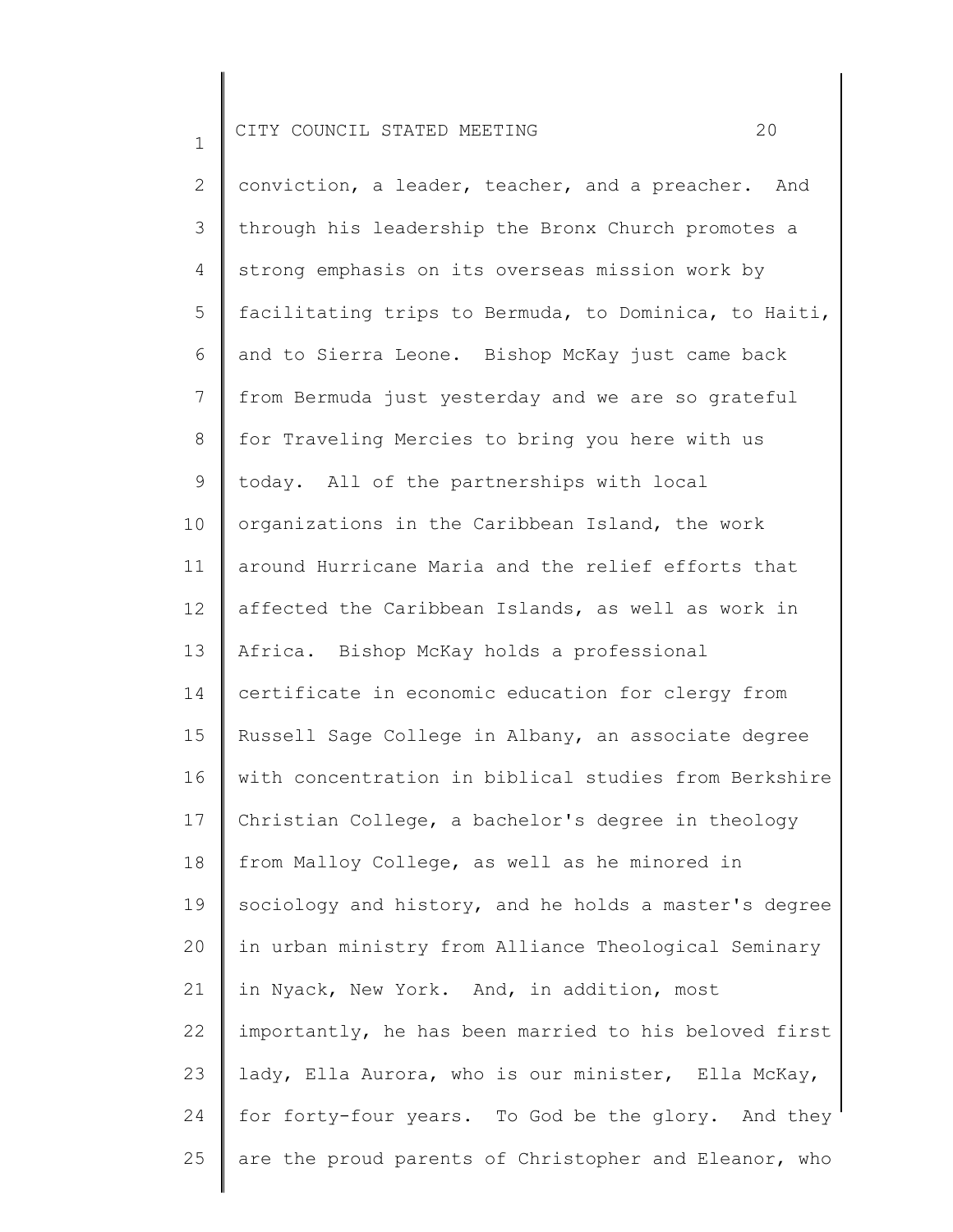conviction, a leader, teacher, and a preacher. And through his leadership the Bronx Church promotes a strong emphasis on its overseas mission work by facilitating trips to Bermuda, to Dominica, to Haiti, and to Sierra Leone. Bishop McKay just came back from Bermuda just yesterday and we are so grateful for Traveling Mercies to bring you here with us today. All of the partnerships with local organizations in the Caribbean Island, the work around Hurricane Maria and the relief efforts that affected the Caribbean Islands, as well as work in Africa. Bishop McKay holds a professional certificate in economic education for clergy from Russell Sage College in Albany, an associate degree with concentration in biblical studies from Berkshire Christian College, a bachelor's degree in theology from Malloy College, as well as he minored in sociology and history, and he holds a master's degree in urban ministry from Alliance Theological Seminary in Nyack, New York. And, in addition, most importantly, he has been married to his beloved first lady, Ella Aurora, who is our minister, Ella McKay, for forty-four years. To God be the glory. And they are the proud parents of Christopher and Eleanor, who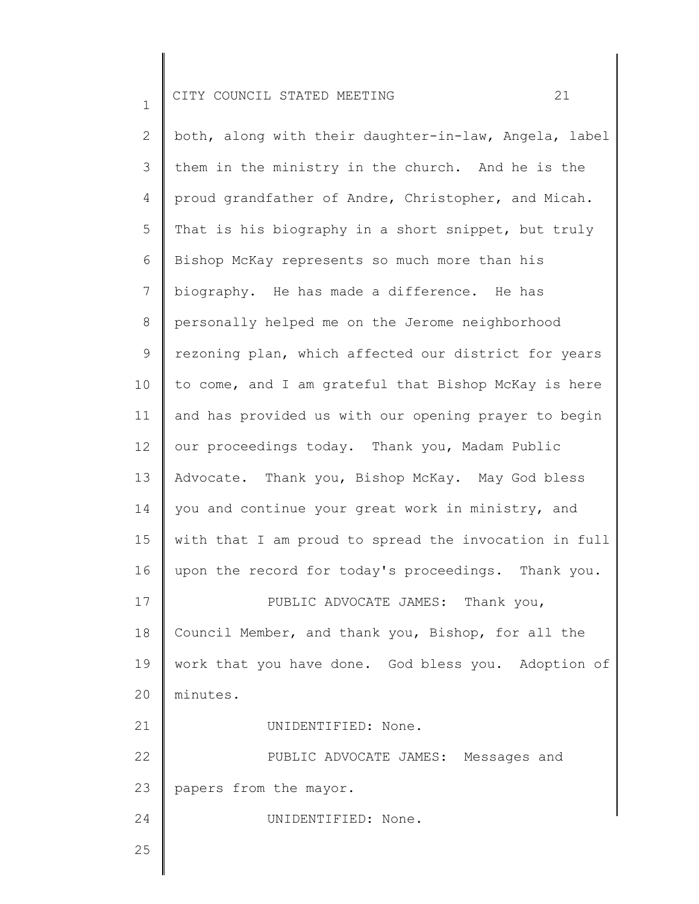both, along with their daughter-in-law, Angela, label them in the ministry in the church. And he is the proud grandfather of Andre, Christopher, and Micah. That is his biography in a short snippet, but truly Bishop McKay represents so much more than his biography. He has made a difference. He has personally helped me on the Jerome neighborhood rezoning plan, which affected our district for years to come, and I am grateful that Bishop McKay is here and has provided us with our opening prayer to begin our proceedings today. Thank you, Madam Public Advocate. Thank you, Bishop McKay. May God bless you and continue your great work in ministry, and with that I am proud to spread the invocation in full upon the record for today's proceedings. Thank you.

PUBLIC ADVOCATE JAMES: Thank you, Council Member, and thank you, Bishop, for all the work that you have done. God bless you. Adoption of minutes.

UNIDENTIFIED: None.

PUBLIC ADVOCATE JAMES: Messages and papers from the mayor.

UNIDENTIFIED: None.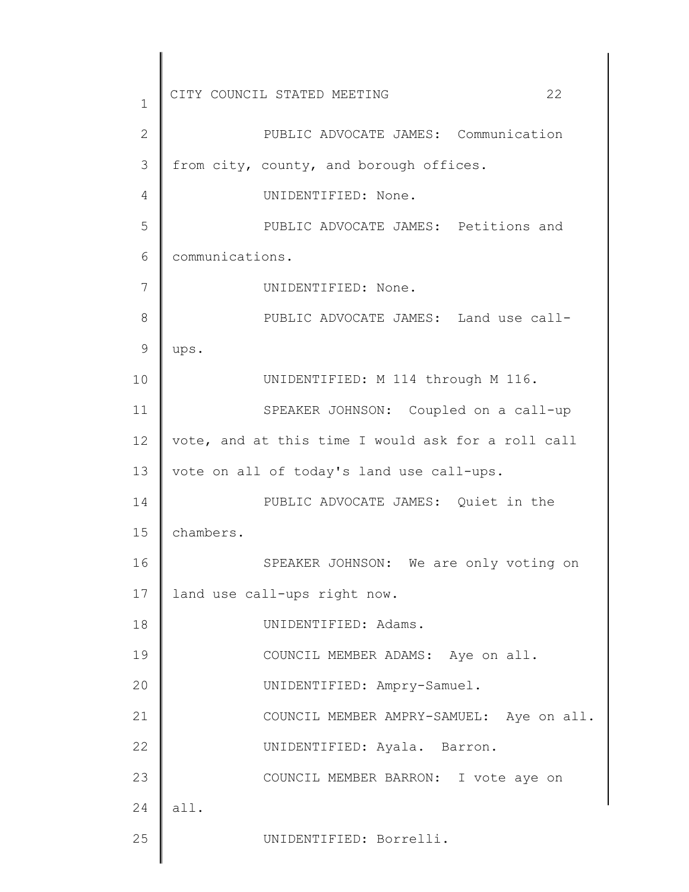PUBLIC ADVOCATE JAMES: Communication from city, county, and borough offices.

UNIDENTIFIED: None.

PUBLIC ADVOCATE JAMES: Petitions and communications.

UNIDENTIFIED: None.

PUBLIC ADVOCATE JAMES: Land use call-ups.

UNIDENTIFIED: M 114 through M 116.

SPEAKER JOHNSON: Coupled on a call-up vote, and at this time I would ask for a roll call vote on all of today's land use call-ups.

PUBLIC ADVOCATE JAMES: Quiet in the chambers.

SPEAKER JOHNSON: We are only voting on land use call-ups right now.

UNIDENTIFIED: Adams.

COUNCIL MEMBER ADAMS: Aye on all.

UNIDENTIFIED: Ampry-Samuel.

COUNCIL MEMBER AMPRY-SAMUEL: Aye on all.

UNIDENTIFIED: Ayala. Barron.

COUNCIL MEMBER BARRON: I vote aye on all.

UNIDENTIFIED: Borrelli.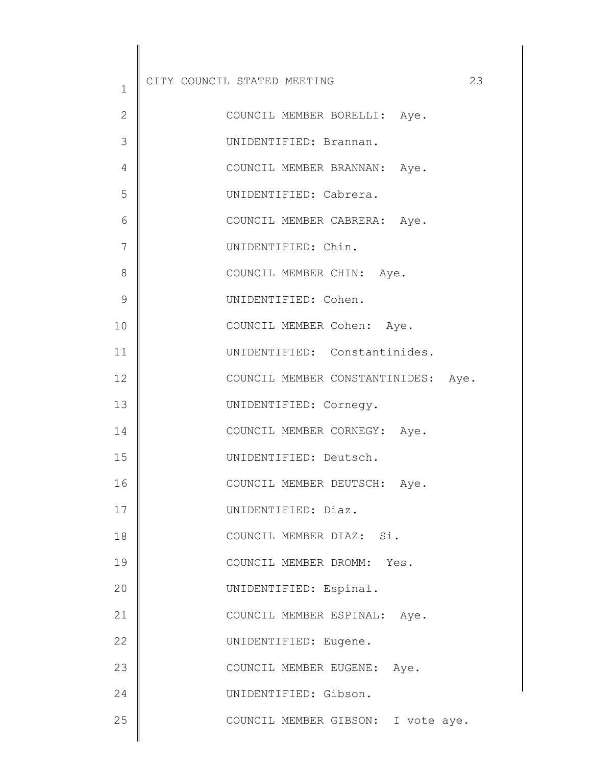COUNCIL MEMBER BORELLI: Aye.

UNIDENTIFIED: Brannan.

COUNCIL MEMBER BRANNAN: Aye.

UNIDENTIFIED: Cabrera.

COUNCIL MEMBER CABRERA: Aye.

UNIDENTIFIED: Chin.

COUNCIL MEMBER CHIN: Aye.

UNIDENTIFIED: Cohen.

COUNCIL MEMBER Cohen: Aye.

UNIDENTIFIED: Constantinides.

COUNCIL MEMBER CONSTANTINIDES: Aye.

UNIDENTIFIED: Cornegy.

COUNCIL MEMBER CORNEGY: Aye.

UNIDENTIFIED: Deutsch.

COUNCIL MEMBER DEUTSCH: Aye.

UNIDENTIFIED: Diaz.

COUNCIL MEMBER DIAZ: Si.

COUNCIL MEMBER DROMM: Yes.

UNIDENTIFIED: Espinal.

COUNCIL MEMBER ESPINAL: Aye.

UNIDENTIFIED: Eugene.

COUNCIL MEMBER EUGENE: Aye.

UNIDENTIFIED: Gibson.

COUNCIL MEMBER GIBSON: I vote aye.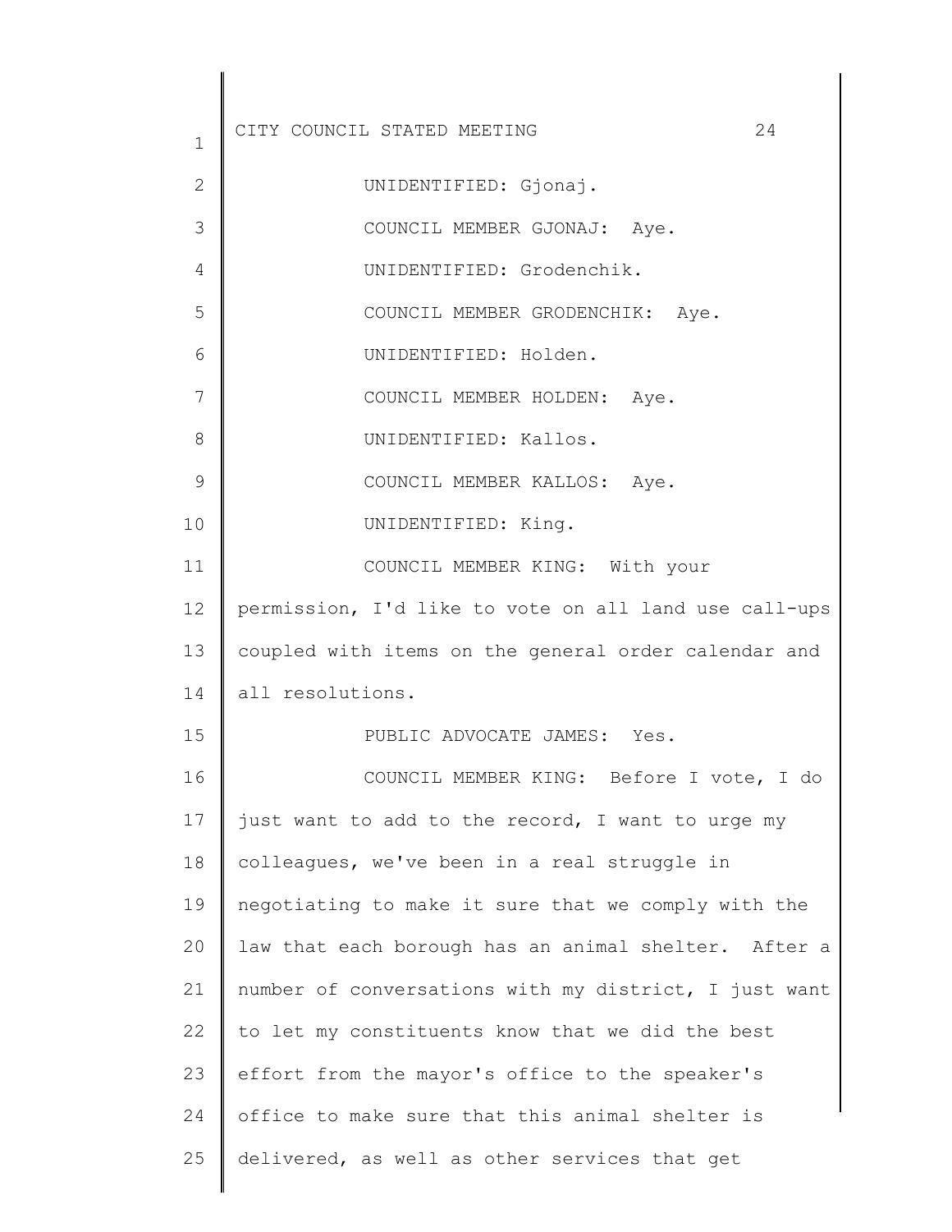UNIDENTIFIED: Gjonaj.

COUNCIL MEMBER GJONAJ: Aye.

UNIDENTIFIED: Grodenchik.

COUNCIL MEMBER GRODENCHIK: Aye.

UNIDENTIFIED: Holden.

COUNCIL MEMBER HOLDEN: Aye.

UNIDENTIFIED: Kallos.

COUNCIL MEMBER KALLOS: Aye.

UNIDENTIFIED: King.

COUNCIL MEMBER KING: With your permission, I'd like to vote on all land use call-ups coupled with items on the general order calendar and all resolutions.

PUBLIC ADVOCATE JAMES: Yes.

COUNCIL MEMBER KING: Before I vote, I do just want to add to the record, I want to urge my colleagues, we've been in a real struggle in negotiating to make it sure that we comply with the law that each borough has an animal shelter. After a number of conversations with my district, I just want to let my constituents know that we did the best effort from the mayor's office to the speaker's office to make sure that this animal shelter is delivered, as well as other services that get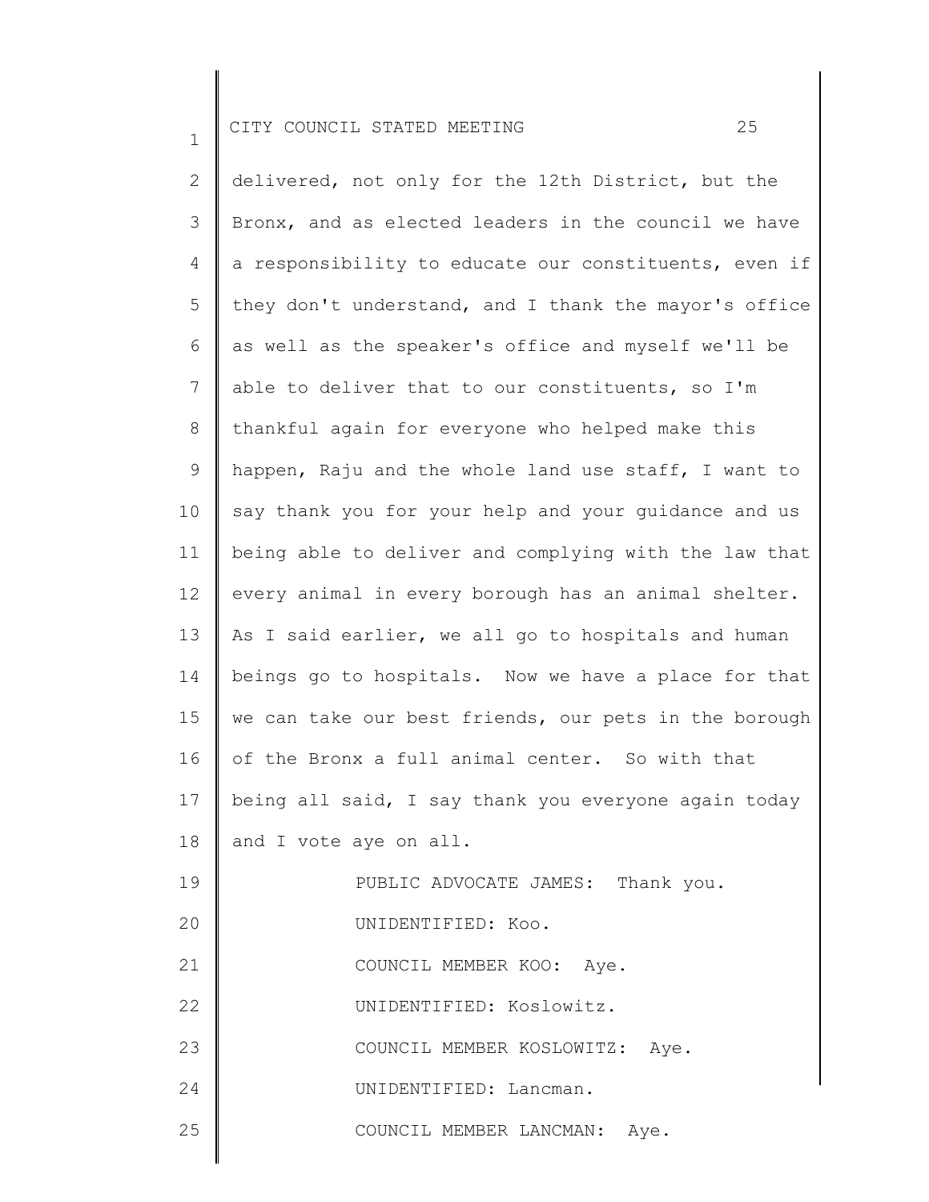delivered, not only for the 12th District, but the Bronx, and as elected leaders in the council we have a responsibility to educate our constituents, even if they don't understand, and I thank the mayor's office as well as the speaker's office and myself we'll be able to deliver that to our constituents, so I'm thankful again for everyone who helped make this happen, Raju and the whole land use staff, I want to say thank you for your help and your guidance and us being able to deliver and complying with the law that every animal in every borough has an animal shelter. As I said earlier, we all go to hospitals and human beings go to hospitals. Now we have a place for that we can take our best friends, our pets in the borough of the Bronx a full animal center. So with that being all said, I say thank you everyone again today and I vote aye on all.

PUBLIC ADVOCATE JAMES: Thank you.

UNIDENTIFIED: Koo.

COUNCIL MEMBER KOO: Aye.

UNIDENTIFIED: Koslowitz.

COUNCIL MEMBER KOSLOWITZ: Aye.

UNIDENTIFIED: Lancman.

COUNCIL MEMBER LANCMAN: Aye.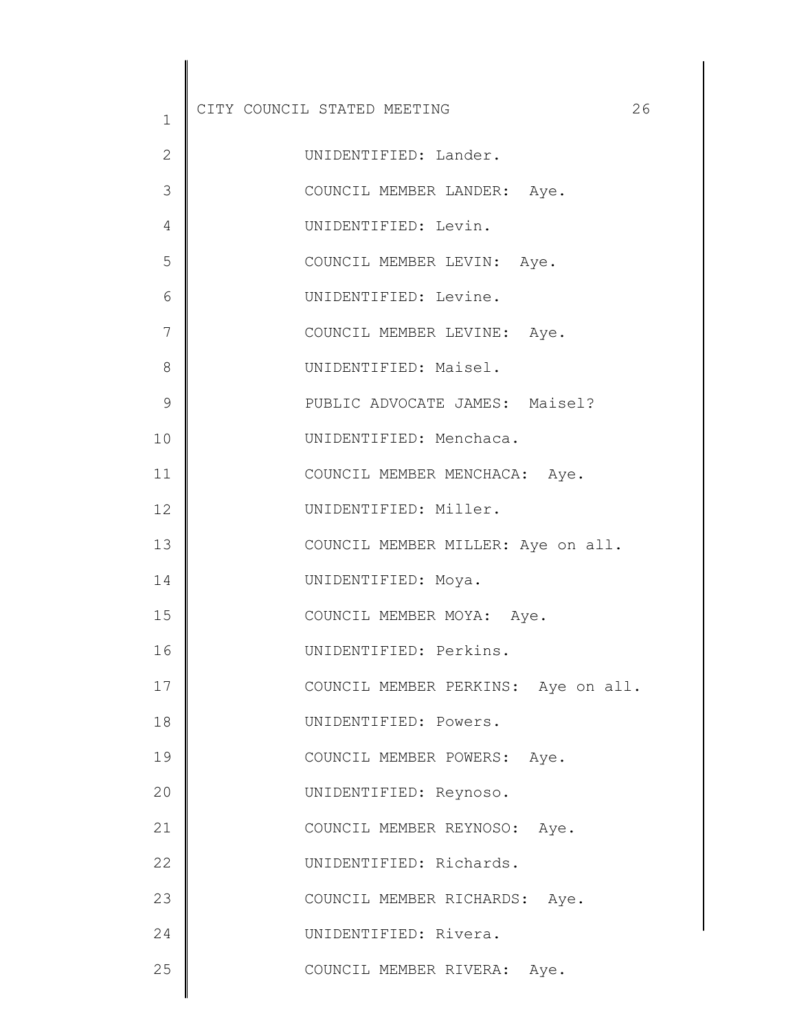UNIDENTIFIED: Lander.

COUNCIL MEMBER LANDER: Aye.

UNIDENTIFIED: Levin.

COUNCIL MEMBER LEVIN: Aye.

UNIDENTIFIED: Levine.

COUNCIL MEMBER LEVINE: Aye.

UNIDENTIFIED: Maisel.

PUBLIC ADVOCATE JAMES: Maisel?

UNIDENTIFIED: Menchaca.

COUNCIL MEMBER MENCHACA: Aye.

UNIDENTIFIED: Miller.

COUNCIL MEMBER MILLER: Aye on all.

UNIDENTIFIED: Moya.

COUNCIL MEMBER MOYA: Aye.

UNIDENTIFIED: Perkins.

COUNCIL MEMBER PERKINS: Aye on all.

UNIDENTIFIED: Powers.

COUNCIL MEMBER POWERS: Aye.

UNIDENTIFIED: Reynoso.

COUNCIL MEMBER REYNOSO: Aye.

UNIDENTIFIED: Richards.

COUNCIL MEMBER RICHARDS: Aye.

UNIDENTIFIED: Rivera.

COUNCIL MEMBER RIVERA: Aye.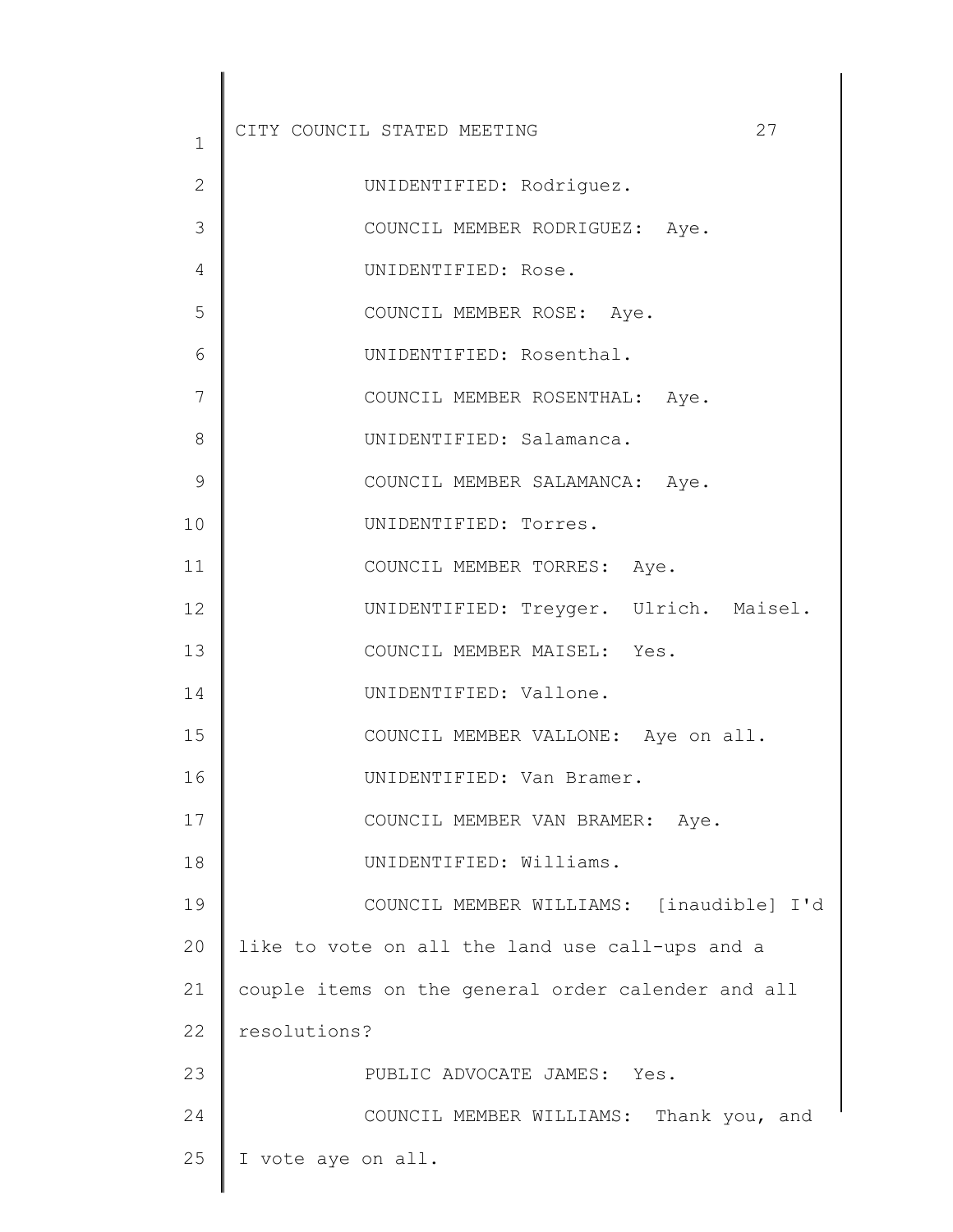UNIDENTIFIED: Rodriguez.

COUNCIL MEMBER RODRIGUEZ: Aye.

UNIDENTIFIED: Rose.

COUNCIL MEMBER ROSE: Aye.

UNIDENTIFIED: Rosenthal.

COUNCIL MEMBER ROSENTHAL: Aye.

UNIDENTIFIED: Salamanca.

COUNCIL MEMBER SALAMANCA: Aye.

UNIDENTIFIED: Torres.

COUNCIL MEMBER TORRES: Aye.

UNIDENTIFIED: Treyger. Ulrich. Maisel.

COUNCIL MEMBER MAISEL: Yes.

UNIDENTIFIED: Vallone.

COUNCIL MEMBER VALLONE: Aye on all.

UNIDENTIFIED: Van Bramer.

COUNCIL MEMBER VAN BRAMER: Aye.

UNIDENTIFIED: Williams.

COUNCIL MEMBER WILLIAMS: [inaudible] I'd like to vote on all the land use call-ups and a couple items on the general order calender and all resolutions?

PUBLIC ADVOCATE JAMES: Yes.

COUNCIL MEMBER WILLIAMS: Thank you, and I vote aye on all.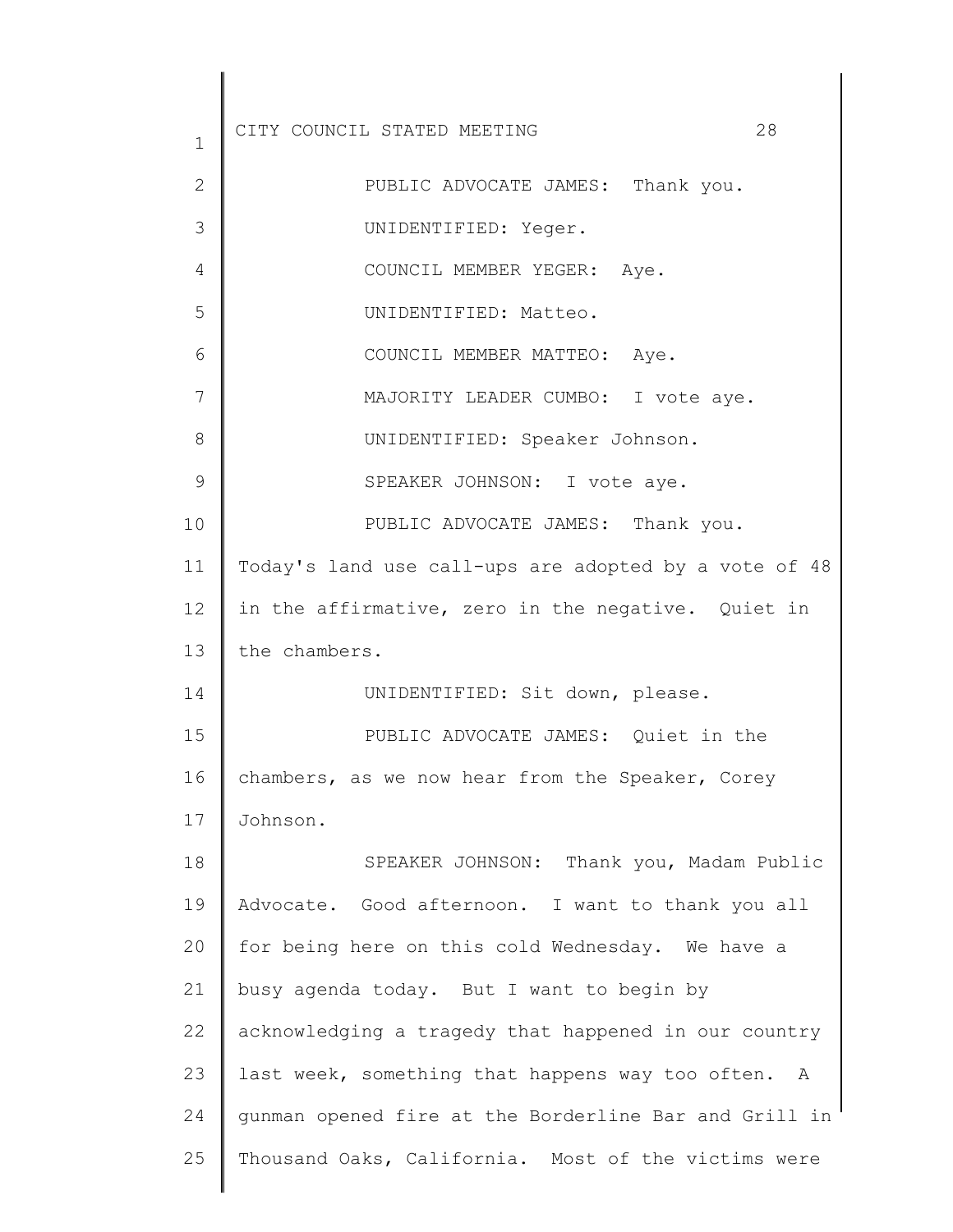PUBLIC ADVOCATE JAMES: Thank you.

UNIDENTIFIED: Yeger.

COUNCIL MEMBER YEGER: Aye.

UNIDENTIFIED: Matteo.

COUNCIL MEMBER MATTEO: Aye.

MAJORITY LEADER CUMBO: I vote aye.

UNIDENTIFIED: Speaker Johnson.

SPEAKER JOHNSON: I vote aye.

PUBLIC ADVOCATE JAMES: Thank you. Today's land use call-ups are adopted by a vote of 48 in the affirmative, zero in the negative. Quiet in the chambers.

UNIDENTIFIED: Sit down, please.

PUBLIC ADVOCATE JAMES: Quiet in the chambers, as we now hear from the Speaker, Corey Johnson.

SPEAKER JOHNSON: Thank you, Madam Public Advocate. Good afternoon. I want to thank you all for being here on this cold Wednesday. We have a busy agenda today. But I want to begin by acknowledging a tragedy that happened in our country last week, something that happens way too often. A gunman opened fire at the Borderline Bar and Grill in Thousand Oaks, California. Most of the victims were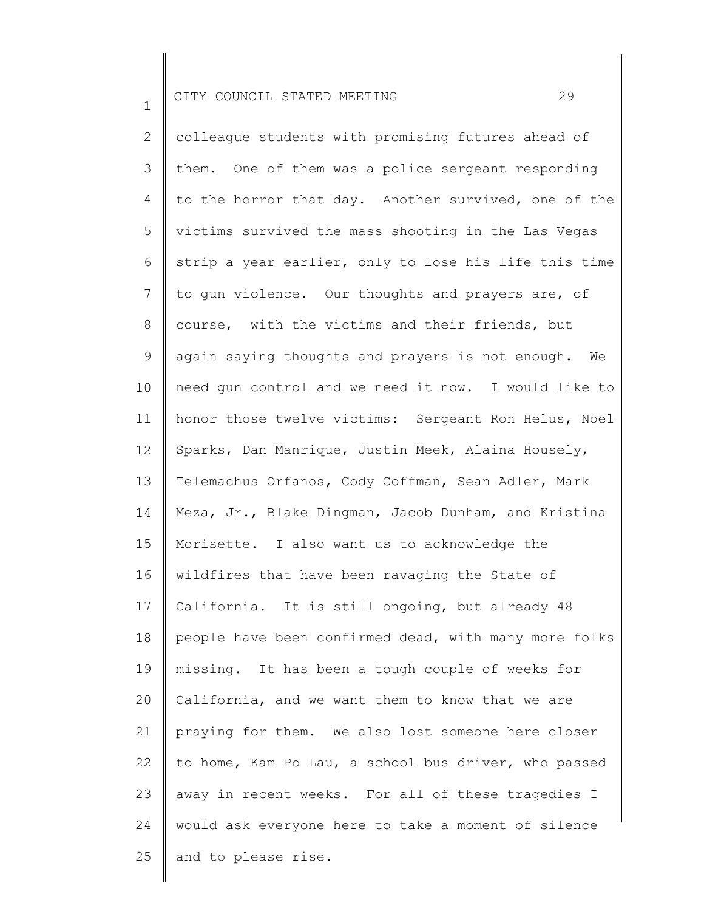colleague students with promising futures ahead of them. One of them was a police sergeant responding to the horror that day. Another survived, one of the victims survived the mass shooting in the Las Vegas strip a year earlier, only to lose his life this time to gun violence. Our thoughts and prayers are, of course, with the victims and their friends, but again saying thoughts and prayers is not enough. We need gun control and we need it now. I would like to honor those twelve victims: Sergeant Ron Helus, Noel Sparks, Dan Manrique, Justin Meek, Alaina Housely, Telemachus Orfanos, Cody Coffman, Sean Adler, Mark Meza, Jr., Blake Dingman, Jacob Dunham, and Kristina Morisette. I also want us to acknowledge the wildfires that have been ravaging the State of California. It is still ongoing, but already 48 people have been confirmed dead, with many more folks missing. It has been a tough couple of weeks for California, and we want them to know that we are praying for them. We also lost someone here closer to home, Kam Po Lau, a school bus driver, who passed away in recent weeks. For all of these tragedies I would ask everyone here to take a moment of silence and to please rise.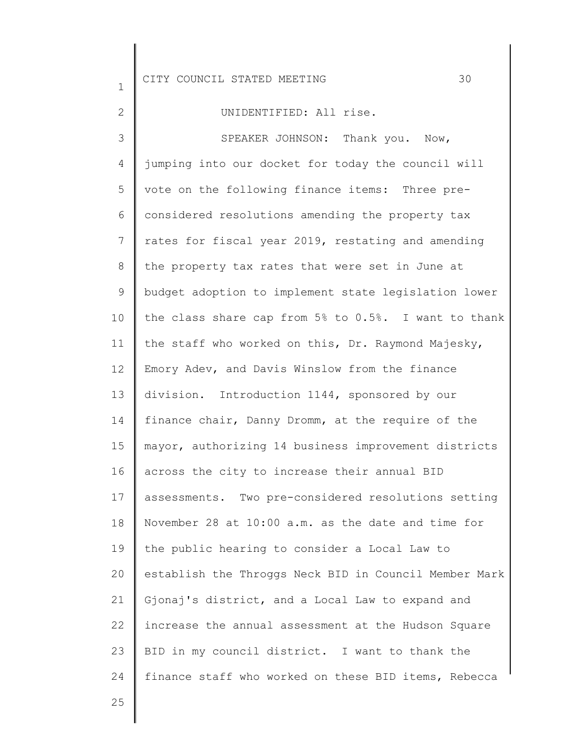UNIDENTIFIED: All rise.

SPEAKER JOHNSON: Thank you. Now, jumping into our docket for today the council will vote on the following finance items: Three pre-considered resolutions amending the property tax rates for fiscal year 2019, restating and amending the property tax rates that were set in June at budget adoption to implement state legislation lower the class share cap from 5% to 0.5%. I want to thank the staff who worked on this, Dr. Raymond Majesky, Emory Adev, and Davis Winslow from the finance division. Introduction 1144, sponsored by our finance chair, Danny Dromm, at the require of the mayor, authorizing 14 business improvement districts across the city to increase their annual BID assessments. Two pre-considered resolutions setting November 28 at 10:00 a.m. as the date and time for the public hearing to consider a Local Law to establish the Throggs Neck BID in Council Member Mark Gjonaj's district, and a Local Law to expand and increase the annual assessment at the Hudson Square BID in my council district. I want to thank the finance staff who worked on these BID items, Rebecca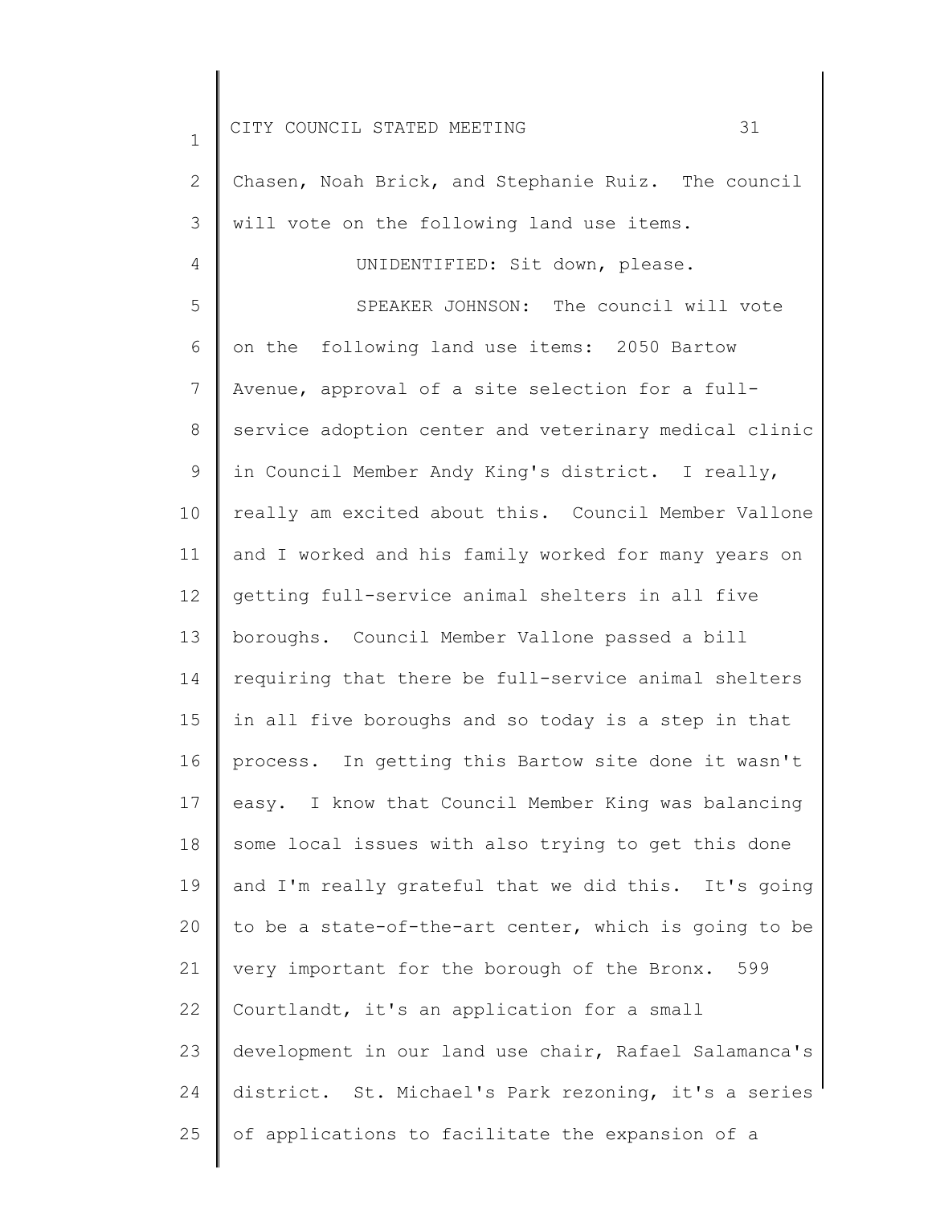Chasen, Noah Brick, and Stephanie Ruiz. The council will vote on the following land use items.

UNIDENTIFIED: Sit down, please.

SPEAKER JOHNSON: The council will vote on the following land use items: 2050 Bartow Avenue, approval of a site selection for a full-service adoption center and veterinary medical clinic in Council Member Andy King's district. I really, really am excited about this. Council Member Vallone and I worked and his family worked for many years on getting full-service animal shelters in all five boroughs. Council Member Vallone passed a bill requiring that there be full-service animal shelters in all five boroughs and so today is a step in that process. In getting this Bartow site done it wasn't easy. I know that Council Member King was balancing some local issues with also trying to get this done and I'm really grateful that we did this. It's going to be a state-of-the-art center, which is going to be very important for the borough of the Bronx. 599 Courtlandt, it's an application for a small development in our land use chair, Rafael Salamanca's district. St. Michael's Park rezoning, it's a series of applications to facilitate the expansion of a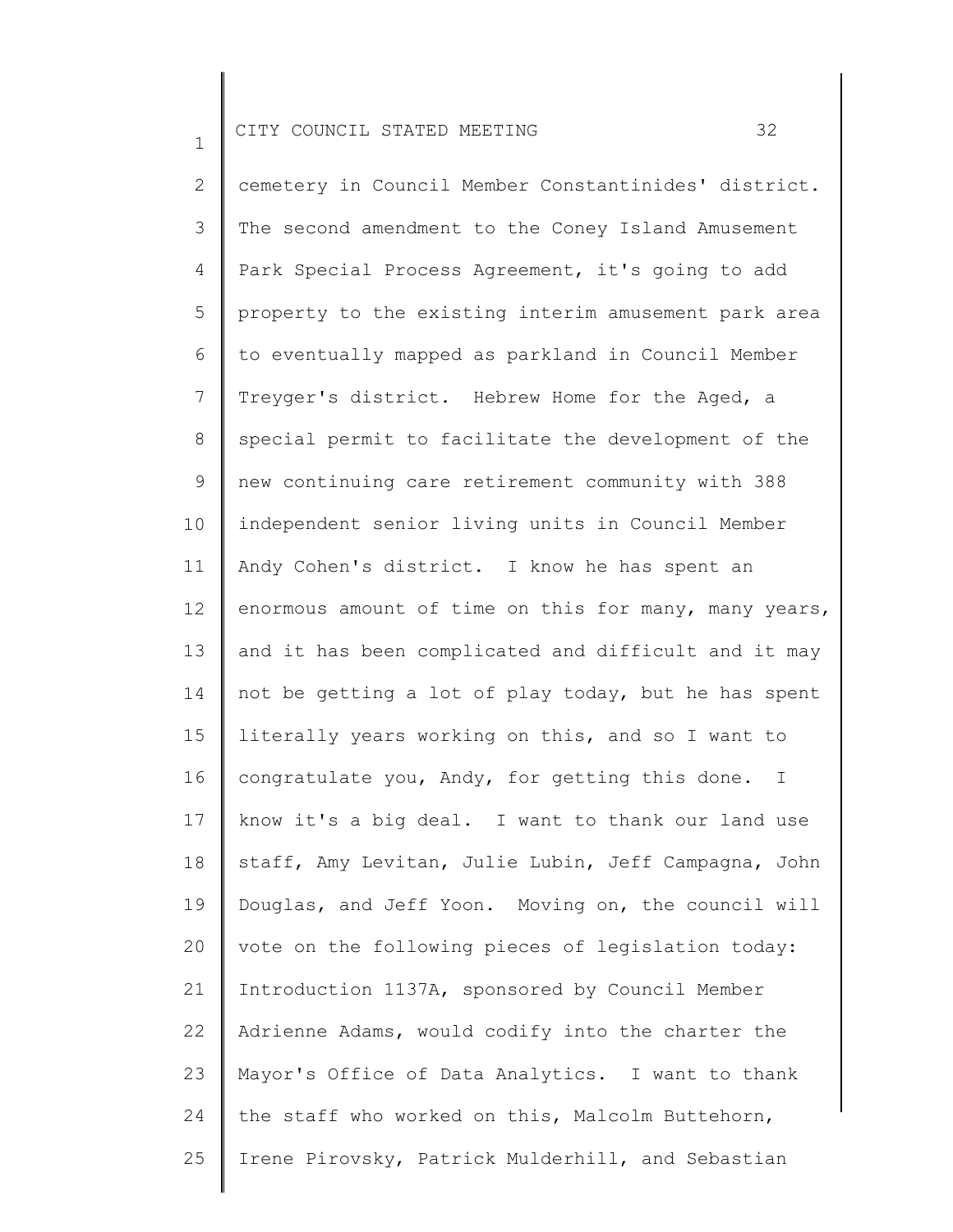cemetery in Council Member Constantinides' district. The second amendment to the Coney Island Amusement Park Special Process Agreement, it's going to add property to the existing interim amusement park area to eventually mapped as parkland in Council Member Treyger's district. Hebrew Home for the Aged, a special permit to facilitate the development of the new continuing care retirement community with 388 independent senior living units in Council Member Andy Cohen's district. I know he has spent an enormous amount of time on this for many, many years, and it has been complicated and difficult and it may not be getting a lot of play today, but he has spent literally years working on this, and so I want to congratulate you, Andy, for getting this done. I know it's a big deal. I want to thank our land use staff, Amy Levitan, Julie Lubin, Jeff Campagna, John Douglas, and Jeff Yoon. Moving on, the council will vote on the following pieces of legislation today: Introduction 1137A, sponsored by Council Member Adrienne Adams, would codify into the charter the Mayor's Office of Data Analytics. I want to thank the staff who worked on this, Malcolm Buttehorn, Irene Pirovsky, Patrick Mulderhill, and Sebastian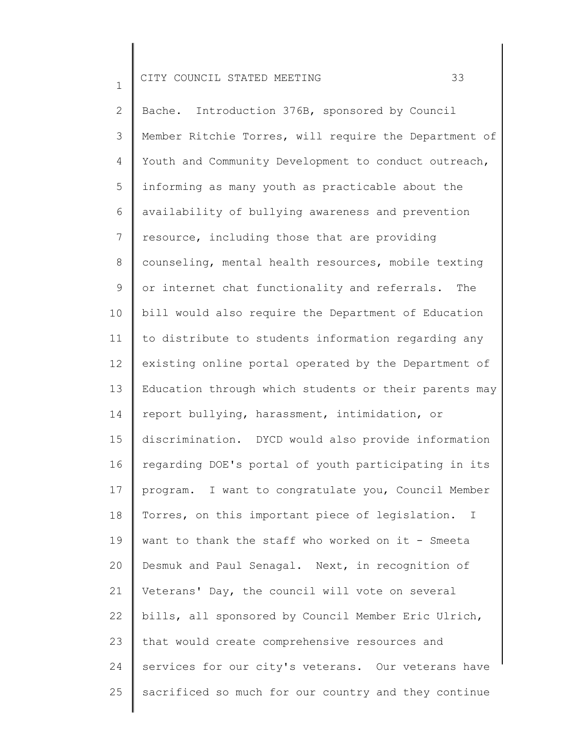Bache. Introduction 376B, sponsored by Council Member Ritchie Torres, will require the Department of Youth and Community Development to conduct outreach, informing as many youth as practicable about the availability of bullying awareness and prevention resource, including those that are providing counseling, mental health resources, mobile texting or internet chat functionality and referrals. The bill would also require the Department of Education to distribute to students information regarding any existing online portal operated by the Department of Education through which students or their parents may report bullying, harassment, intimidation, or discrimination. DYCD would also provide information regarding DOE's portal of youth participating in its program. I want to congratulate you, Council Member Torres, on this important piece of legislation. I want to thank the staff who worked on it - Smeeta Desmuk and Paul Senagal. Next, in recognition of Veterans' Day, the council will vote on several bills, all sponsored by Council Member Eric Ulrich, that would create comprehensive resources and services for our city's veterans. Our veterans have sacrificed so much for our country and they continue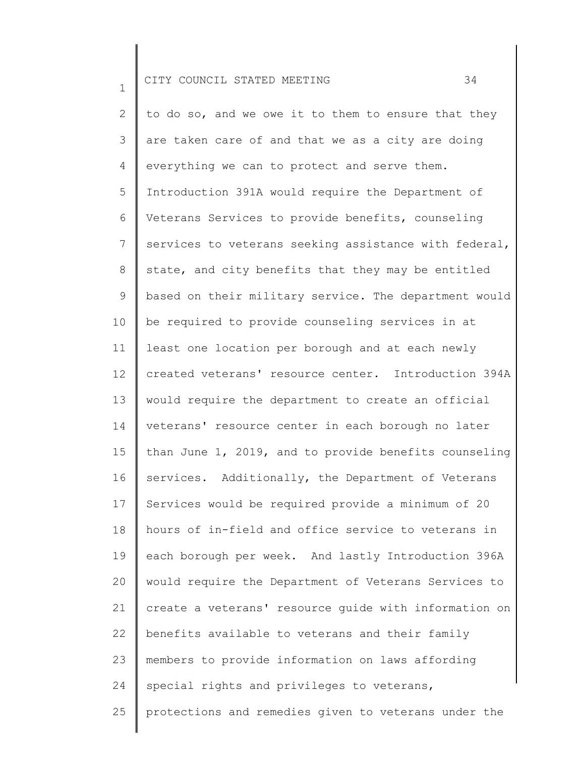to do so, and we owe it to them to ensure that they are taken care of and that we as a city are doing everything we can to protect and serve them. Introduction 391A would require the Department of Veterans Services to provide benefits, counseling services to veterans seeking assistance with federal, state, and city benefits that they may be entitled based on their military service. The department would be required to provide counseling services in at least one location per borough and at each newly created veterans' resource center. Introduction 394A would require the department to create an official veterans' resource center in each borough no later than June 1, 2019, and to provide benefits counseling services. Additionally, the Department of Veterans Services would be required provide a minimum of 20 hours of in-field and office service to veterans in each borough per week. And lastly Introduction 396A would require the Department of Veterans Services to create a veterans' resource guide with information on benefits available to veterans and their family members to provide information on laws affording special rights and privileges to veterans, protections and remedies given to veterans under the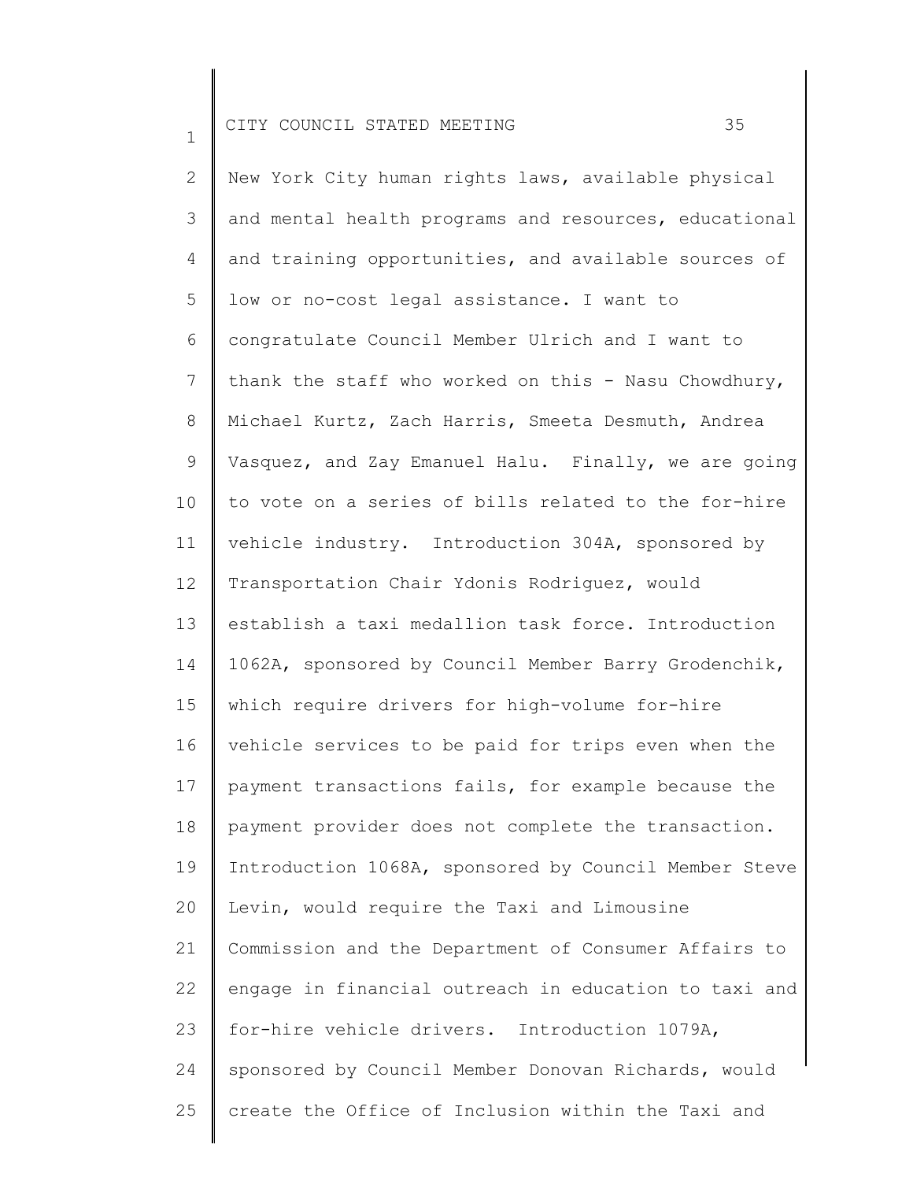New York City human rights laws, available physical and mental health programs and resources, educational and training opportunities, and available sources of low or no-cost legal assistance. I want to congratulate Council Member Ulrich and I want to thank the staff who worked on this - Nasu Chowdhury, Michael Kurtz, Zach Harris, Smeeta Desmuth, Andrea Vasquez, and Zay Emanuel Halu. Finally, we are going to vote on a series of bills related to the for-hire vehicle industry. Introduction 304A, sponsored by Transportation Chair Ydonis Rodriguez, would establish a taxi medallion task force. Introduction 1062A, sponsored by Council Member Barry Grodenchik, which require drivers for high-volume for-hire vehicle services to be paid for trips even when the payment transactions fails, for example because the payment provider does not complete the transaction. Introduction 1068A, sponsored by Council Member Steve Levin, would require the Taxi and Limousine Commission and the Department of Consumer Affairs to engage in financial outreach in education to taxi and for-hire vehicle drivers. Introduction 1079A, sponsored by Council Member Donovan Richards, would create the Office of Inclusion within the Taxi and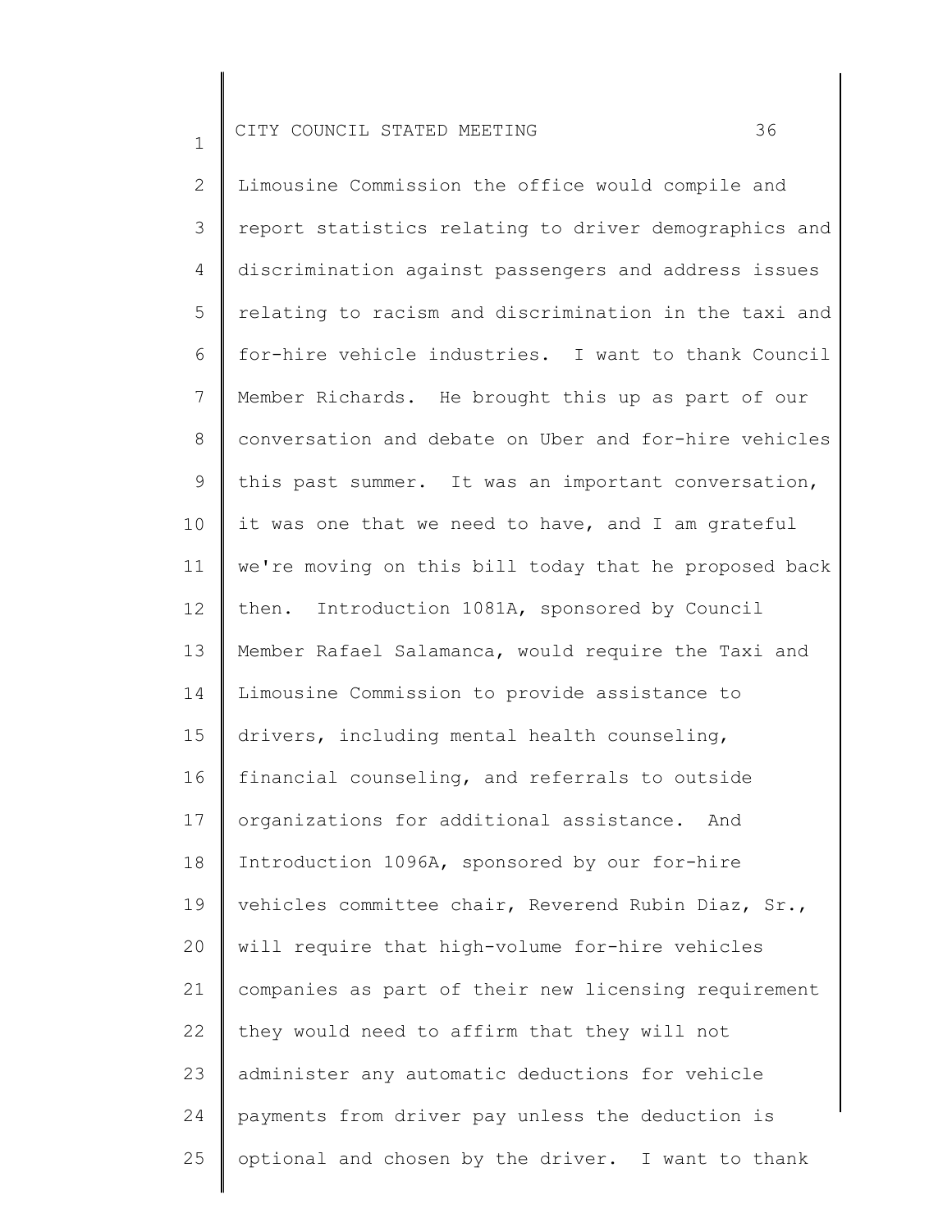Limousine Commission the office would compile and report statistics relating to driver demographics and discrimination against passengers and address issues relating to racism and discrimination in the taxi and for-hire vehicle industries. I want to thank Council Member Richards. He brought this up as part of our conversation and debate on Uber and for-hire vehicles this past summer. It was an important conversation, it was one that we need to have, and I am grateful we're moving on this bill today that he proposed back then. Introduction 1081A, sponsored by Council Member Rafael Salamanca, would require the Taxi and Limousine Commission to provide assistance to drivers, including mental health counseling, financial counseling, and referrals to outside organizations for additional assistance. And Introduction 1096A, sponsored by our for-hire vehicles committee chair, Reverend Rubin Diaz, Sr., will require that high-volume for-hire vehicles companies as part of their new licensing requirement they would need to affirm that they will not administer any automatic deductions for vehicle payments from driver pay unless the deduction is optional and chosen by the driver. I want to thank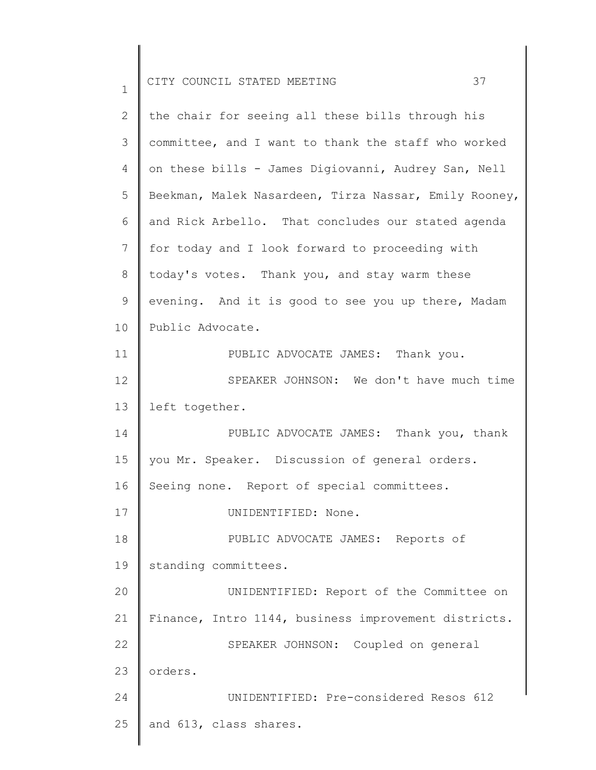the chair for seeing all these bills through his committee, and I want to thank the staff who worked on these bills - James Digiovanni, Audrey San, Nell Beekman, Malek Nasardeen, Tirza Nassar, Emily Rooney, and Rick Arbello. That concludes our stated agenda for today and I look forward to proceeding with today's votes. Thank you, and stay warm these evening. And it is good to see you up there, Madam Public Advocate.

PUBLIC ADVOCATE JAMES: Thank you.

SPEAKER JOHNSON: We don't have much time left together.

PUBLIC ADVOCATE JAMES: Thank you, thank you Mr. Speaker. Discussion of general orders. Seeing none. Report of special committees.

UNIDENTIFIED: None.

PUBLIC ADVOCATE JAMES: Reports of standing committees.

UNIDENTIFIED: Report of the Committee on Finance, Intro 1144, business improvement districts.

SPEAKER JOHNSON: Coupled on general orders.

UNIDENTIFIED: Pre-considered Resos 612 and 613, class shares.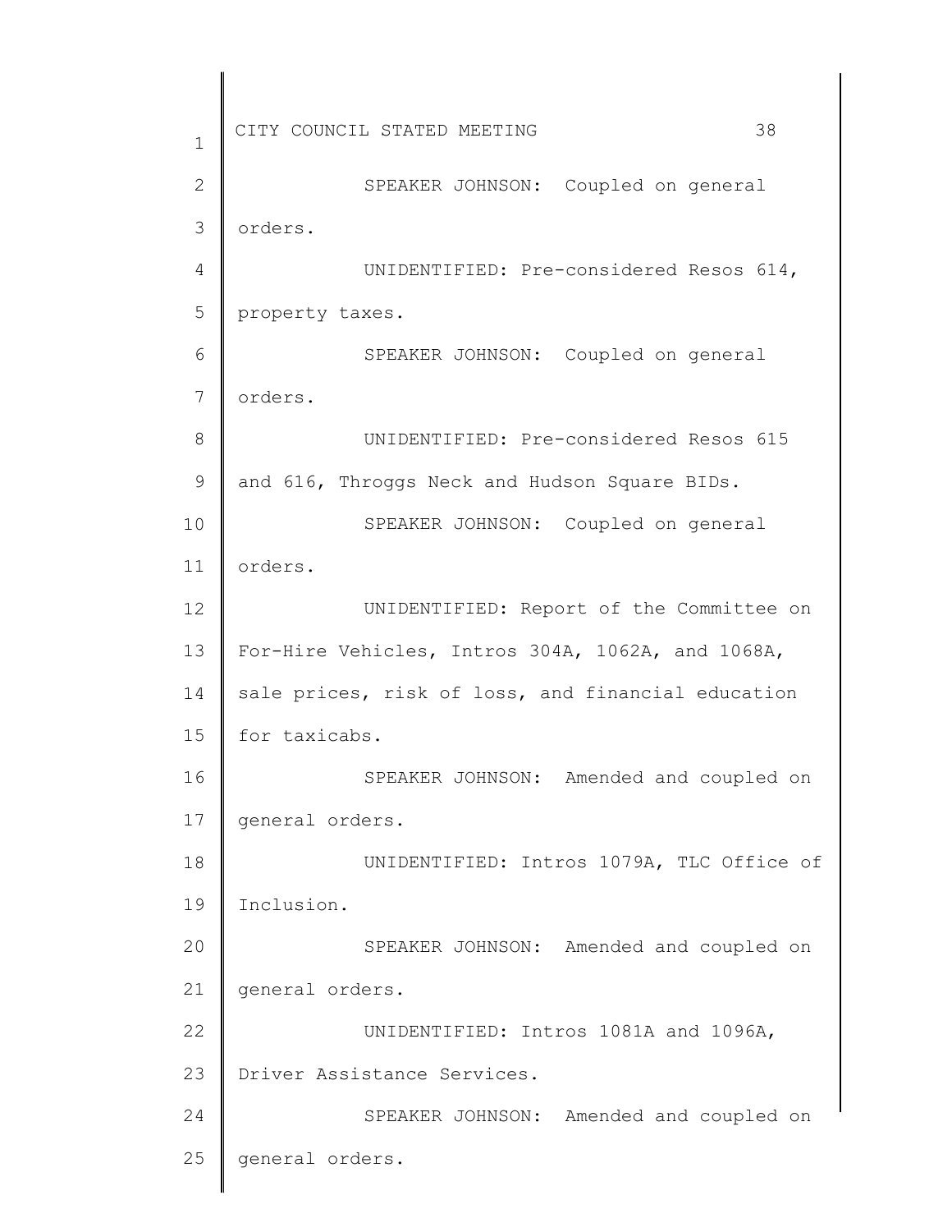SPEAKER JOHNSON: Coupled on general orders.

UNIDENTIFIED: Pre-considered Resos 614, property taxes.

SPEAKER JOHNSON: Coupled on general orders.

UNIDENTIFIED: Pre-considered Resos 615 and 616, Throggs Neck and Hudson Square BIDs.

SPEAKER JOHNSON: Coupled on general orders.

UNIDENTIFIED: Report of the Committee on For-Hire Vehicles, Intros 304A, 1062A, and 1068A, sale prices, risk of loss, and financial education for taxicabs.

SPEAKER JOHNSON: Amended and coupled on general orders.

UNIDENTIFIED: Intros 1079A, TLC Office of Inclusion.

SPEAKER JOHNSON: Amended and coupled on general orders.

UNIDENTIFIED: Intros 1081A and 1096A, Driver Assistance Services.

SPEAKER JOHNSON: Amended and coupled on general orders.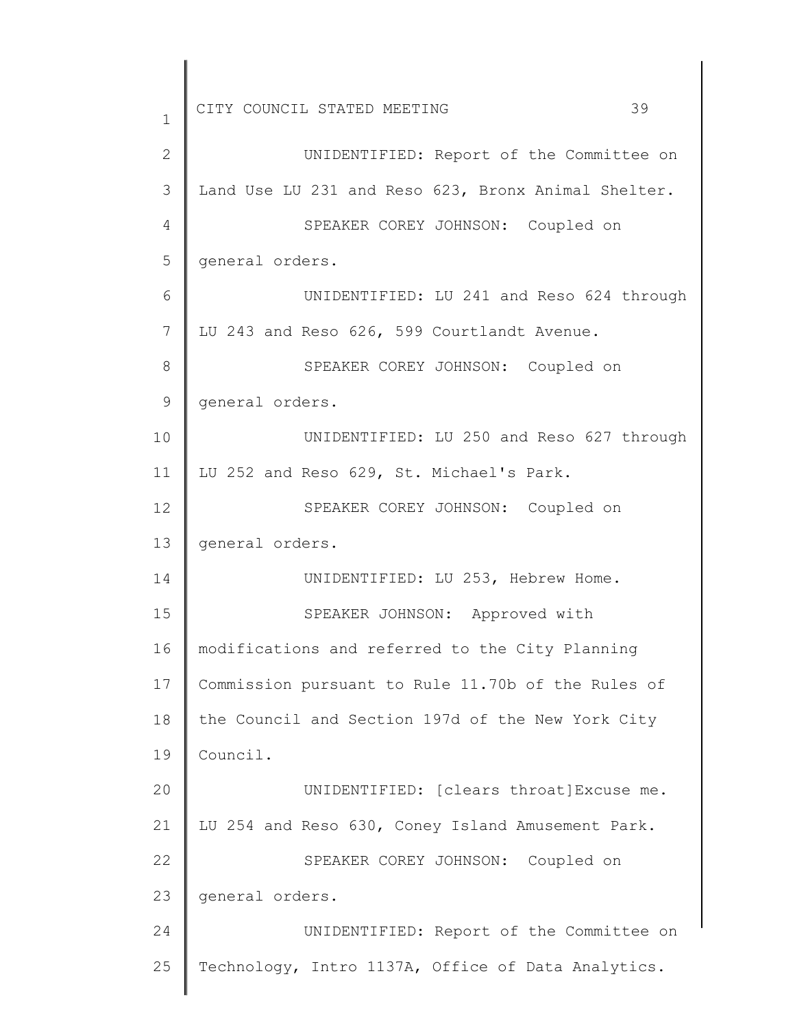UNIDENTIFIED: Report of the Committee on Land Use LU 231 and Reso 623, Bronx Animal Shelter.

SPEAKER COREY JOHNSON: Coupled on general orders.

UNIDENTIFIED: LU 241 and Reso 624 through LU 243 and Reso 626, 599 Courtlandt Avenue.

SPEAKER COREY JOHNSON: Coupled on general orders.

UNIDENTIFIED: LU 250 and Reso 627 through LU 252 and Reso 629, St. Michael's Park.

SPEAKER COREY JOHNSON: Coupled on general orders.

UNIDENTIFIED: LU 253, Hebrew Home.

SPEAKER JOHNSON: Approved with modifications and referred to the City Planning Commission pursuant to Rule 11.70b of the Rules of the Council and Section 197d of the New York City Council.

UNIDENTIFIED: [clears throat]Excuse me. LU 254 and Reso 630, Coney Island Amusement Park.

SPEAKER COREY JOHNSON: Coupled on general orders.

UNIDENTIFIED: Report of the Committee on Technology, Intro 1137A, Office of Data Analytics.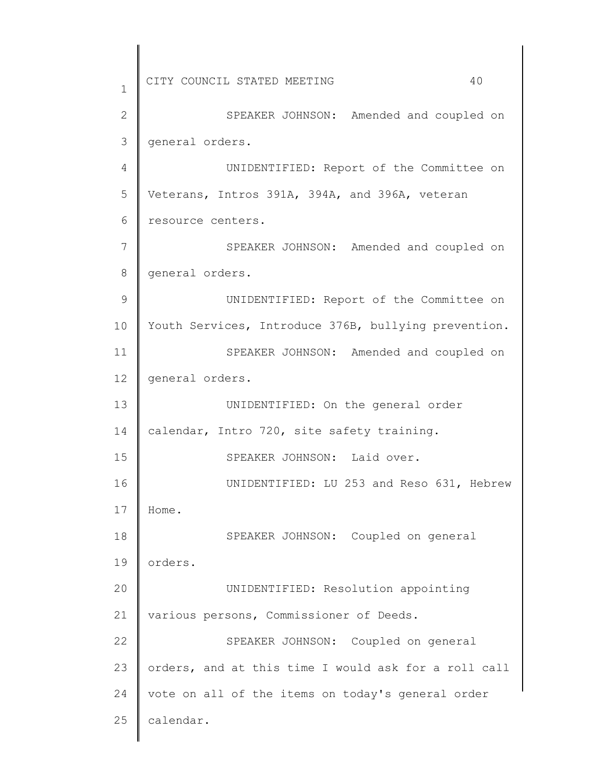SPEAKER JOHNSON: Amended and coupled on general orders.

UNIDENTIFIED: Report of the Committee on Veterans, Intros 391A, 394A, and 396A, veteran resource centers.

SPEAKER JOHNSON: Amended and coupled on general orders.

UNIDENTIFIED: Report of the Committee on Youth Services, Introduce 376B, bullying prevention.

SPEAKER JOHNSON: Amended and coupled on general orders.

UNIDENTIFIED: On the general order calendar, Intro 720, site safety training.

SPEAKER JOHNSON: Laid over.

UNIDENTIFIED: LU 253 and Reso 631, Hebrew Home.

SPEAKER JOHNSON: Coupled on general orders.

UNIDENTIFIED: Resolution appointing various persons, Commissioner of Deeds.

SPEAKER JOHNSON: Coupled on general orders, and at this time I would ask for a roll call vote on all of the items on today's general order calendar.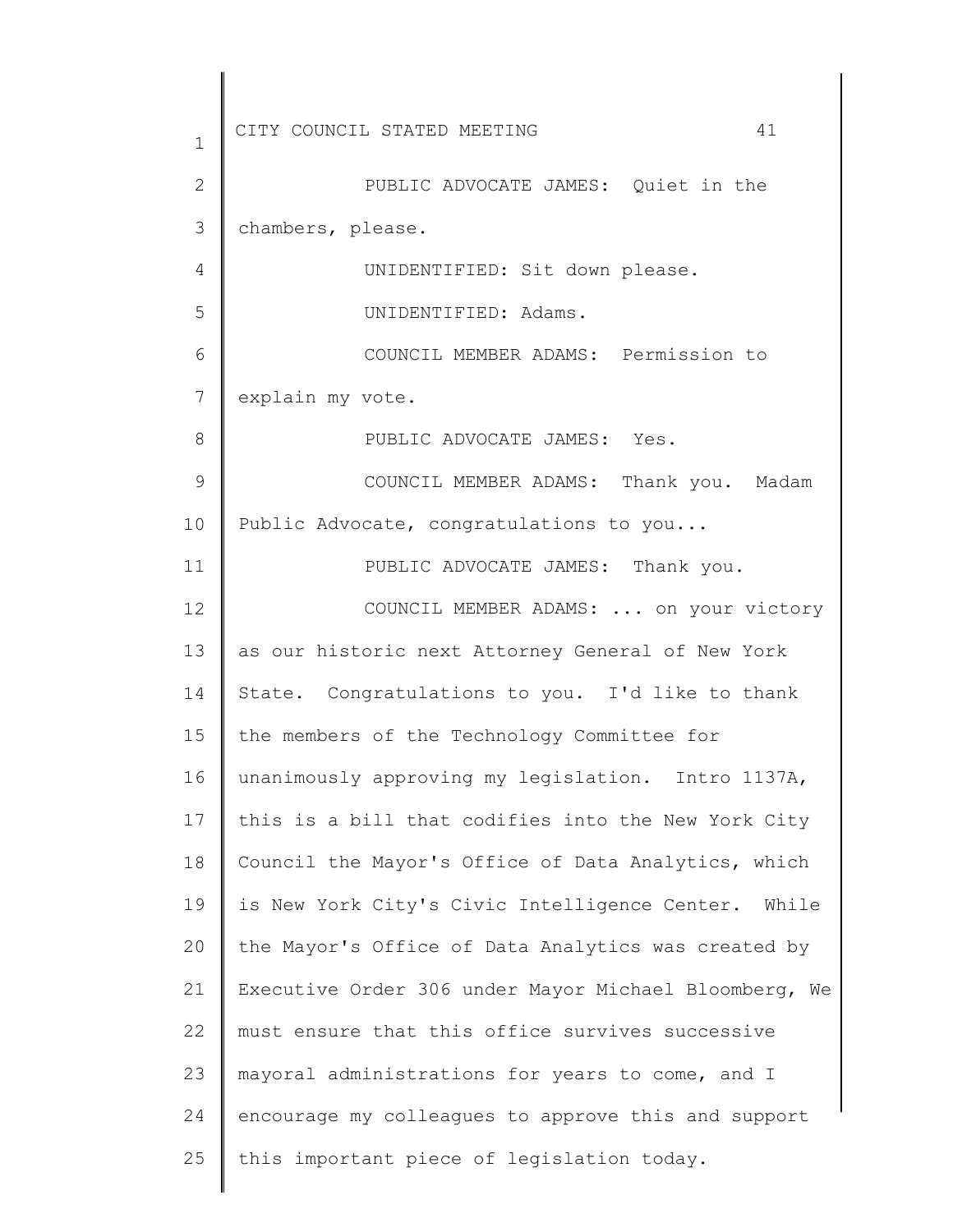PUBLIC ADVOCATE JAMES: Quiet in the chambers, please.

UNIDENTIFIED: Sit down please.

UNIDENTIFIED: Adams.

COUNCIL MEMBER ADAMS: Permission to explain my vote.

PUBLIC ADVOCATE JAMES: Yes.

COUNCIL MEMBER ADAMS: Thank you. Madam Public Advocate, congratulations to you...

PUBLIC ADVOCATE JAMES: Thank you.

COUNCIL MEMBER ADAMS: ... on your victory as our historic next Attorney General of New York State. Congratulations to you. I'd like to thank the members of the Technology Committee for unanimously approving my legislation. Intro 1137A, this is a bill that codifies into the New York City Council the Mayor's Office of Data Analytics, which is New York City's Civic Intelligence Center. While the Mayor's Office of Data Analytics was created by Executive Order 306 under Mayor Michael Bloomberg, We must ensure that this office survives successive mayoral administrations for years to come, and I encourage my colleagues to approve this and support this important piece of legislation today.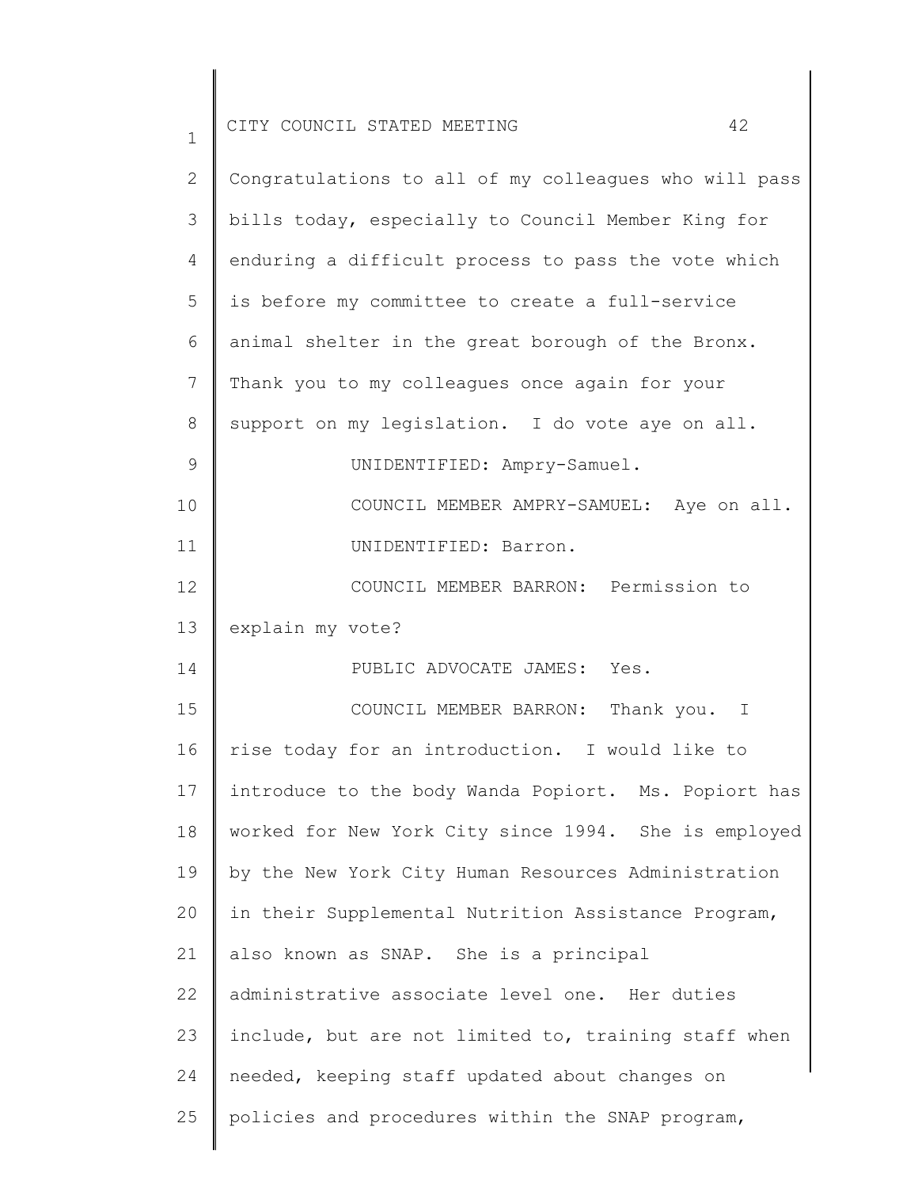Congratulations to all of my colleagues who will pass bills today, especially to Council Member King for enduring a difficult process to pass the vote which is before my committee to create a full-service animal shelter in the great borough of the Bronx. Thank you to my colleagues once again for your support on my legislation. I do vote aye on all.

UNIDENTIFIED: Ampry-Samuel.

COUNCIL MEMBER AMPRY-SAMUEL: Aye on all.

UNIDENTIFIED: Barron.

COUNCIL MEMBER BARRON: Permission to explain my vote?

PUBLIC ADVOCATE JAMES: Yes.

COUNCIL MEMBER BARRON: Thank you. I rise today for an introduction. I would like to introduce to the body Wanda Popiort. Ms. Popiort has worked for New York City since 1994. She is employed by the New York City Human Resources Administration in their Supplemental Nutrition Assistance Program, also known as SNAP. She is a principal administrative associate level one. Her duties include, but are not limited to, training staff when needed, keeping staff updated about changes on policies and procedures within the SNAP program,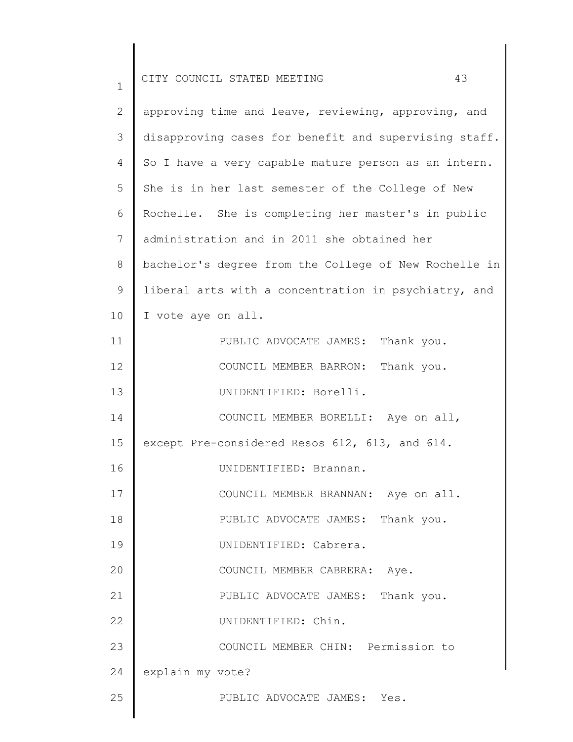approving time and leave, reviewing, approving, and disapproving cases for benefit and supervising staff. So I have a very capable mature person as an intern. She is in her last semester of the College of New Rochelle. She is completing her master's in public administration and in 2011 she obtained her bachelor's degree from the College of New Rochelle in liberal arts with a concentration in psychiatry, and I vote aye on all.

PUBLIC ADVOCATE JAMES: Thank you.

COUNCIL MEMBER BARRON: Thank you.

UNIDENTIFIED: Borelli.

COUNCIL MEMBER BORELLI: Aye on all, except Pre-considered Resos 612, 613, and 614.

UNIDENTIFIED: Brannan.

COUNCIL MEMBER BRANNAN: Aye on all.

PUBLIC ADVOCATE JAMES: Thank you.

UNIDENTIFIED: Cabrera.

COUNCIL MEMBER CABRERA: Aye.

PUBLIC ADVOCATE JAMES: Thank you.

UNIDENTIFIED: Chin.

COUNCIL MEMBER CHIN: Permission to explain my vote?

PUBLIC ADVOCATE JAMES: Yes.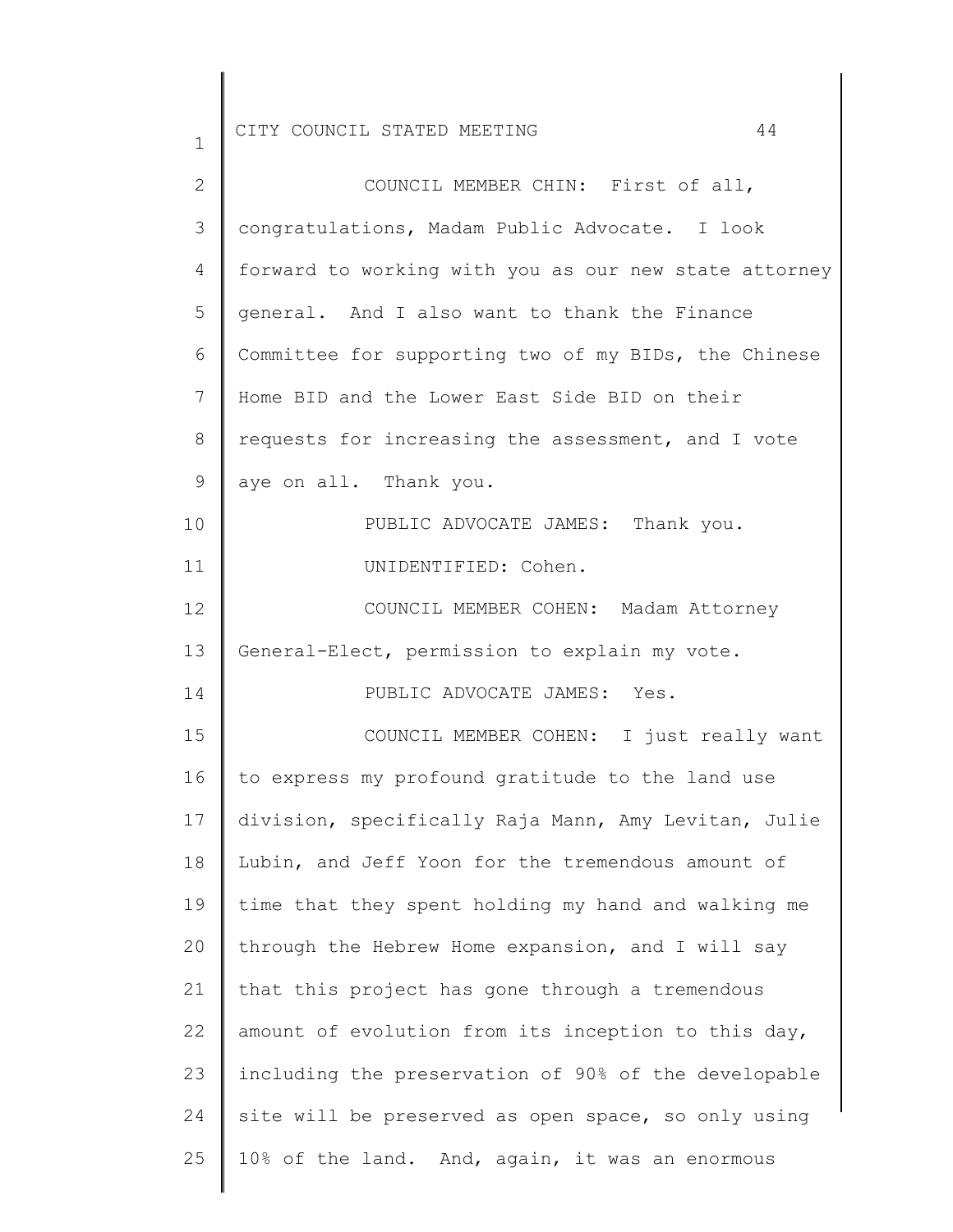COUNCIL MEMBER CHIN: First of all, congratulations, Madam Public Advocate. I look forward to working with you as our new state attorney general. And I also want to thank the Finance Committee for supporting two of my BIDs, the Chinese Home BID and the Lower East Side BID on their requests for increasing the assessment, and I vote aye on all. Thank you.

PUBLIC ADVOCATE JAMES: Thank you.

UNIDENTIFIED: Cohen.

COUNCIL MEMBER COHEN: Madam Attorney General-Elect, permission to explain my vote.

PUBLIC ADVOCATE JAMES: Yes.

COUNCIL MEMBER COHEN: I just really want to express my profound gratitude to the land use division, specifically Raja Mann, Amy Levitan, Julie Lubin, and Jeff Yoon for the tremendous amount of time that they spent holding my hand and walking me through the Hebrew Home expansion, and I will say that this project has gone through a tremendous amount of evolution from its inception to this day, including the preservation of 90% of the developable site will be preserved as open space, so only using 10% of the land. And, again, it was an enormous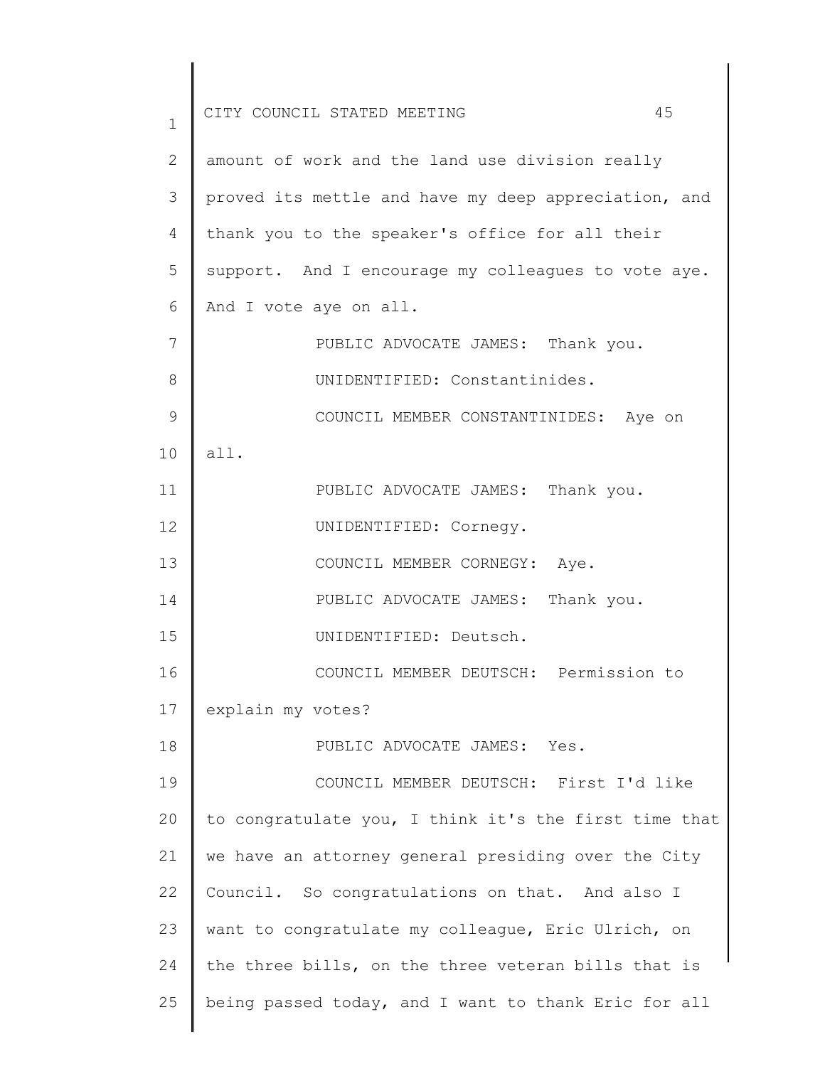amount of work and the land use division really proved its mettle and have my deep appreciation, and thank you to the speaker's office for all their support. And I encourage my colleagues to vote aye. And I vote aye on all.

PUBLIC ADVOCATE JAMES: Thank you.

UNIDENTIFIED: Constantinides.

COUNCIL MEMBER CONSTANTINIDES: Aye on all.

PUBLIC ADVOCATE JAMES: Thank you.

UNIDENTIFIED: Cornegy.

COUNCIL MEMBER CORNEGY: Aye.

PUBLIC ADVOCATE JAMES: Thank you.

UNIDENTIFIED: Deutsch.

COUNCIL MEMBER DEUTSCH: Permission to explain my votes?

PUBLIC ADVOCATE JAMES: Yes.

COUNCIL MEMBER DEUTSCH: First I'd like to congratulate you, I think it's the first time that we have an attorney general presiding over the City Council. So congratulations on that. And also I want to congratulate my colleague, Eric Ulrich, on the three bills, on the three veteran bills that is being passed today, and I want to thank Eric for all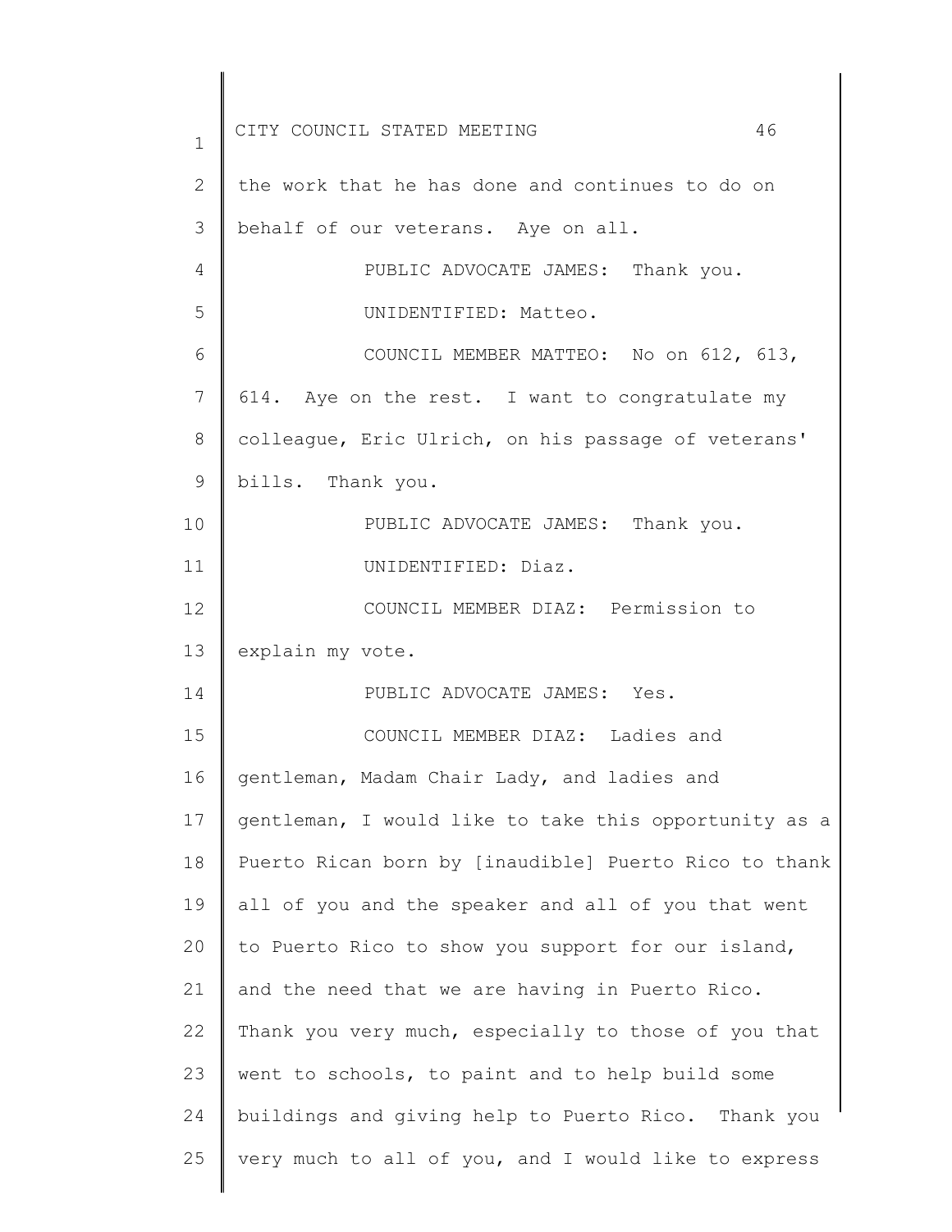the work that he has done and continues to do on behalf of our veterans. Aye on all.

PUBLIC ADVOCATE JAMES: Thank you.

UNIDENTIFIED: Matteo.

COUNCIL MEMBER MATTEO: No on 612, 613, 614. Aye on the rest. I want to congratulate my colleague, Eric Ulrich, on his passage of veterans' bills. Thank you.

PUBLIC ADVOCATE JAMES: Thank you.

UNIDENTIFIED: Diaz.

COUNCIL MEMBER DIAZ: Permission to explain my vote.

PUBLIC ADVOCATE JAMES: Yes.

COUNCIL MEMBER DIAZ: Ladies and gentleman, Madam Chair Lady, and ladies and gentleman, I would like to take this opportunity as a Puerto Rican born by [inaudible] Puerto Rico to thank all of you and the speaker and all of you that went to Puerto Rico to show you support for our island, and the need that we are having in Puerto Rico. Thank you very much, especially to those of you that went to schools, to paint and to help build some buildings and giving help to Puerto Rico. Thank you very much to all of you, and I would like to express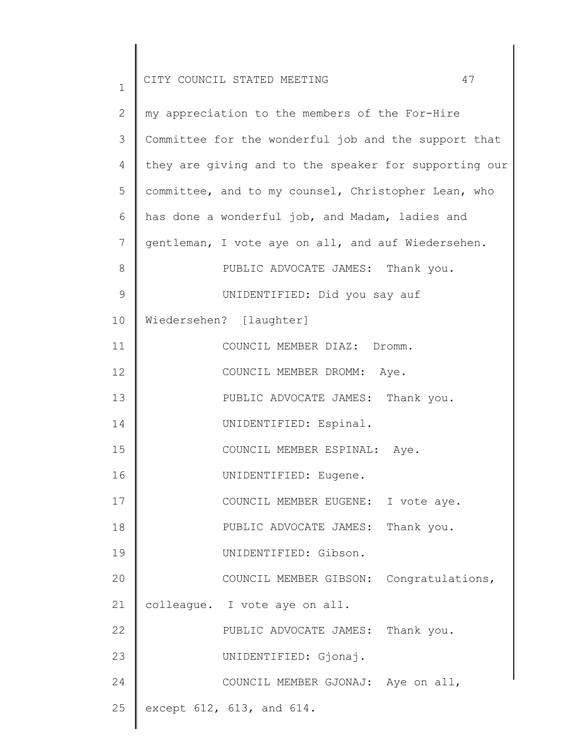my appreciation to the members of the For-Hire Committee for the wonderful job and the support that they are giving and to the speaker for supporting our committee, and to my counsel, Christopher Lean, who has done a wonderful job, and Madam, ladies and gentleman, I vote aye on all, and auf Wiedersehen.

PUBLIC ADVOCATE JAMES: Thank you.

UNIDENTIFIED: Did you say auf Wiedersehen? [laughter]

COUNCIL MEMBER DIAZ: Dromm.

COUNCIL MEMBER DROMM: Aye.

PUBLIC ADVOCATE JAMES: Thank you.

UNIDENTIFIED: Espinal.

COUNCIL MEMBER ESPINAL: Aye.

UNIDENTIFIED: Eugene.

COUNCIL MEMBER EUGENE: I vote aye.

PUBLIC ADVOCATE JAMES: Thank you.

UNIDENTIFIED: Gibson.

COUNCIL MEMBER GIBSON: Congratulations, colleague. I vote aye on all.

PUBLIC ADVOCATE JAMES: Thank you.

UNIDENTIFIED: Gjonaj.

COUNCIL MEMBER GJONAJ: Aye on all, except 612, 613, and 614.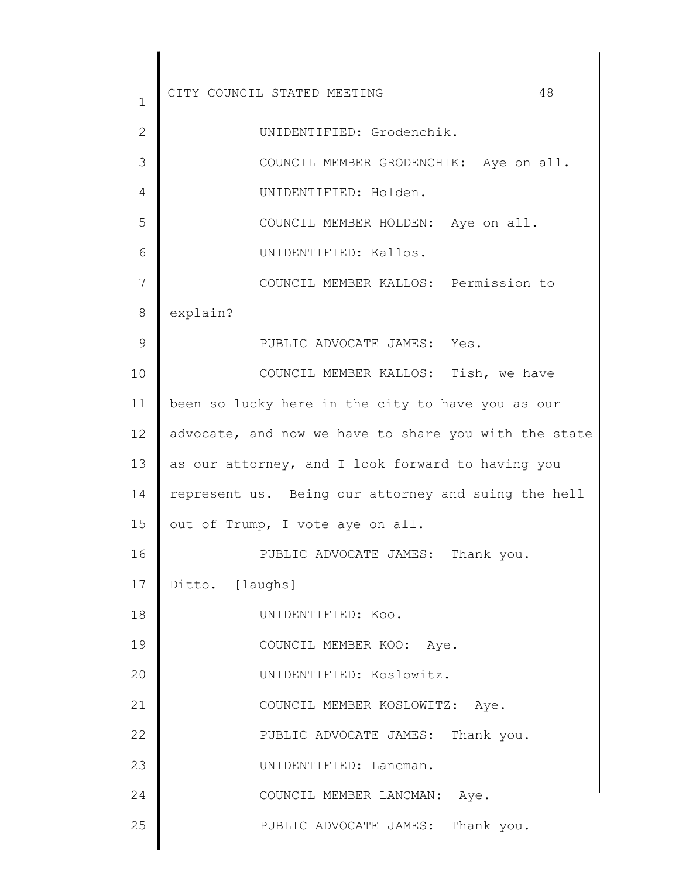UNIDENTIFIED: Grodenchik.

COUNCIL MEMBER GRODENCHIK: Aye on all.

UNIDENTIFIED: Holden.

COUNCIL MEMBER HOLDEN: Aye on all.

UNIDENTIFIED: Kallos.

COUNCIL MEMBER KALLOS: Permission to explain?

PUBLIC ADVOCATE JAMES: Yes.

COUNCIL MEMBER KALLOS: Tish, we have been so lucky here in the city to have you as our advocate, and now we have to share you with the state as our attorney, and I look forward to having you represent us. Being our attorney and suing the hell out of Trump, I vote aye on all.

PUBLIC ADVOCATE JAMES: Thank you. Ditto. [laughs]

UNIDENTIFIED: Koo.

COUNCIL MEMBER KOO: Aye.

UNIDENTIFIED: Koslowitz.

COUNCIL MEMBER KOSLOWITZ: Aye.

PUBLIC ADVOCATE JAMES: Thank you.

UNIDENTIFIED: Lancman.

COUNCIL MEMBER LANCMAN: Aye.

PUBLIC ADVOCATE JAMES: Thank you.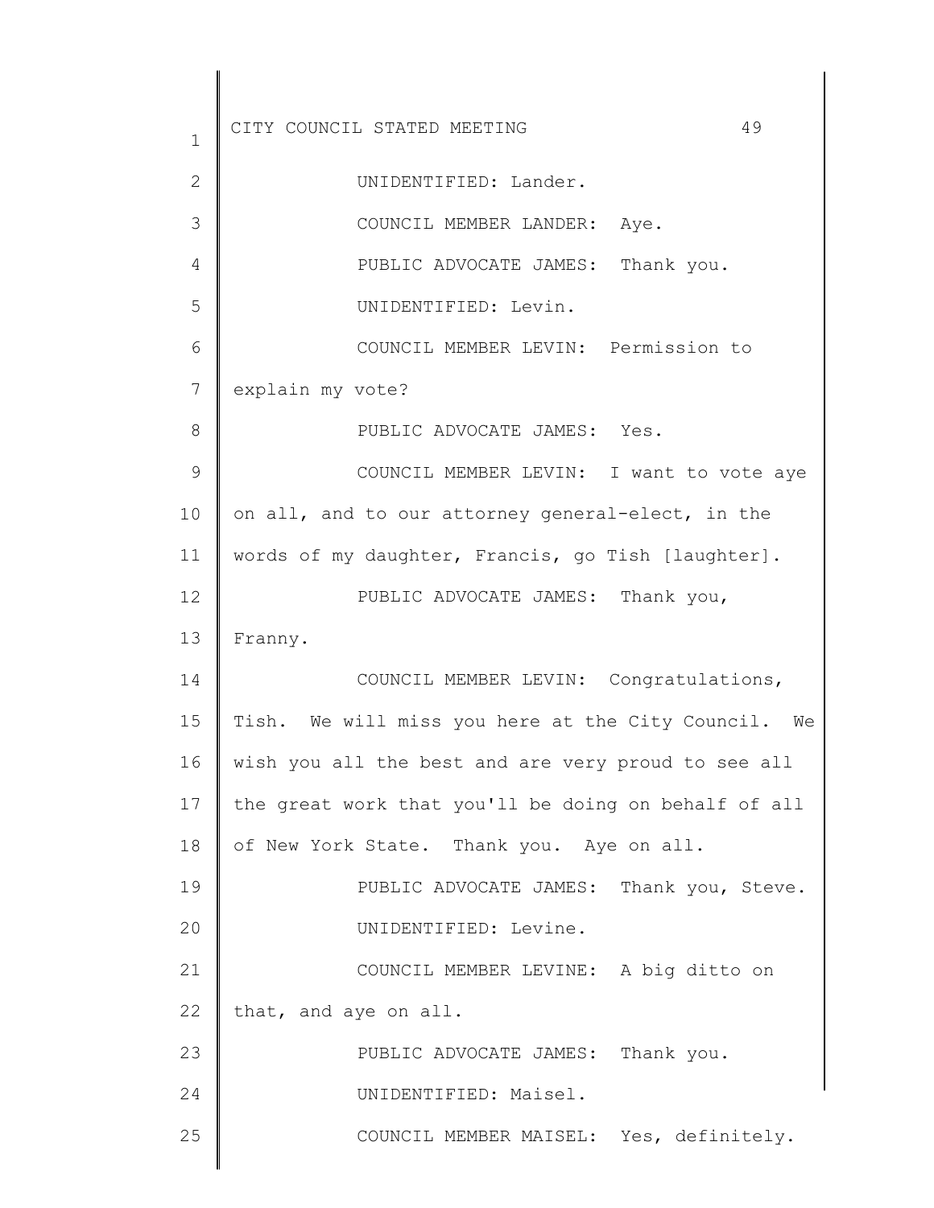UNIDENTIFIED: Lander.

COUNCIL MEMBER LANDER: Aye.

PUBLIC ADVOCATE JAMES: Thank you.

UNIDENTIFIED: Levin.

COUNCIL MEMBER LEVIN: Permission to explain my vote?

PUBLIC ADVOCATE JAMES: Yes.

COUNCIL MEMBER LEVIN: I want to vote aye on all, and to our attorney general-elect, in the words of my daughter, Francis, go Tish [laughter].

PUBLIC ADVOCATE JAMES: Thank you, Franny.

COUNCIL MEMBER LEVIN: Congratulations, Tish. We will miss you here at the City Council. We wish you all the best and are very proud to see all the great work that you'll be doing on behalf of all of New York State. Thank you. Aye on all.

PUBLIC ADVOCATE JAMES: Thank you, Steve.

UNIDENTIFIED: Levine.

COUNCIL MEMBER LEVINE: A big ditto on that, and aye on all.

PUBLIC ADVOCATE JAMES: Thank you.

UNIDENTIFIED: Maisel.

COUNCIL MEMBER MAISEL: Yes, definitely.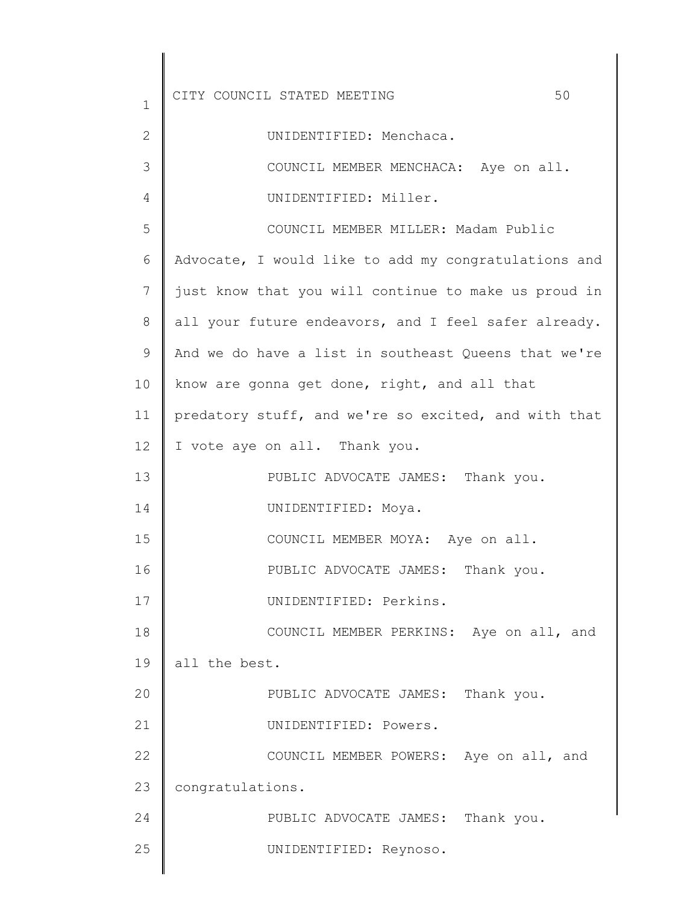UNIDENTIFIED: Menchaca.

COUNCIL MEMBER MENCHACA: Aye on all.

UNIDENTIFIED: Miller.

COUNCIL MEMBER MILLER: Madam Public Advocate, I would like to add my congratulations and just know that you will continue to make us proud in all your future endeavors, and I feel safer already. And we do have a list in southeast Queens that we're know are gonna get done, right, and all that predatory stuff, and we're so excited, and with that I vote aye on all. Thank you.

PUBLIC ADVOCATE JAMES: Thank you.

UNIDENTIFIED: Moya.

COUNCIL MEMBER MOYA: Aye on all.

PUBLIC ADVOCATE JAMES: Thank you.

UNIDENTIFIED: Perkins.

COUNCIL MEMBER PERKINS: Aye on all, and all the best.

PUBLIC ADVOCATE JAMES: Thank you.

UNIDENTIFIED: Powers.

COUNCIL MEMBER POWERS: Aye on all, and congratulations.

PUBLIC ADVOCATE JAMES: Thank you.

UNIDENTIFIED: Reynoso.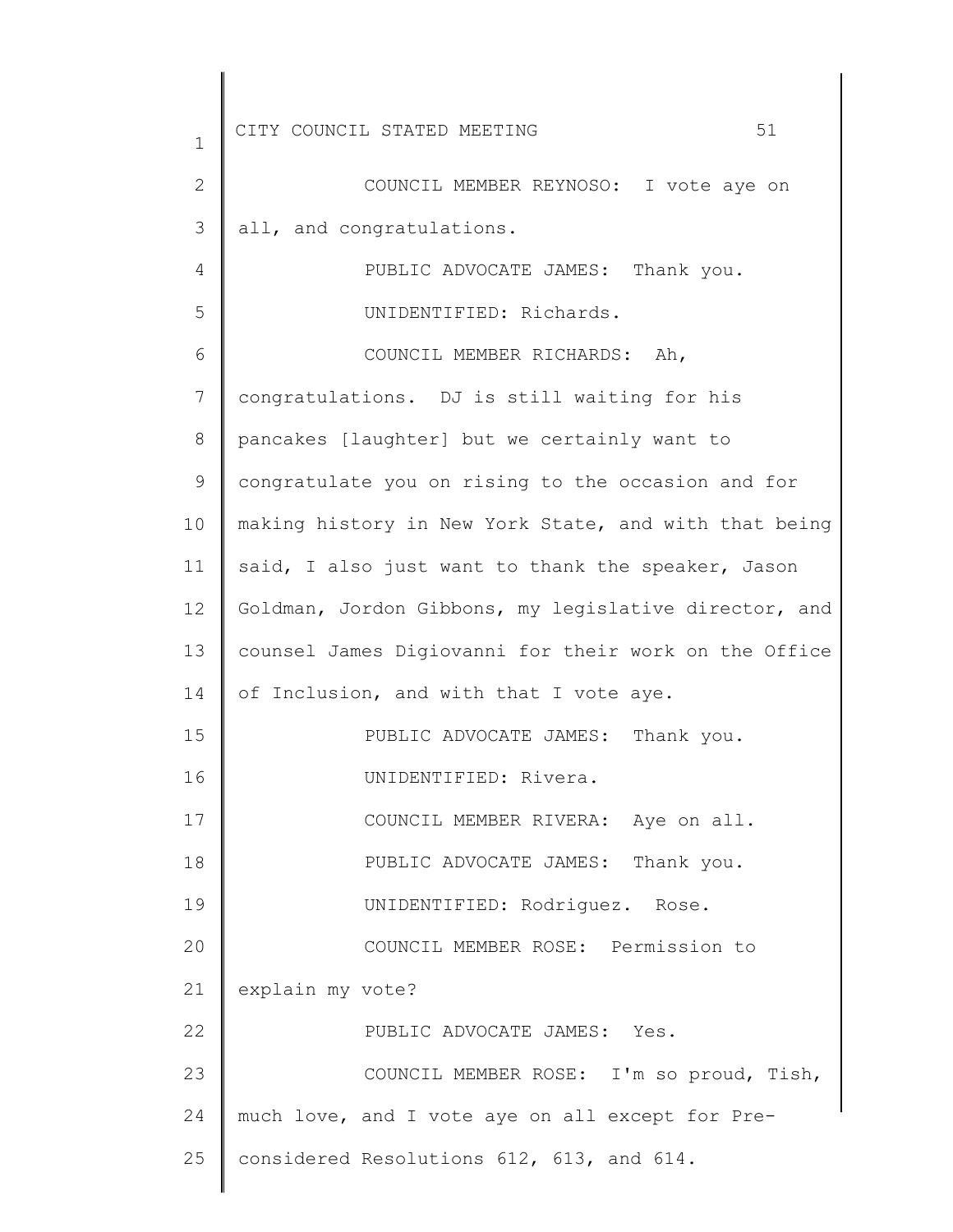COUNCIL MEMBER REYNOSO: I vote aye on all, and congratulations.

PUBLIC ADVOCATE JAMES: Thank you.

UNIDENTIFIED: Richards.

COUNCIL MEMBER RICHARDS: Ah, congratulations. DJ is still waiting for his pancakes [laughter] but we certainly want to congratulate you on rising to the occasion and for making history in New York State, and with that being said, I also just want to thank the speaker, Jason Goldman, Jordon Gibbons, my legislative director, and counsel James Digiovanni for their work on the Office of Inclusion, and with that I vote aye.

PUBLIC ADVOCATE JAMES: Thank you.

UNIDENTIFIED: Rivera.

COUNCIL MEMBER RIVERA: Aye on all.

PUBLIC ADVOCATE JAMES: Thank you.

UNIDENTIFIED: Rodriguez. Rose.

COUNCIL MEMBER ROSE: Permission to explain my vote?

PUBLIC ADVOCATE JAMES: Yes.

COUNCIL MEMBER ROSE: I'm so proud, Tish, much love, and I vote aye on all except for Pre-considered Resolutions 612, 613, and 614.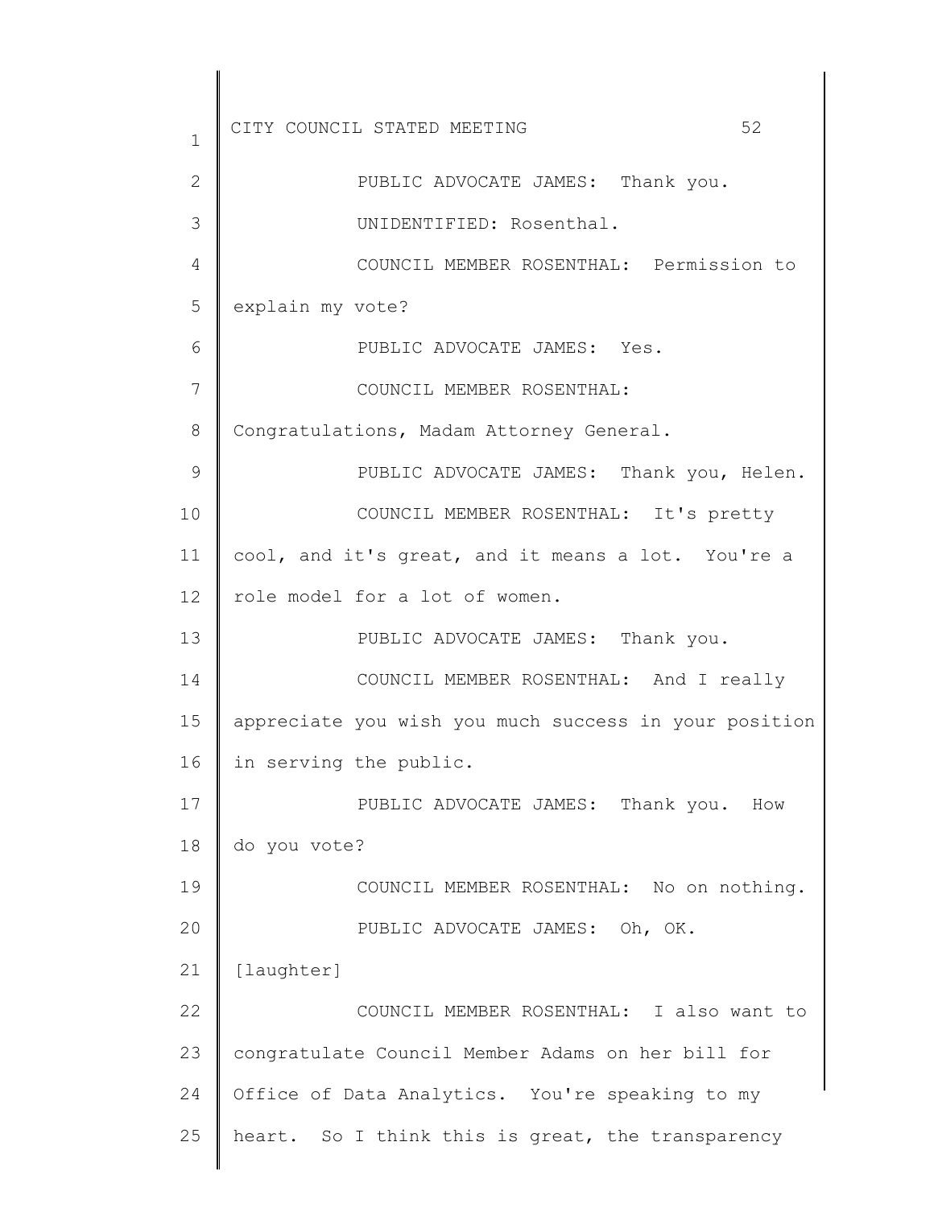PUBLIC ADVOCATE JAMES: Thank you.

UNIDENTIFIED: Rosenthal.

COUNCIL MEMBER ROSENTHAL: Permission to explain my vote?

PUBLIC ADVOCATE JAMES: Yes.

COUNCIL MEMBER ROSENTHAL: Congratulations, Madam Attorney General.

PUBLIC ADVOCATE JAMES: Thank you, Helen.

COUNCIL MEMBER ROSENTHAL: It's pretty cool, and it's great, and it means a lot. You're a role model for a lot of women.

PUBLIC ADVOCATE JAMES: Thank you.

COUNCIL MEMBER ROSENTHAL: And I really appreciate you wish you much success in your position in serving the public.

PUBLIC ADVOCATE JAMES: Thank you. How do you vote?

COUNCIL MEMBER ROSENTHAL: No on nothing.

PUBLIC ADVOCATE JAMES: Oh, OK.

[laughter]

COUNCIL MEMBER ROSENTHAL: I also want to congratulate Council Member Adams on her bill for Office of Data Analytics. You're speaking to my heart. So I think this is great, the transparency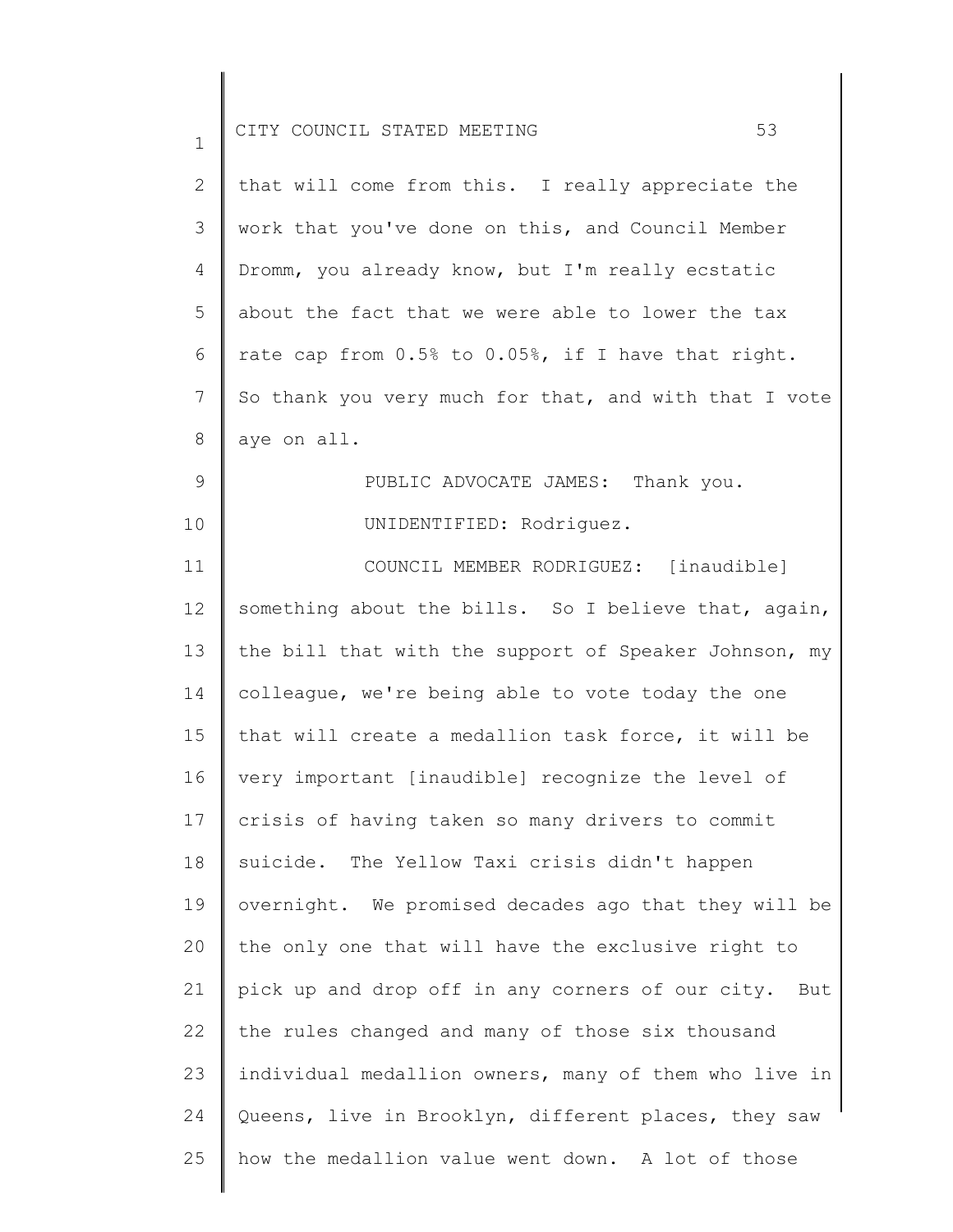that will come from this. I really appreciate the work that you've done on this, and Council Member Dromm, you already know, but I'm really ecstatic about the fact that we were able to lower the tax rate cap from 0.5% to 0.05%, if I have that right. So thank you very much for that, and with that I vote aye on all.

PUBLIC ADVOCATE JAMES: Thank you.

UNIDENTIFIED: Rodriguez.

COUNCIL MEMBER RODRIGUEZ: [inaudible] something about the bills. So I believe that, again, the bill that with the support of Speaker Johnson, my colleague, we're being able to vote today the one that will create a medallion task force, it will be very important [inaudible] recognize the level of crisis of having taken so many drivers to commit suicide. The Yellow Taxi crisis didn't happen overnight. We promised decades ago that they will be the only one that will have the exclusive right to pick up and drop off in any corners of our city. But the rules changed and many of those six thousand individual medallion owners, many of them who live in Queens, live in Brooklyn, different places, they saw how the medallion value went down. A lot of those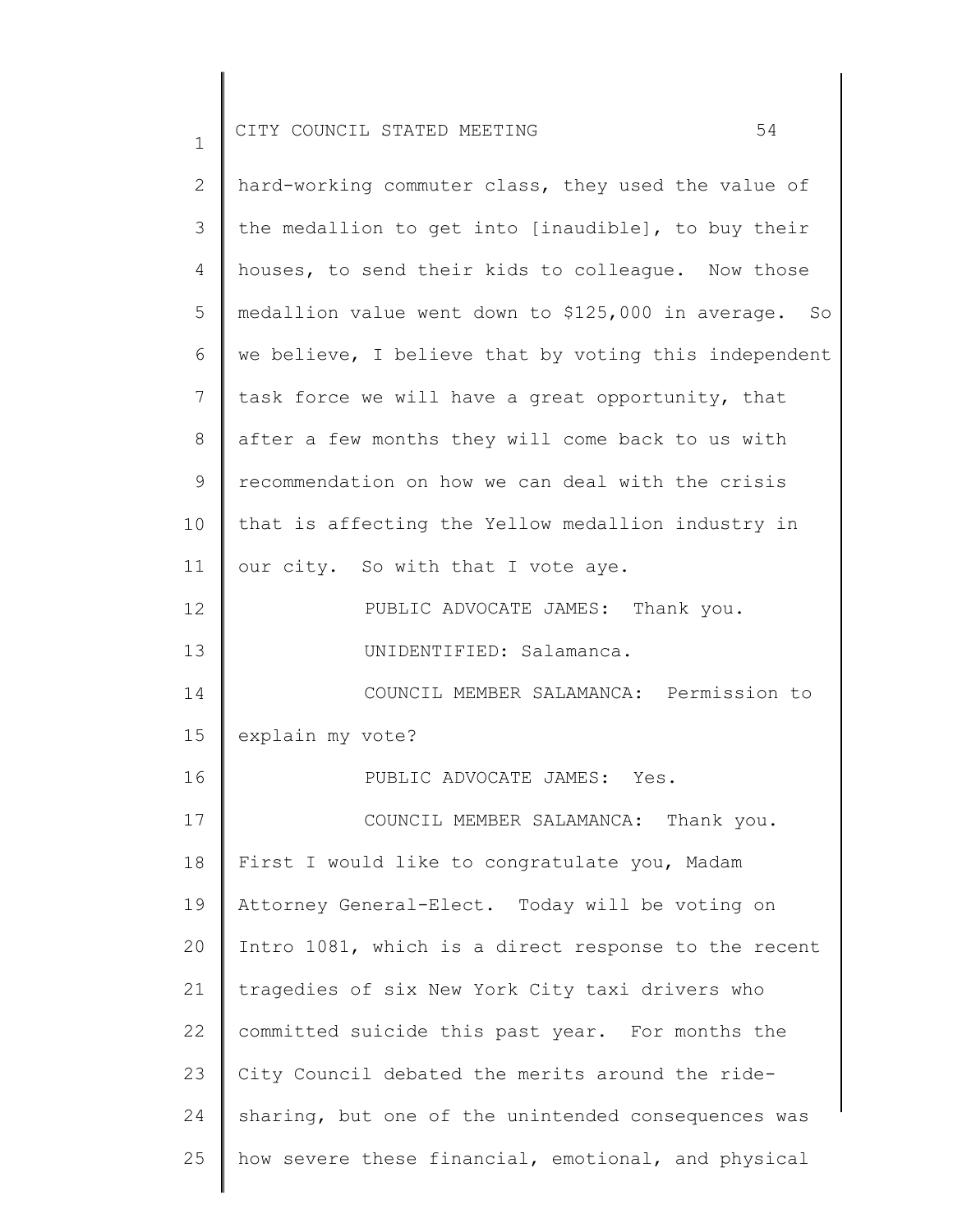hard-working commuter class, they used the value of the medallion to get into [inaudible], to buy their houses, to send their kids to colleague. Now those medallion value went down to $125,000 in average. So we believe, I believe that by voting this independent task force we will have a great opportunity, that after a few months they will come back to us with recommendation on how we can deal with the crisis that is affecting the Yellow medallion industry in our city. So with that I vote aye.

PUBLIC ADVOCATE JAMES: Thank you.

UNIDENTIFIED: Salamanca.

COUNCIL MEMBER SALAMANCA: Permission to explain my vote?

PUBLIC ADVOCATE JAMES: Yes.

COUNCIL MEMBER SALAMANCA: Thank you. First I would like to congratulate you, Madam Attorney General-Elect. Today will be voting on Intro 1081, which is a direct response to the recent tragedies of six New York City taxi drivers who committed suicide this past year. For months the City Council debated the merits around the ride-sharing, but one of the unintended consequences was how severe these financial, emotional, and physical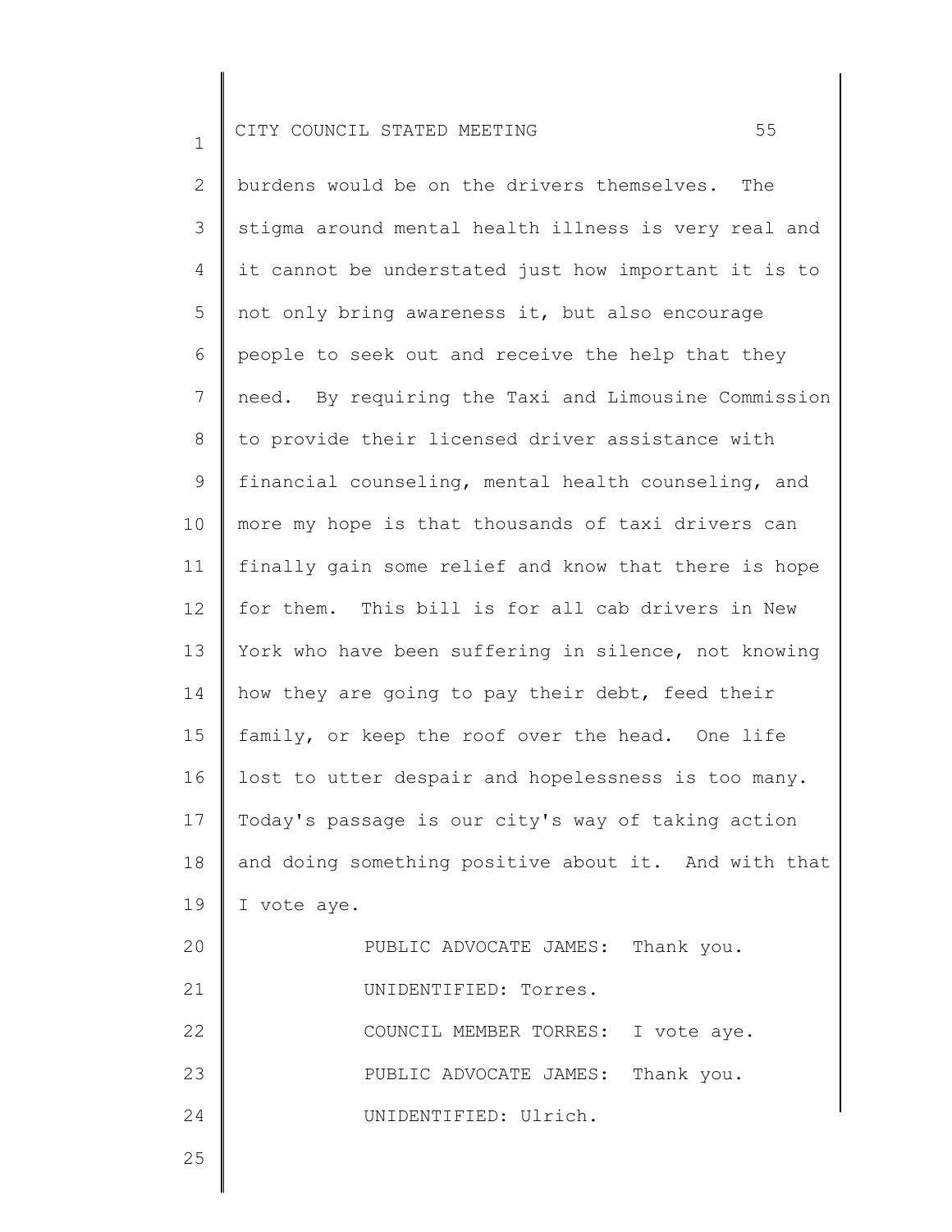burdens would be on the drivers themselves. The stigma around mental health illness is very real and it cannot be understated just how important it is to not only bring awareness it, but also encourage people to seek out and receive the help that they need. By requiring the Taxi and Limousine Commission to provide their licensed driver assistance with financial counseling, mental health counseling, and more my hope is that thousands of taxi drivers can finally gain some relief and know that there is hope for them. This bill is for all cab drivers in New York who have been suffering in silence, not knowing how they are going to pay their debt, feed their family, or keep the roof over the head. One life lost to utter despair and hopelessness is too many. Today's passage is our city's way of taking action and doing something positive about it. And with that I vote aye.

PUBLIC ADVOCATE JAMES: Thank you.

UNIDENTIFIED: Torres.

COUNCIL MEMBER TORRES: I vote aye.

PUBLIC ADVOCATE JAMES: Thank you.

UNIDENTIFIED: Ulrich.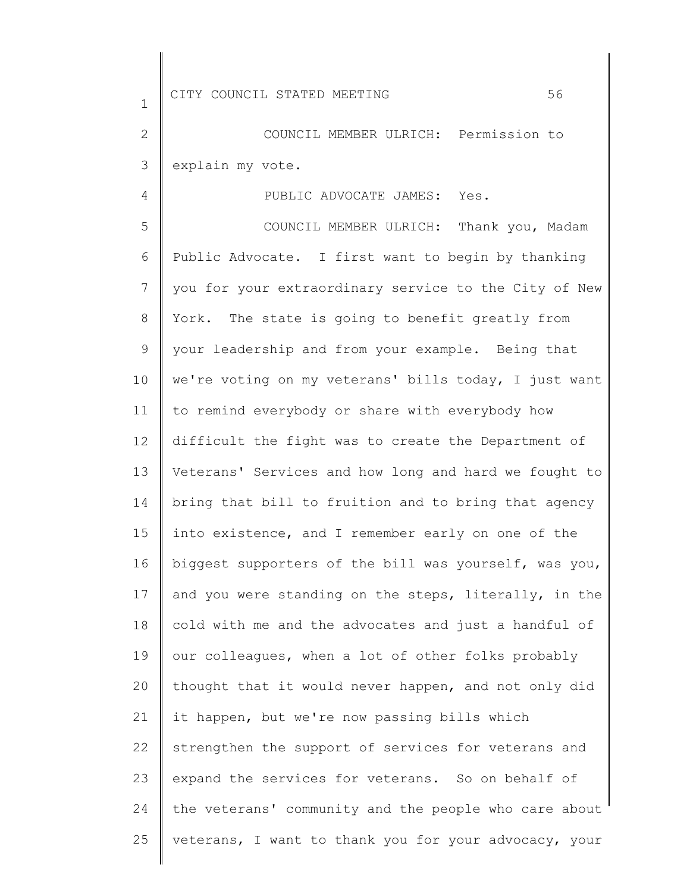COUNCIL MEMBER ULRICH: Permission to explain my vote.

PUBLIC ADVOCATE JAMES: Yes.

COUNCIL MEMBER ULRICH: Thank you, Madam Public Advocate. I first want to begin by thanking you for your extraordinary service to the City of New York. The state is going to benefit greatly from your leadership and from your example. Being that we're voting on my veterans' bills today, I just want to remind everybody or share with everybody how difficult the fight was to create the Department of Veterans' Services and how long and hard we fought to bring that bill to fruition and to bring that agency into existence, and I remember early on one of the biggest supporters of the bill was yourself, was you, and you were standing on the steps, literally, in the cold with me and the advocates and just a handful of our colleagues, when a lot of other folks probably thought that it would never happen, and not only did it happen, but we're now passing bills which strengthen the support of services for veterans and expand the services for veterans. So on behalf of the veterans' community and the people who care about veterans, I want to thank you for your advocacy, your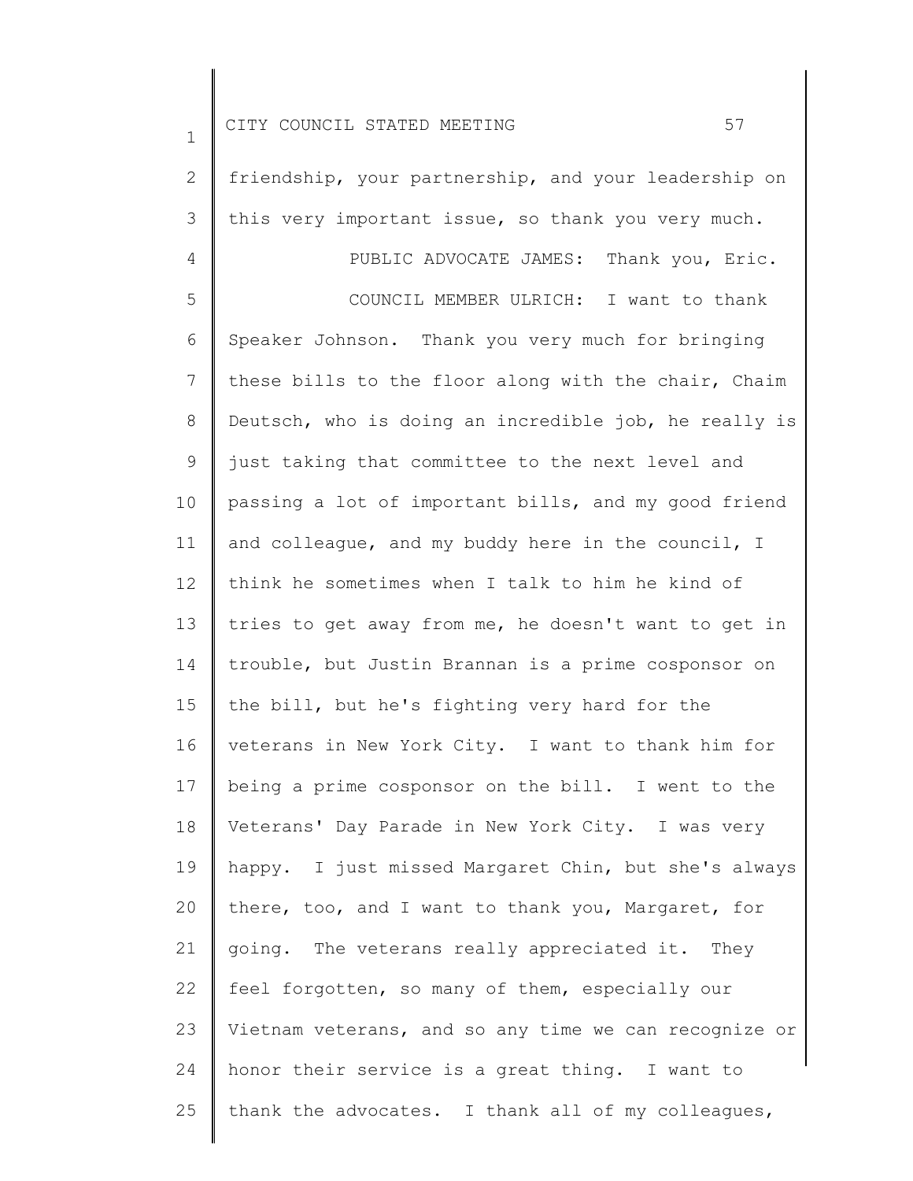friendship, your partnership, and your leadership on this very important issue, so thank you very much.

PUBLIC ADVOCATE JAMES: Thank you, Eric.

COUNCIL MEMBER ULRICH: I want to thank Speaker Johnson. Thank you very much for bringing these bills to the floor along with the chair, Chaim Deutsch, who is doing an incredible job, he really is just taking that committee to the next level and passing a lot of important bills, and my good friend and colleague, and my buddy here in the council, I think he sometimes when I talk to him he kind of tries to get away from me, he doesn't want to get in trouble, but Justin Brannan is a prime cosponsor on the bill, but he's fighting very hard for the veterans in New York City. I want to thank him for being a prime cosponsor on the bill. I went to the Veterans' Day Parade in New York City. I was very happy. I just missed Margaret Chin, but she's always there, too, and I want to thank you, Margaret, for going. The veterans really appreciated it. They feel forgotten, so many of them, especially our Vietnam veterans, and so any time we can recognize or honor their service is a great thing. I want to thank the advocates. I thank all of my colleagues,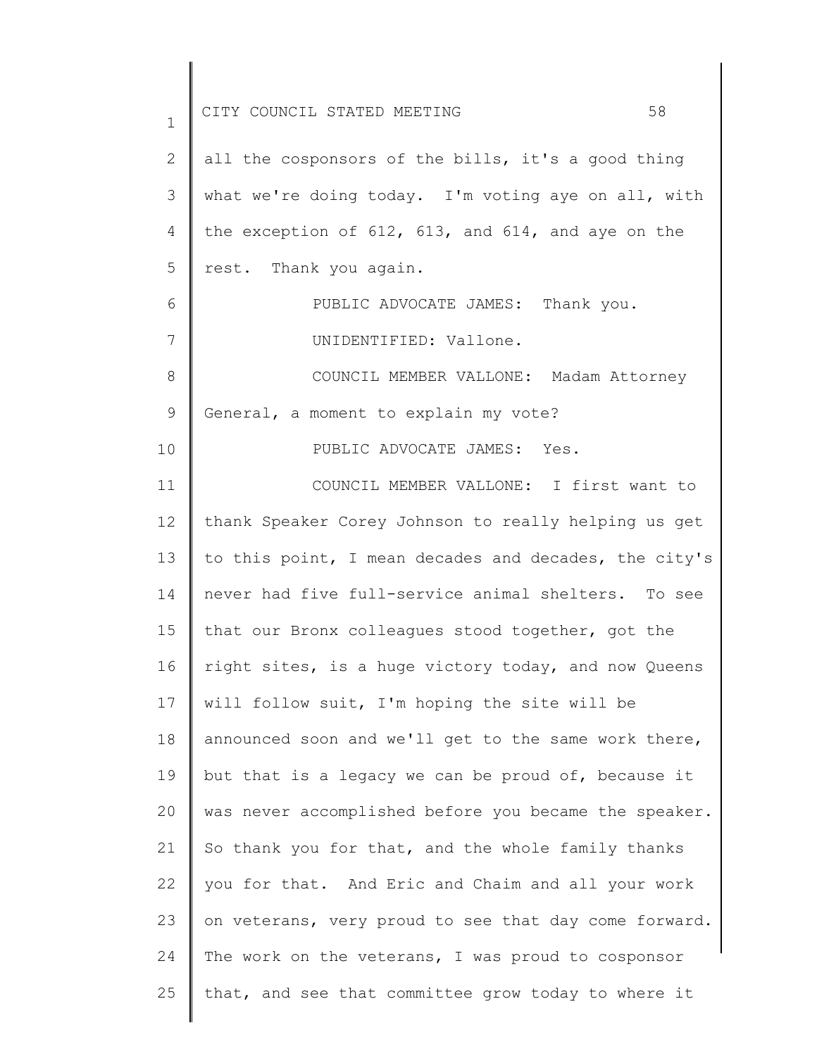all the cosponsors of the bills, it's a good thing what we're doing today. I'm voting aye on all, with the exception of 612, 613, and 614, and aye on the rest. Thank you again.

PUBLIC ADVOCATE JAMES: Thank you.

UNIDENTIFIED: Vallone.

COUNCIL MEMBER VALLONE: Madam Attorney General, a moment to explain my vote?

PUBLIC ADVOCATE JAMES: Yes.

COUNCIL MEMBER VALLONE: I first want to thank Speaker Corey Johnson to really helping us get to this point, I mean decades and decades, the city's never had five full-service animal shelters. To see that our Bronx colleagues stood together, got the right sites, is a huge victory today, and now Queens will follow suit, I'm hoping the site will be announced soon and we'll get to the same work there, but that is a legacy we can be proud of, because it was never accomplished before you became the speaker. So thank you for that, and the whole family thanks you for that. And Eric and Chaim and all your work on veterans, very proud to see that day come forward. The work on the veterans, I was proud to cosponsor that, and see that committee grow today to where it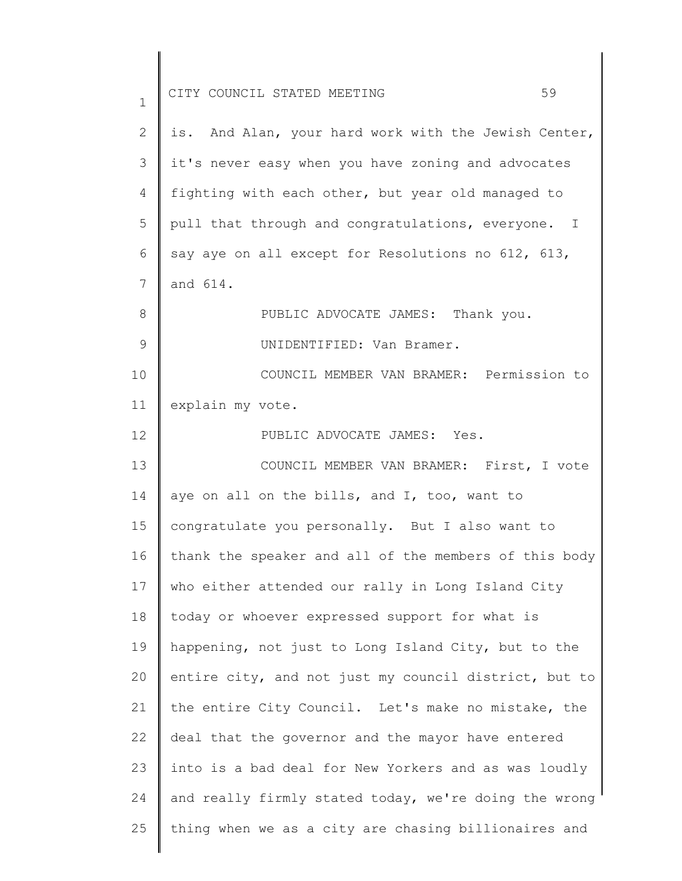is. And Alan, your hard work with the Jewish Center, it's never easy when you have zoning and advocates fighting with each other, but year old managed to pull that through and congratulations, everyone. I say aye on all except for Resolutions no 612, 613, and 614.

PUBLIC ADVOCATE JAMES: Thank you.

UNIDENTIFIED: Van Bramer.

COUNCIL MEMBER VAN BRAMER: Permission to explain my vote.

PUBLIC ADVOCATE JAMES: Yes.

COUNCIL MEMBER VAN BRAMER: First, I vote aye on all on the bills, and I, too, want to congratulate you personally. But I also want to thank the speaker and all of the members of this body who either attended our rally in Long Island City today or whoever expressed support for what is happening, not just to Long Island City, but to the entire city, and not just my council district, but to the entire City Council. Let's make no mistake, the deal that the governor and the mayor have entered into is a bad deal for New Yorkers and as was loudly and really firmly stated today, we're doing the wrong thing when we as a city are chasing billionaires and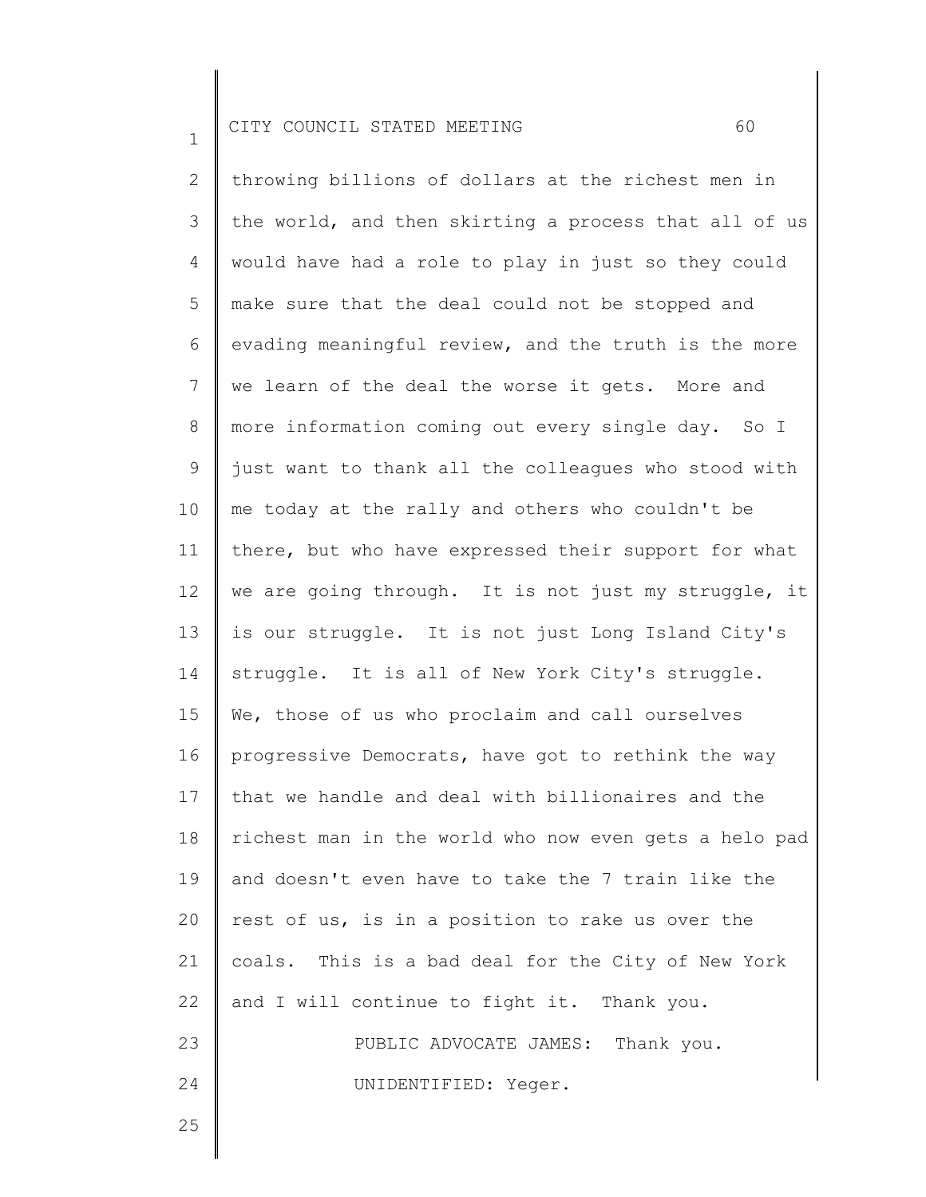throwing billions of dollars at the richest men in the world, and then skirting a process that all of us would have had a role to play in just so they could make sure that the deal could not be stopped and evading meaningful review, and the truth is the more we learn of the deal the worse it gets. More and more information coming out every single day. So I just want to thank all the colleagues who stood with me today at the rally and others who couldn't be there, but who have expressed their support for what we are going through. It is not just my struggle, it is our struggle. It is not just Long Island City's struggle. It is all of New York City's struggle. We, those of us who proclaim and call ourselves progressive Democrats, have got to rethink the way that we handle and deal with billionaires and the richest man in the world who now even gets a helo pad and doesn't even have to take the 7 train like the rest of us, is in a position to rake us over the coals. This is a bad deal for the City of New York and I will continue to fight it. Thank you.

PUBLIC ADVOCATE JAMES: Thank you.

UNIDENTIFIED: Yeger.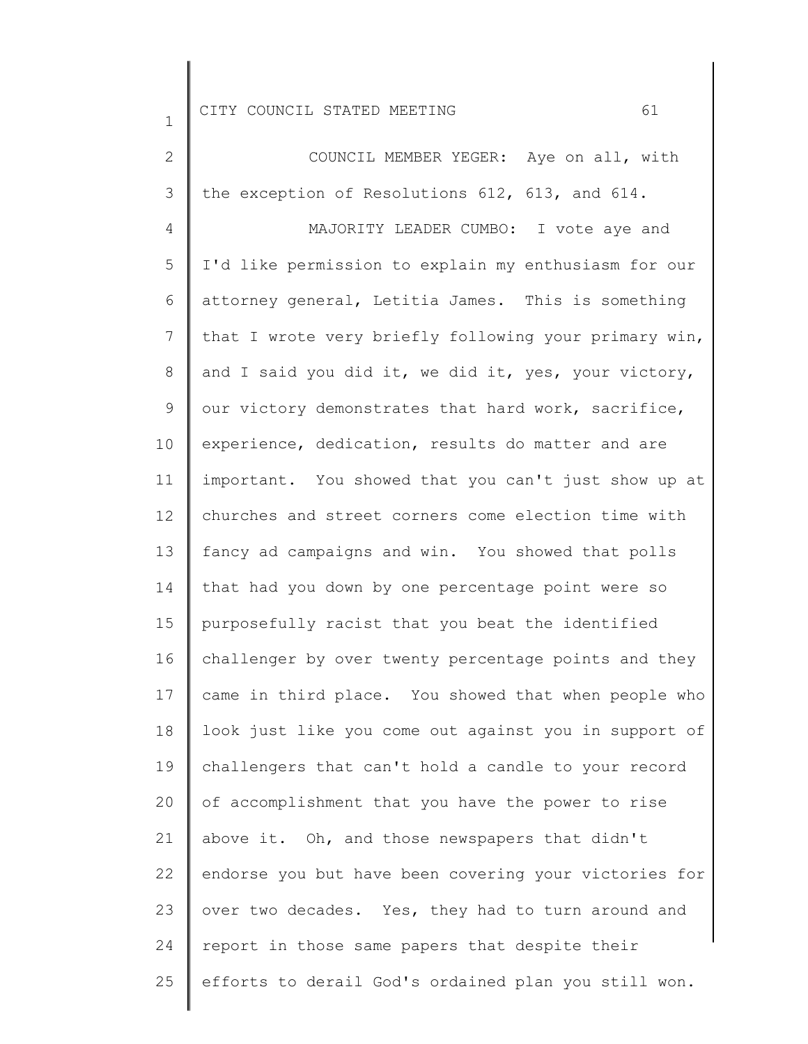COUNCIL MEMBER YEGER: Aye on all, with the exception of Resolutions 612, 613, and 614.

MAJORITY LEADER CUMBO: I vote aye and I'd like permission to explain my enthusiasm for our attorney general, Letitia James. This is something that I wrote very briefly following your primary win, and I said you did it, we did it, yes, your victory, our victory demonstrates that hard work, sacrifice, experience, dedication, results do matter and are important. You showed that you can't just show up at churches and street corners come election time with fancy ad campaigns and win. You showed that polls that had you down by one percentage point were so purposefully racist that you beat the identified challenger by over twenty percentage points and they came in third place. You showed that when people who look just like you come out against you in support of challengers that can't hold a candle to your record of accomplishment that you have the power to rise above it. Oh, and those newspapers that didn't endorse you but have been covering your victories for over two decades. Yes, they had to turn around and report in those same papers that despite their efforts to derail God's ordained plan you still won.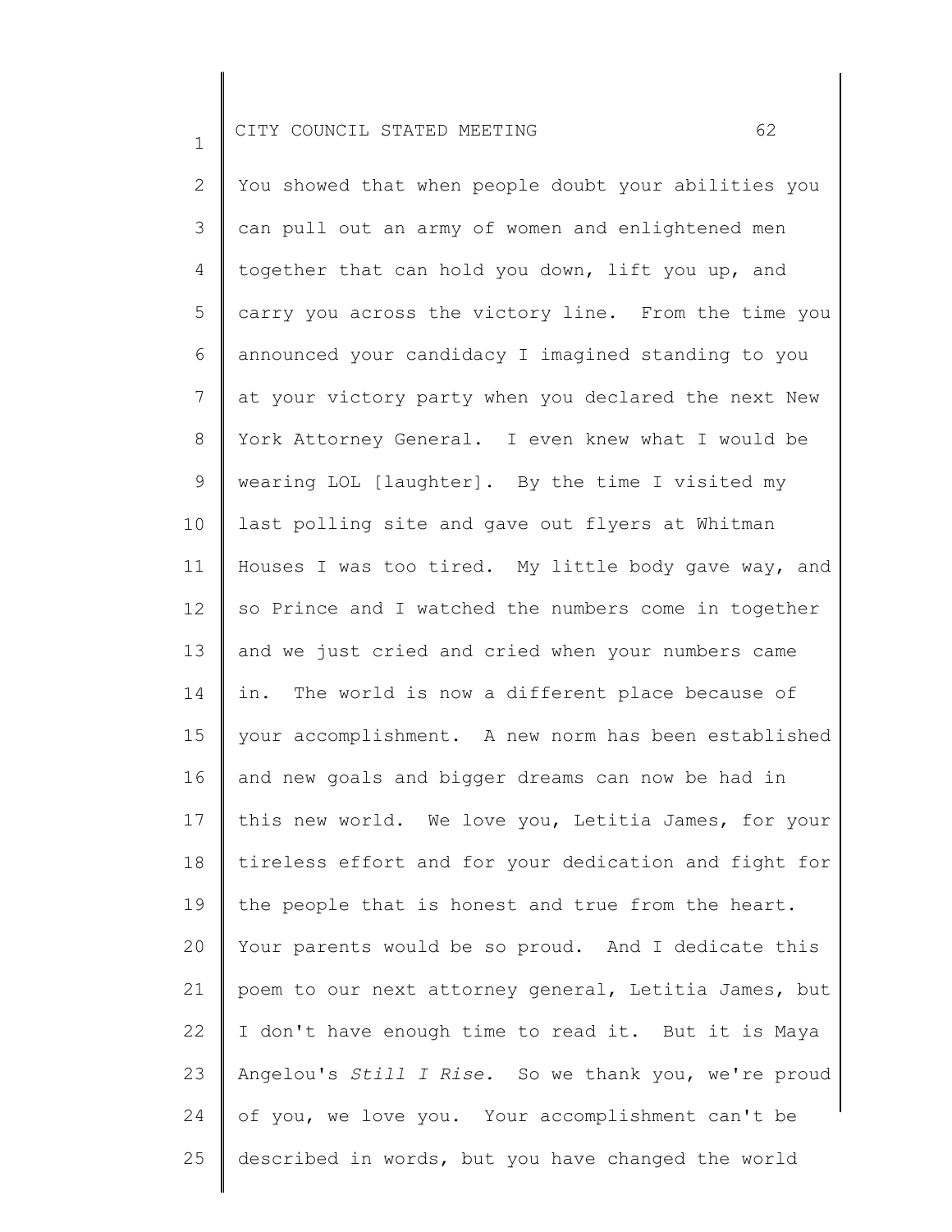You showed that when people doubt your abilities you can pull out an army of women and enlightened men together that can hold you down, lift you up, and carry you across the victory line. From the time you announced your candidacy I imagined standing to you at your victory party when you declared the next New York Attorney General. I even knew what I would be wearing LOL [laughter]. By the time I visited my last polling site and gave out flyers at Whitman Houses I was too tired. My little body gave way, and so Prince and I watched the numbers come in together and we just cried and cried when your numbers came in. The world is now a different place because of your accomplishment. A new norm has been established and new goals and bigger dreams can now be had in this new world. We love you, Letitia James, for your tireless effort and for your dedication and fight for the people that is honest and true from the heart. Your parents would be so proud. And I dedicate this poem to our next attorney general, Letitia James, but I don't have enough time to read it. But it is Maya Angelou's *Still I Rise*. So we thank you, we're proud of you, we love you. Your accomplishment can't be described in words, but you have changed the world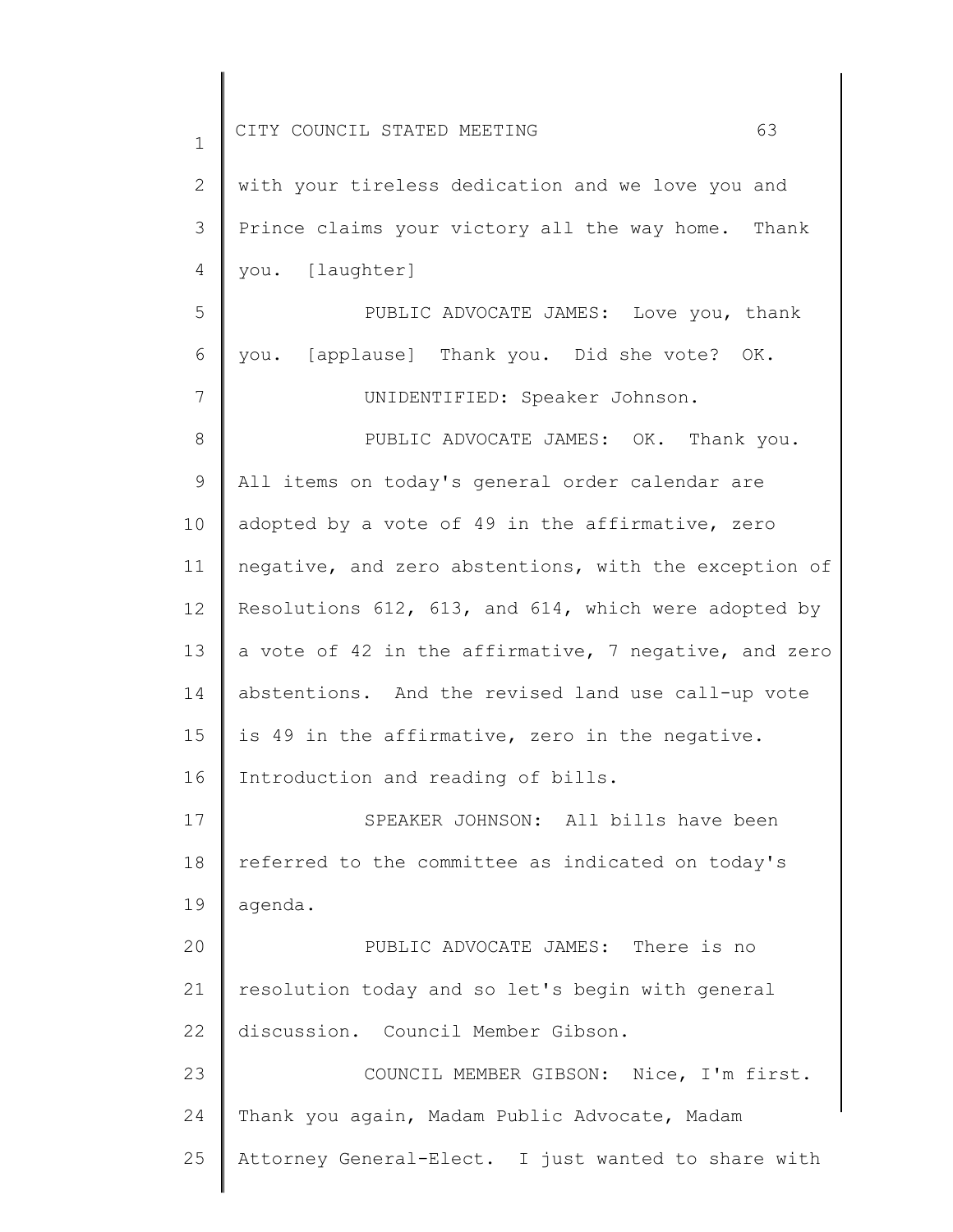with your tireless dedication and we love you and Prince claims your victory all the way home. Thank you. [laughter]

PUBLIC ADVOCATE JAMES: Love you, thank you. [applause] Thank you. Did she vote? OK.

UNIDENTIFIED: Speaker Johnson.

PUBLIC ADVOCATE JAMES: OK. Thank you. All items on today's general order calendar are adopted by a vote of 49 in the affirmative, zero negative, and zero abstentions, with the exception of Resolutions 612, 613, and 614, which were adopted by a vote of 42 in the affirmative, 7 negative, and zero abstentions. And the revised land use call-up vote is 49 in the affirmative, zero in the negative. Introduction and reading of bills.

SPEAKER JOHNSON: All bills have been referred to the committee as indicated on today's agenda.

PUBLIC ADVOCATE JAMES: There is no resolution today and so let's begin with general discussion. Council Member Gibson.

COUNCIL MEMBER GIBSON: Nice, I'm first. Thank you again, Madam Public Advocate, Madam Attorney General-Elect. I just wanted to share with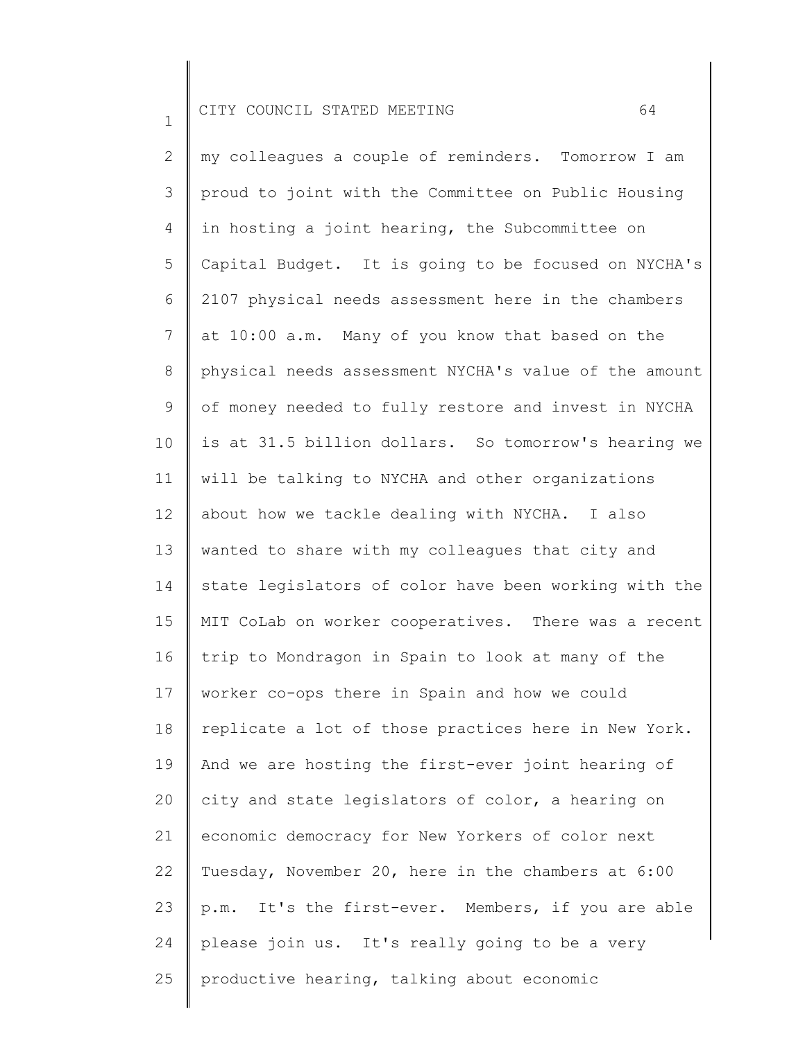my colleagues a couple of reminders. Tomorrow I am proud to joint with the Committee on Public Housing in hosting a joint hearing, the Subcommittee on Capital Budget. It is going to be focused on NYCHA's 2107 physical needs assessment here in the chambers at 10:00 a.m. Many of you know that based on the physical needs assessment NYCHA's value of the amount of money needed to fully restore and invest in NYCHA is at 31.5 billion dollars. So tomorrow's hearing we will be talking to NYCHA and other organizations about how we tackle dealing with NYCHA. I also wanted to share with my colleagues that city and state legislators of color have been working with the MIT CoLab on worker cooperatives. There was a recent trip to Mondragon in Spain to look at many of the worker co-ops there in Spain and how we could replicate a lot of those practices here in New York. And we are hosting the first-ever joint hearing of city and state legislators of color, a hearing on economic democracy for New Yorkers of color next Tuesday, November 20, here in the chambers at 6:00 p.m. It's the first-ever. Members, if you are able please join us. It's really going to be a very productive hearing, talking about economic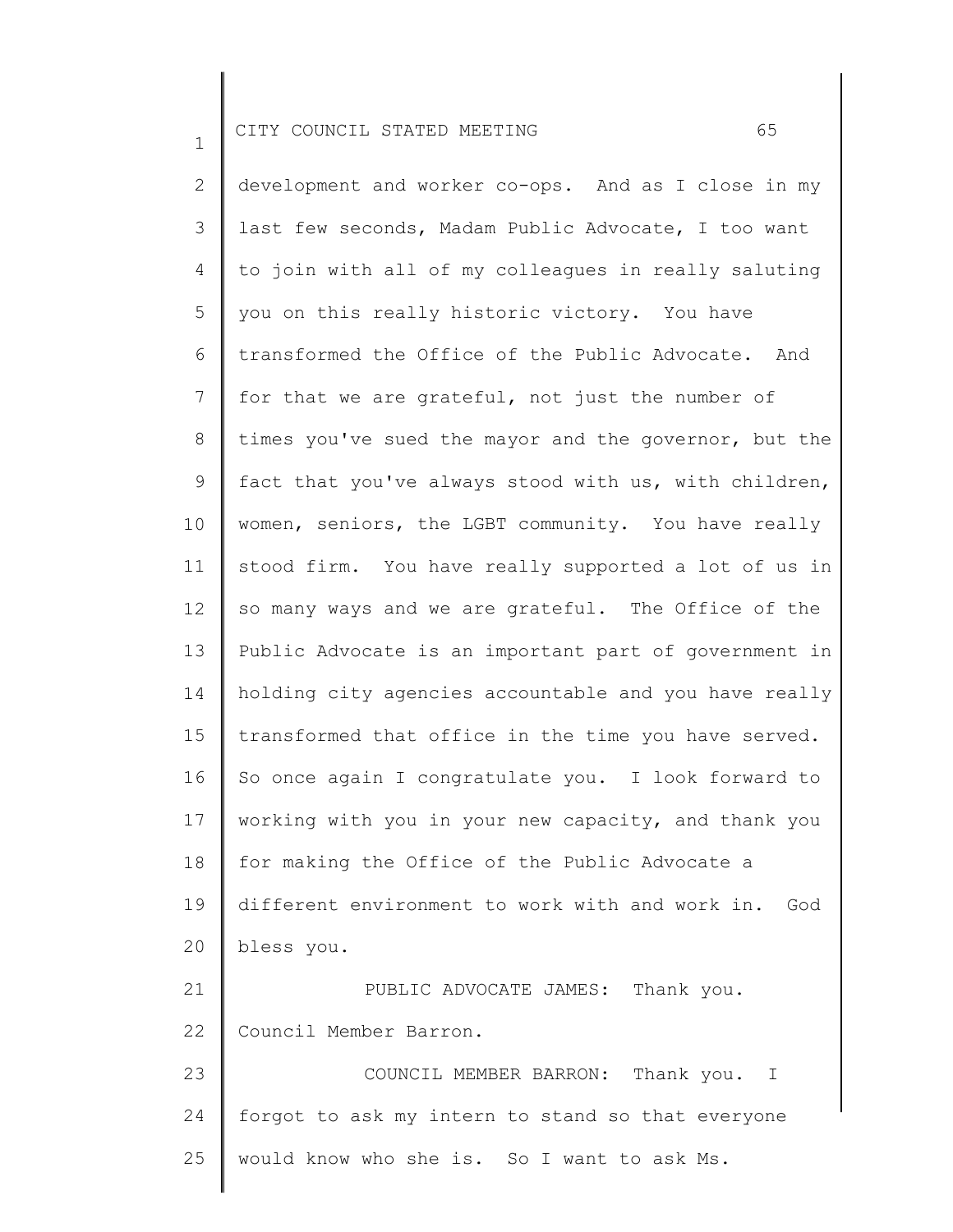development and worker co-ops. And as I close in my last few seconds, Madam Public Advocate, I too want to join with all of my colleagues in really saluting you on this really historic victory. You have transformed the Office of the Public Advocate. And for that we are grateful, not just the number of times you've sued the mayor and the governor, but the fact that you've always stood with us, with children, women, seniors, the LGBT community. You have really stood firm. You have really supported a lot of us in so many ways and we are grateful. The Office of the Public Advocate is an important part of government in holding city agencies accountable and you have really transformed that office in the time you have served. So once again I congratulate you. I look forward to working with you in your new capacity, and thank you for making the Office of the Public Advocate a different environment to work with and work in. God bless you.

PUBLIC ADVOCATE JAMES: Thank you. Council Member Barron.

COUNCIL MEMBER BARRON: Thank you. I forgot to ask my intern to stand so that everyone would know who she is. So I want to ask Ms.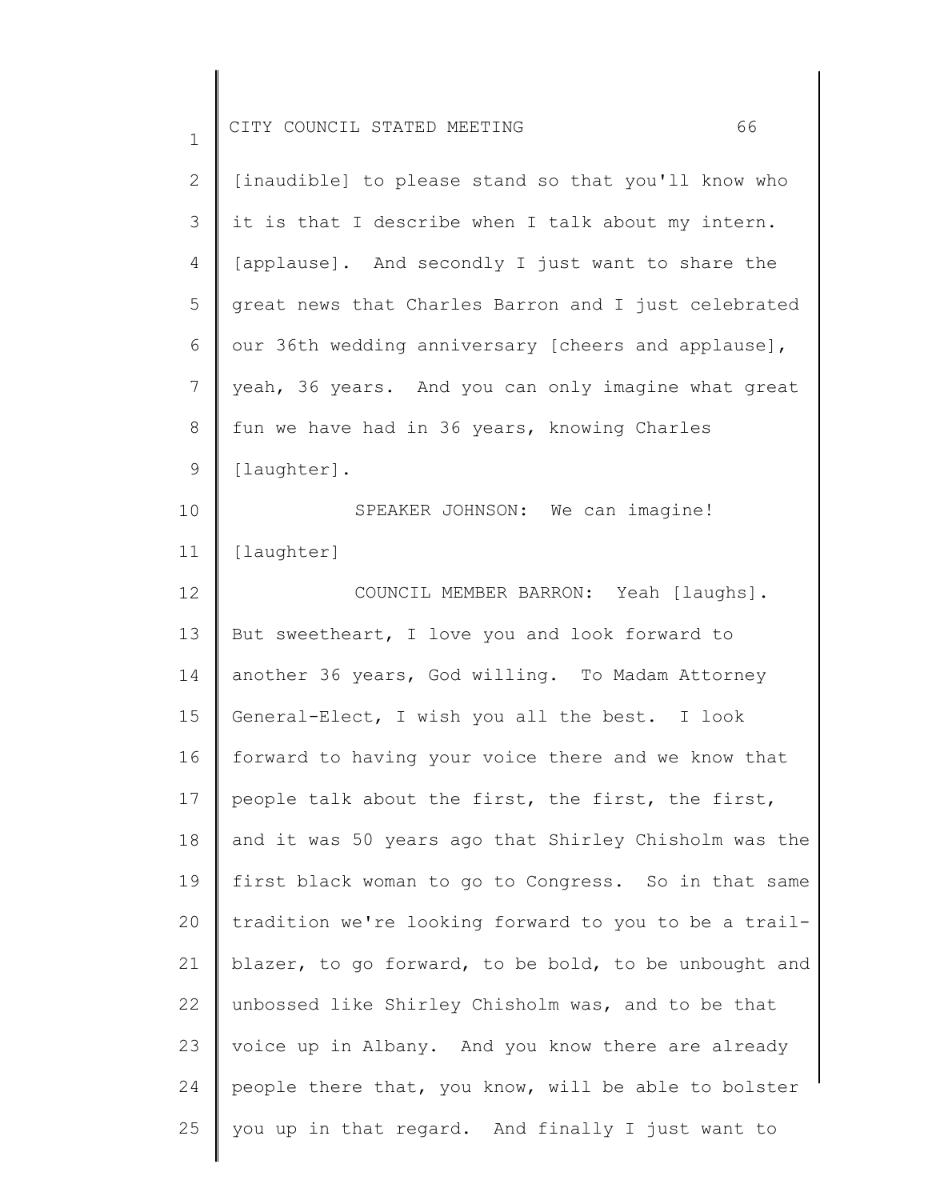[inaudible] to please stand so that you'll know who it is that I describe when I talk about my intern. [applause]. And secondly I just want to share the great news that Charles Barron and I just celebrated our 36th wedding anniversary [cheers and applause], yeah, 36 years. And you can only imagine what great fun we have had in 36 years, knowing Charles [laughter].

SPEAKER JOHNSON: We can imagine! [laughter]

COUNCIL MEMBER BARRON: Yeah [laughs]. But sweetheart, I love you and look forward to another 36 years, God willing. To Madam Attorney General-Elect, I wish you all the best. I look forward to having your voice there and we know that people talk about the first, the first, the first, and it was 50 years ago that Shirley Chisholm was the first black woman to go to Congress. So in that same tradition we're looking forward to you to be a trail-blazer, to go forward, to be bold, to be unbought and unbossed like Shirley Chisholm was, and to be that voice up in Albany. And you know there are already people there that, you know, will be able to bolster you up in that regard. And finally I just want to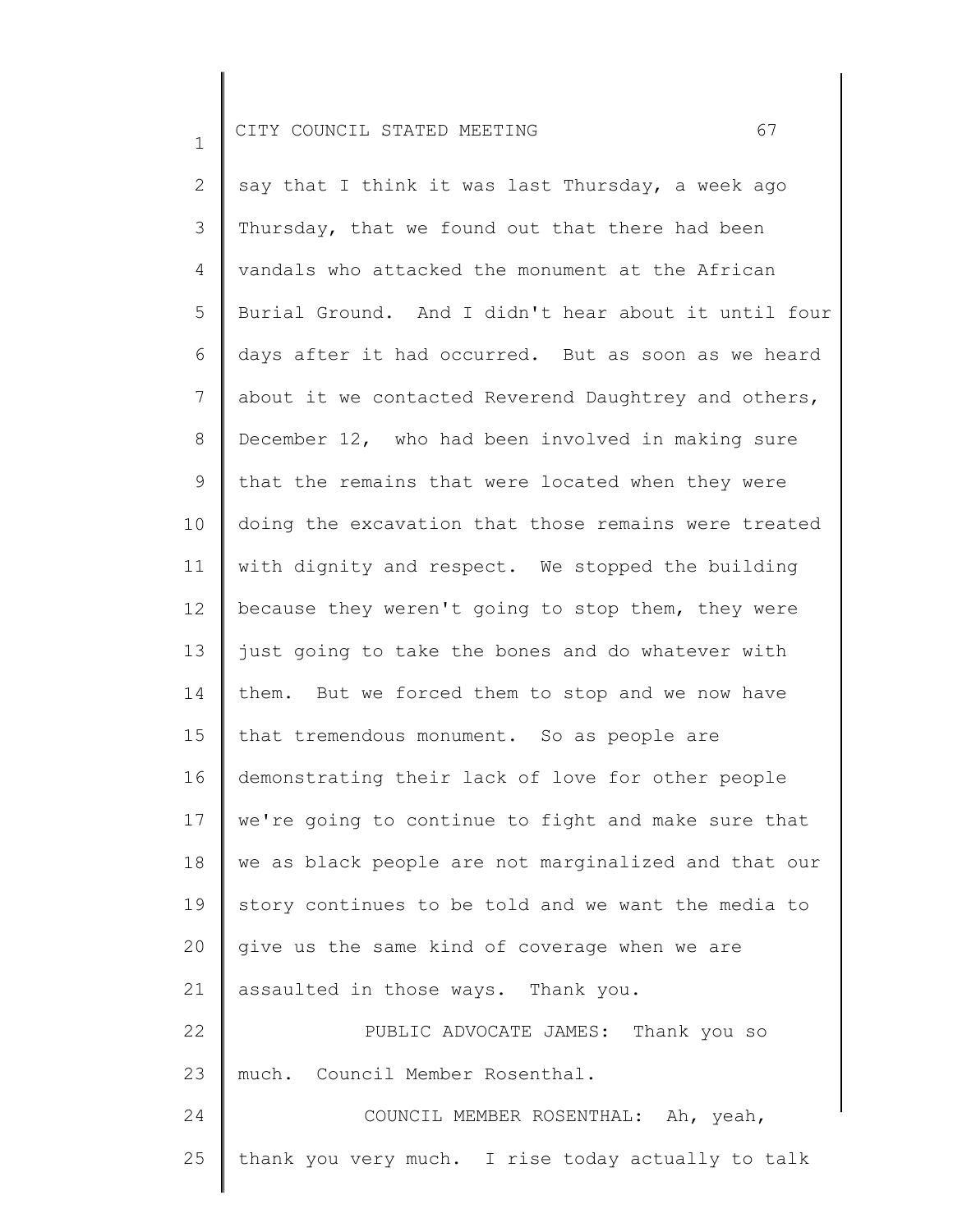say that I think it was last Thursday, a week ago Thursday, that we found out that there had been vandals who attacked the monument at the African Burial Ground. And I didn't hear about it until four days after it had occurred. But as soon as we heard about it we contacted Reverend Daughtrey and others, December 12, who had been involved in making sure that the remains that were located when they were doing the excavation that those remains were treated with dignity and respect. We stopped the building because they weren't going to stop them, they were just going to take the bones and do whatever with them. But we forced them to stop and we now have that tremendous monument. So as people are demonstrating their lack of love for other people we're going to continue to fight and make sure that we as black people are not marginalized and that our story continues to be told and we want the media to give us the same kind of coverage when we are assaulted in those ways. Thank you.

PUBLIC ADVOCATE JAMES: Thank you so much. Council Member Rosenthal.

COUNCIL MEMBER ROSENTHAL: Ah, yeah, thank you very much. I rise today actually to talk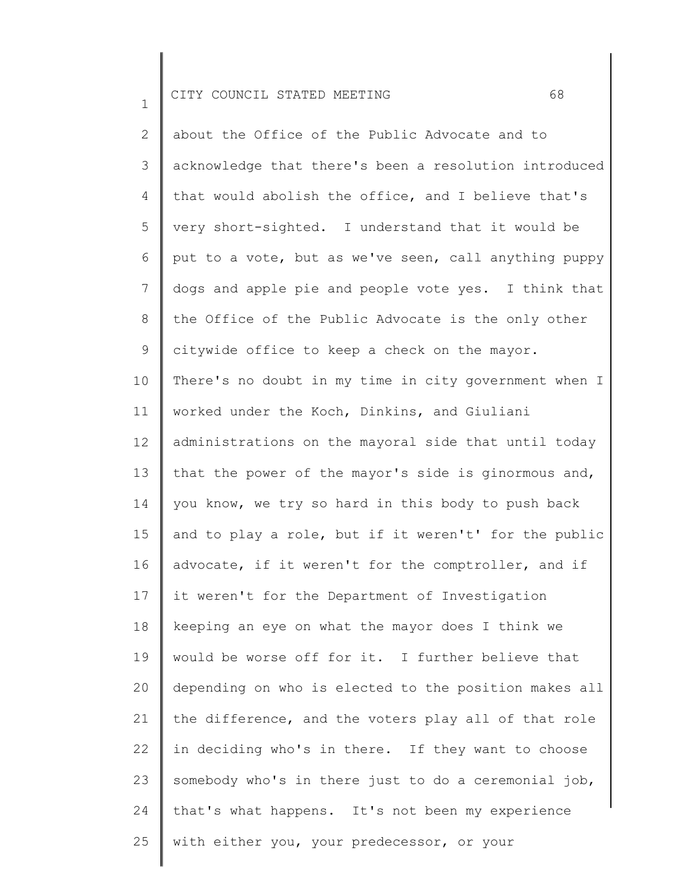about the Office of the Public Advocate and to acknowledge that there's been a resolution introduced that would abolish the office, and I believe that's very short-sighted. I understand that it would be put to a vote, but as we've seen, call anything puppy dogs and apple pie and people vote yes. I think that the Office of the Public Advocate is the only other citywide office to keep a check on the mayor. There's no doubt in my time in city government when I worked under the Koch, Dinkins, and Giuliani administrations on the mayoral side that until today that the power of the mayor's side is ginormous and, you know, we try so hard in this body to push back and to play a role, but if it weren't' for the public advocate, if it weren't for the comptroller, and if it weren't for the Department of Investigation keeping an eye on what the mayor does I think we would be worse off for it. I further believe that depending on who is elected to the position makes all the difference, and the voters play all of that role in deciding who's in there. If they want to choose somebody who's in there just to do a ceremonial job, that's what happens. It's not been my experience with either you, your predecessor, or your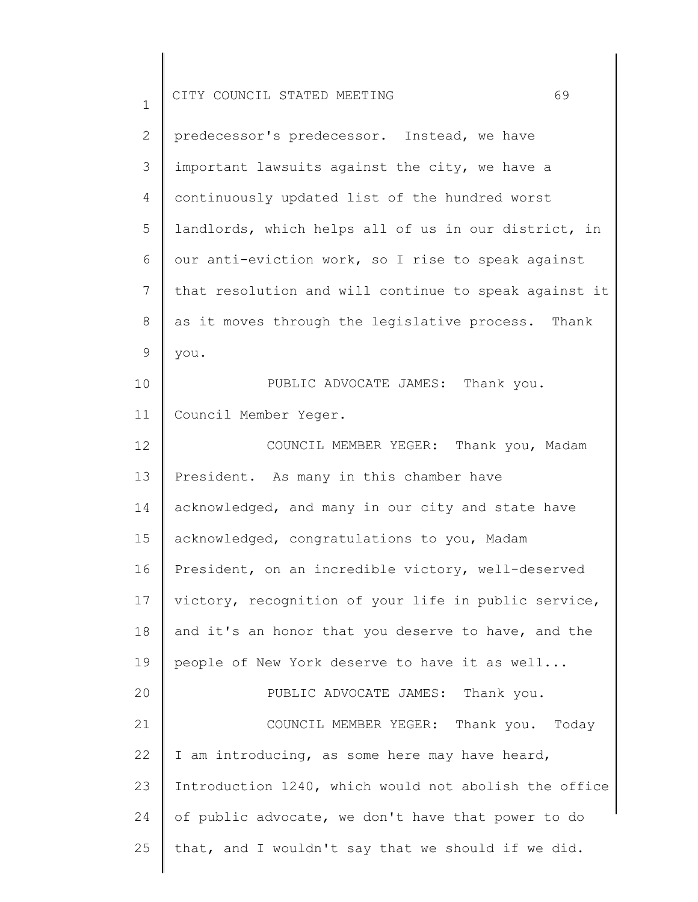predecessor's predecessor. Instead, we have important lawsuits against the city, we have a continuously updated list of the hundred worst landlords, which helps all of us in our district, in our anti-eviction work, so I rise to speak against that resolution and will continue to speak against it as it moves through the legislative process. Thank you.

PUBLIC ADVOCATE JAMES: Thank you. Council Member Yeger.

COUNCIL MEMBER YEGER: Thank you, Madam President. As many in this chamber have acknowledged, and many in our city and state have acknowledged, congratulations to you, Madam President, on an incredible victory, well-deserved victory, recognition of your life in public service, and it's an honor that you deserve to have, and the people of New York deserve to have it as well...

PUBLIC ADVOCATE JAMES: Thank you.

COUNCIL MEMBER YEGER: Thank you. Today I am introducing, as some here may have heard, Introduction 1240, which would not abolish the office of public advocate, we don't have that power to do that, and I wouldn't say that we should if we did.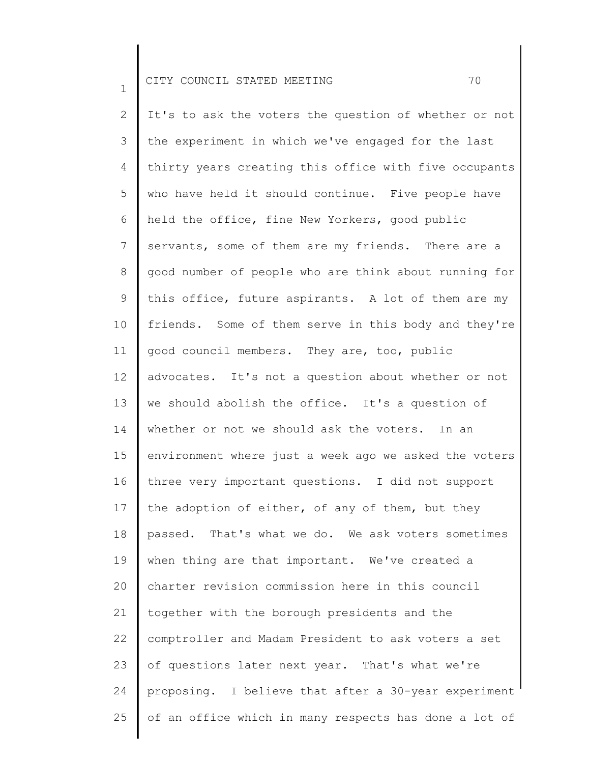It's to ask the voters the question of whether or not the experiment in which we've engaged for the last thirty years creating this office with five occupants who have held it should continue. Five people have held the office, fine New Yorkers, good public servants, some of them are my friends. There are a good number of people who are think about running for this office, future aspirants. A lot of them are my friends. Some of them serve in this body and they're good council members. They are, too, public advocates. It's not a question about whether or not we should abolish the office. It's a question of whether or not we should ask the voters. In an environment where just a week ago we asked the voters three very important questions. I did not support the adoption of either, of any of them, but they passed. That's what we do. We ask voters sometimes when thing are that important. We've created a charter revision commission here in this council together with the borough presidents and the comptroller and Madam President to ask voters a set of questions later next year. That's what we're proposing. I believe that after a 30-year experiment of an office which in many respects has done a lot of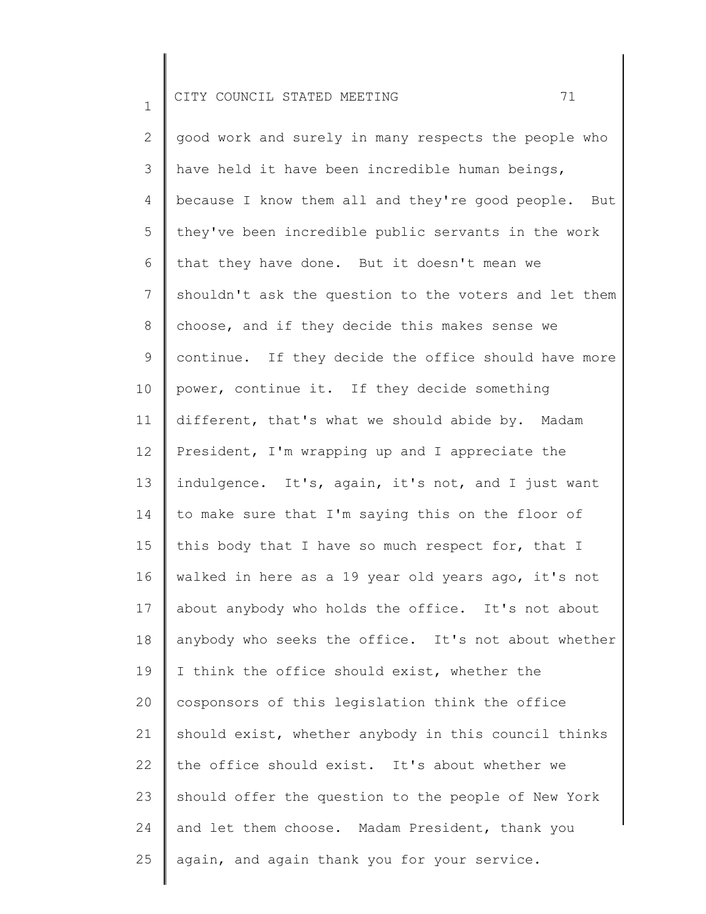good work and surely in many respects the people who have held it have been incredible human beings, because I know them all and they're good people. But they've been incredible public servants in the work that they have done. But it doesn't mean we shouldn't ask the question to the voters and let them choose, and if they decide this makes sense we continue. If they decide the office should have more power, continue it. If they decide something different, that's what we should abide by. Madam President, I'm wrapping up and I appreciate the indulgence. It's, again, it's not, and I just want to make sure that I'm saying this on the floor of this body that I have so much respect for, that I walked in here as a 19 year old years ago, it's not about anybody who holds the office. It's not about anybody who seeks the office. It's not about whether I think the office should exist, whether the cosponsors of this legislation think the office should exist, whether anybody in this council thinks the office should exist. It's about whether we should offer the question to the people of New York and let them choose. Madam President, thank you again, and again thank you for your service.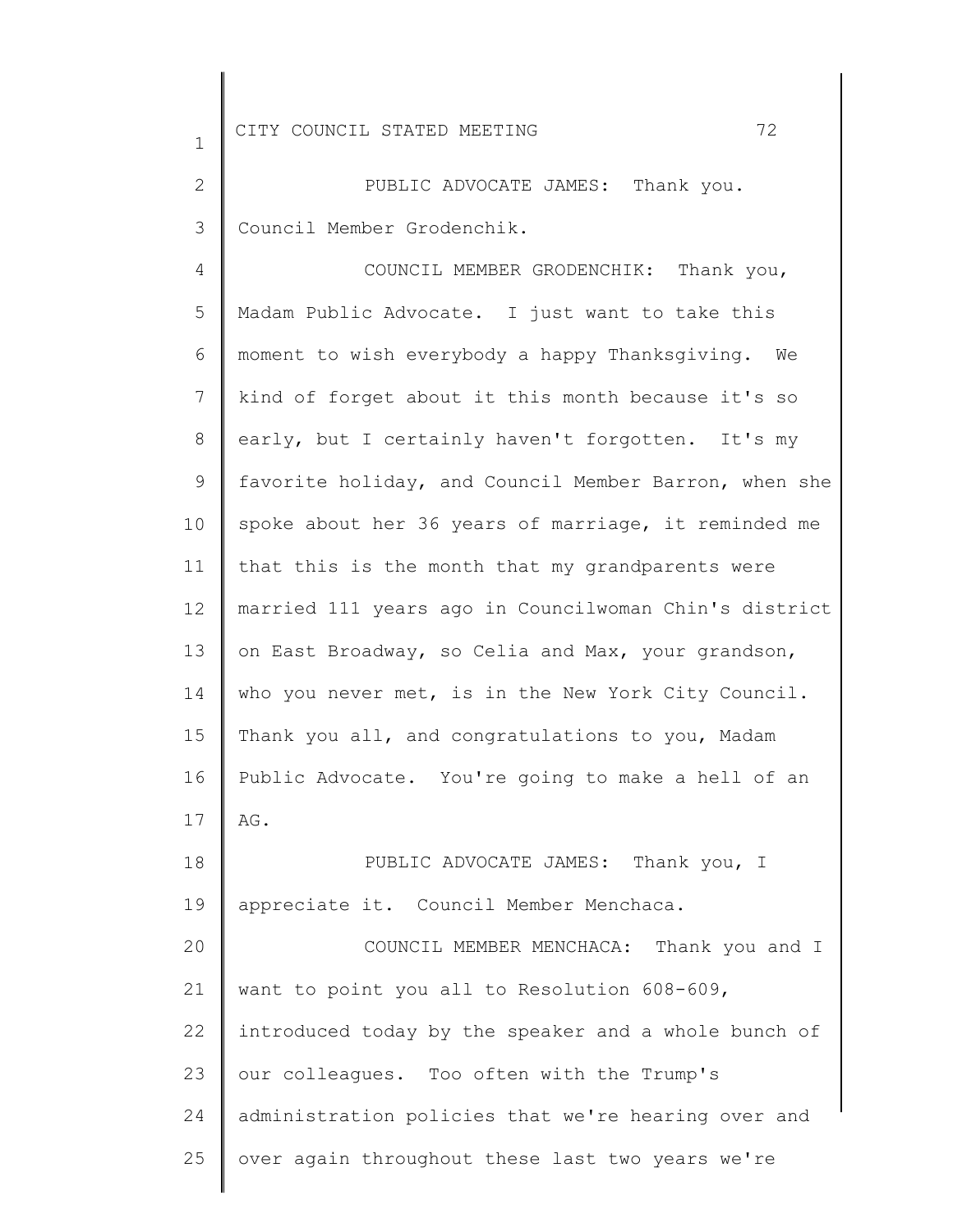PUBLIC ADVOCATE JAMES: Thank you. Council Member Grodenchik.

COUNCIL MEMBER GRODENCHIK: Thank you, Madam Public Advocate. I just want to take this moment to wish everybody a happy Thanksgiving. We kind of forget about it this month because it's so early, but I certainly haven't forgotten. It's my favorite holiday, and Council Member Barron, when she spoke about her 36 years of marriage, it reminded me that this is the month that my grandparents were married 111 years ago in Councilwoman Chin's district on East Broadway, so Celia and Max, your grandson, who you never met, is in the New York City Council. Thank you all, and congratulations to you, Madam Public Advocate. You're going to make a hell of an AG.

PUBLIC ADVOCATE JAMES: Thank you, I appreciate it. Council Member Menchaca.

COUNCIL MEMBER MENCHACA: Thank you and I want to point you all to Resolution 608-609, introduced today by the speaker and a whole bunch of our colleagues. Too often with the Trump's administration policies that we're hearing over and over again throughout these last two years we're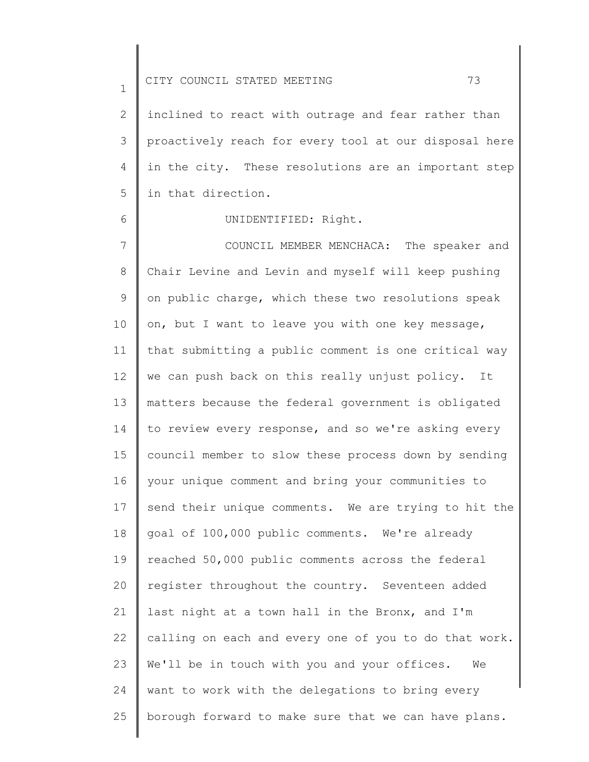inclined to react with outrage and fear rather than proactively reach for every tool at our disposal here in the city. These resolutions are an important step in that direction.

UNIDENTIFIED: Right.

COUNCIL MEMBER MENCHACA: The speaker and Chair Levine and Levin and myself will keep pushing on public charge, which these two resolutions speak on, but I want to leave you with one key message, that submitting a public comment is one critical way we can push back on this really unjust policy. It matters because the federal government is obligated to review every response, and so we're asking every council member to slow these process down by sending your unique comment and bring your communities to send their unique comments. We are trying to hit the goal of 100,000 public comments. We're already reached 50,000 public comments across the federal register throughout the country. Seventeen added last night at a town hall in the Bronx, and I'm calling on each and every one of you to do that work. We'll be in touch with you and your offices. We want to work with the delegations to bring every borough forward to make sure that we can have plans.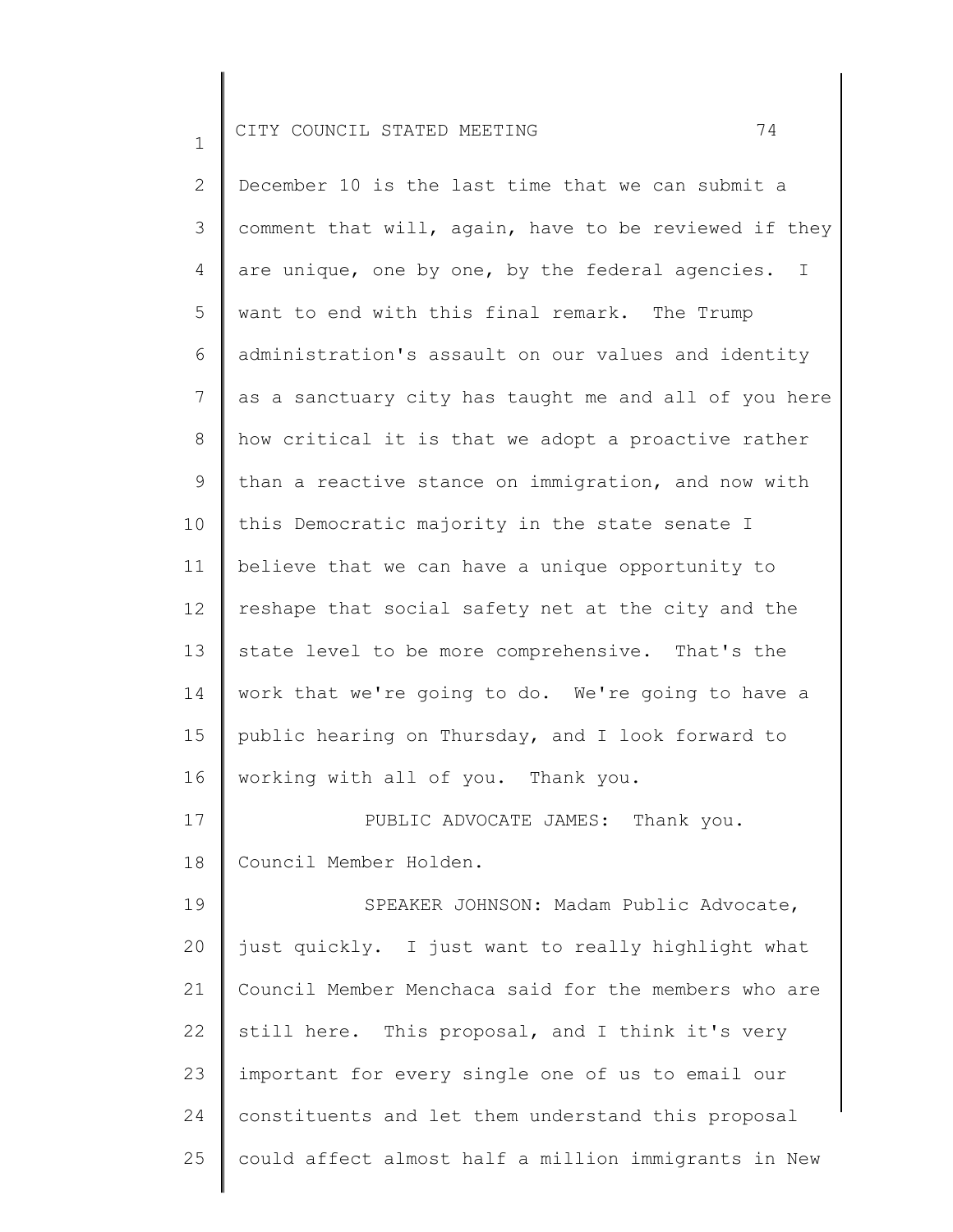December 10 is the last time that we can submit a comment that will, again, have to be reviewed if they are unique, one by one, by the federal agencies. I want to end with this final remark. The Trump administration's assault on our values and identity as a sanctuary city has taught me and all of you here how critical it is that we adopt a proactive rather than a reactive stance on immigration, and now with this Democratic majority in the state senate I believe that we can have a unique opportunity to reshape that social safety net at the city and the state level to be more comprehensive. That's the work that we're going to do. We're going to have a public hearing on Thursday, and I look forward to working with all of you. Thank you.

PUBLIC ADVOCATE JAMES: Thank you. Council Member Holden.

SPEAKER JOHNSON: Madam Public Advocate, just quickly. I just want to really highlight what Council Member Menchaca said for the members who are still here. This proposal, and I think it's very important for every single one of us to email our constituents and let them understand this proposal could affect almost half a million immigrants in New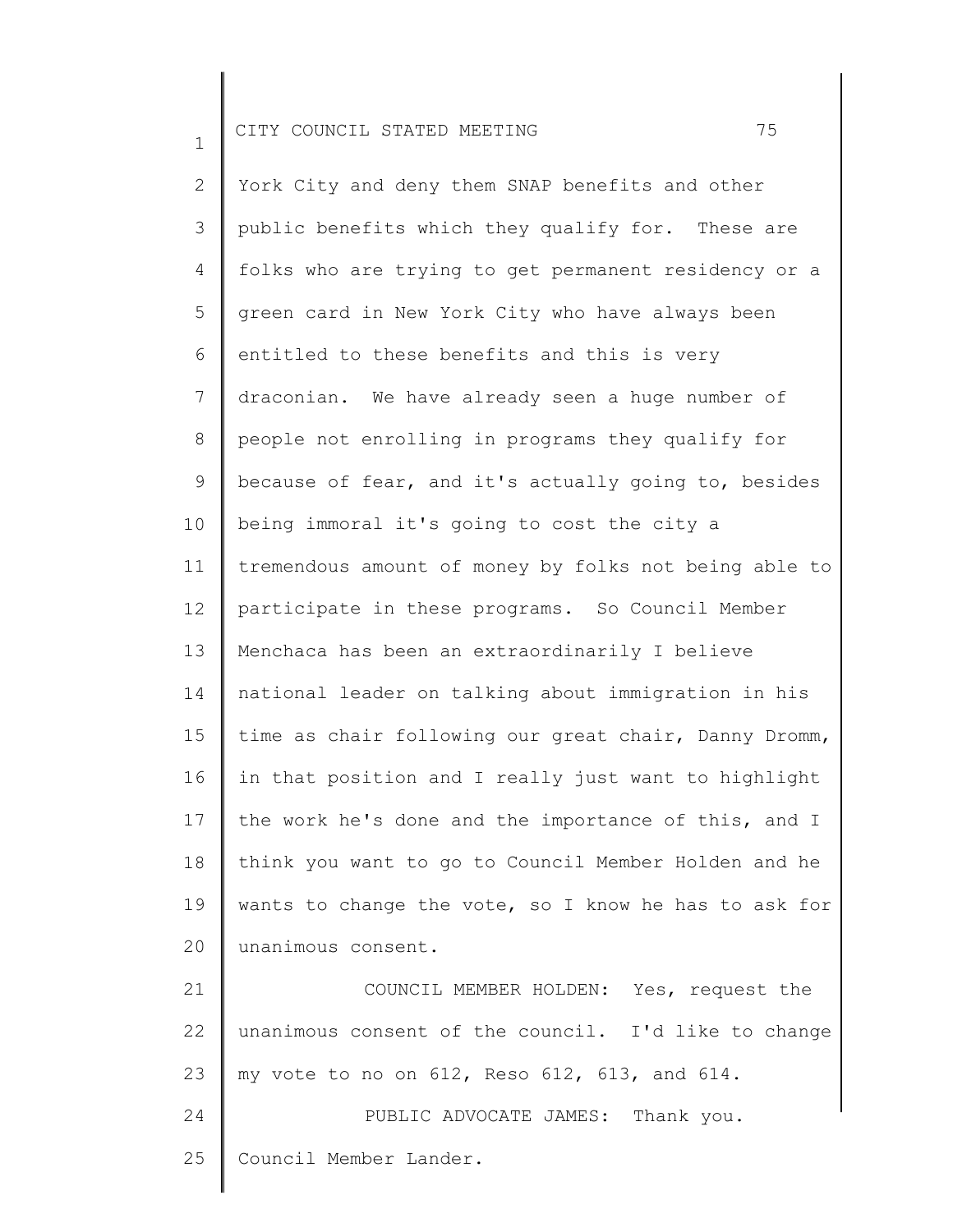York City and deny them SNAP benefits and other public benefits which they qualify for. These are folks who are trying to get permanent residency or a green card in New York City who have always been entitled to these benefits and this is very draconian. We have already seen a huge number of people not enrolling in programs they qualify for because of fear, and it's actually going to, besides being immoral it's going to cost the city a tremendous amount of money by folks not being able to participate in these programs. So Council Member Menchaca has been an extraordinarily I believe national leader on talking about immigration in his time as chair following our great chair, Danny Dromm, in that position and I really just want to highlight the work he's done and the importance of this, and I think you want to go to Council Member Holden and he wants to change the vote, so I know he has to ask for unanimous consent.

COUNCIL MEMBER HOLDEN: Yes, request the unanimous consent of the council. I'd like to change my vote to no on 612, Reso 612, 613, and 614.

PUBLIC ADVOCATE JAMES: Thank you. Council Member Lander.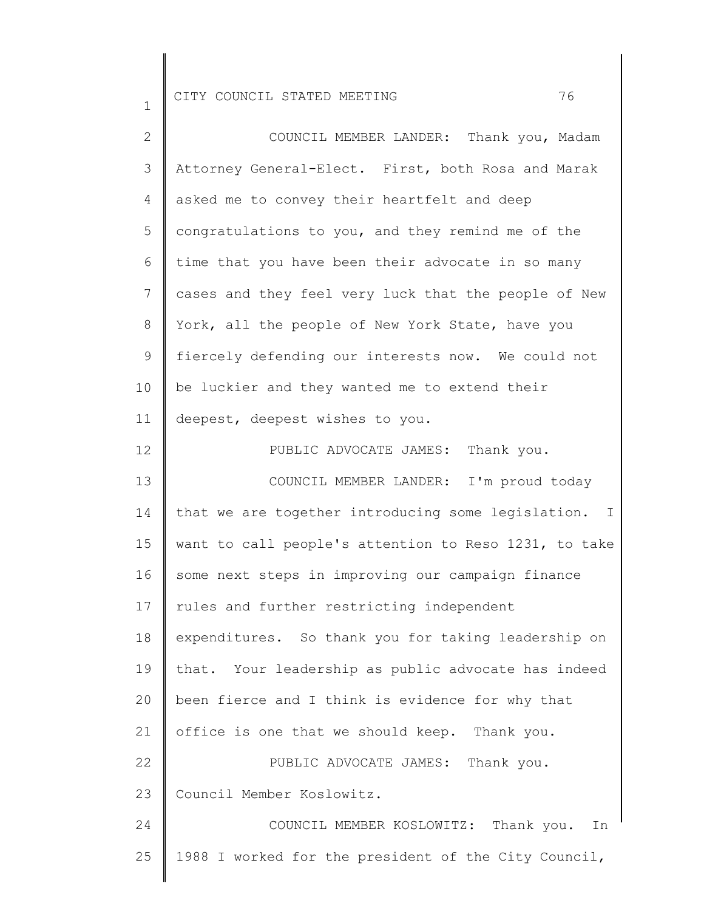COUNCIL MEMBER LANDER: Thank you, Madam Attorney General-Elect. First, both Rosa and Marak asked me to convey their heartfelt and deep congratulations to you, and they remind me of the time that you have been their advocate in so many cases and they feel very luck that the people of New York, all the people of New York State, have you fiercely defending our interests now. We could not be luckier and they wanted me to extend their deepest, deepest wishes to you.

PUBLIC ADVOCATE JAMES: Thank you.

COUNCIL MEMBER LANDER: I'm proud today that we are together introducing some legislation. I want to call people's attention to Reso 1231, to take some next steps in improving our campaign finance rules and further restricting independent expenditures. So thank you for taking leadership on that. Your leadership as public advocate has indeed been fierce and I think is evidence for why that office is one that we should keep. Thank you.

PUBLIC ADVOCATE JAMES: Thank you. Council Member Koslowitz.

COUNCIL MEMBER KOSLOWITZ: Thank you. In 1988 I worked for the president of the City Council,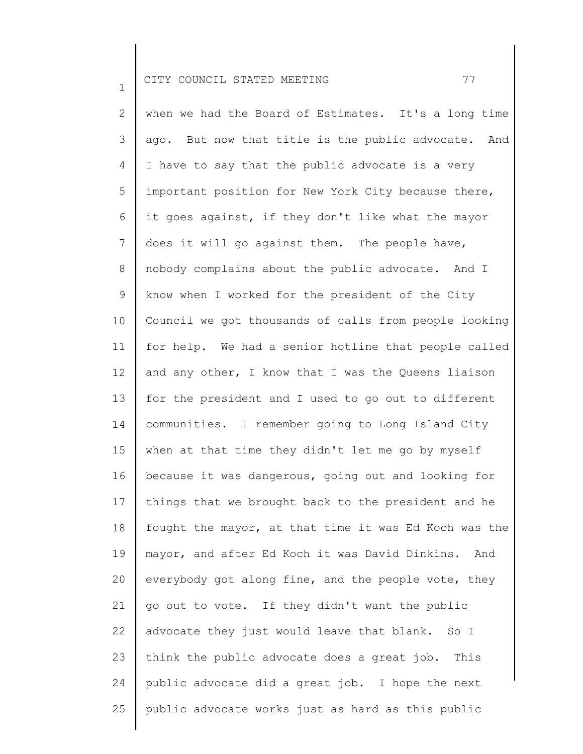when we had the Board of Estimates. It's a long time ago. But now that title is the public advocate. And I have to say that the public advocate is a very important position for New York City because there, it goes against, if they don't like what the mayor does it will go against them. The people have, nobody complains about the public advocate. And I know when I worked for the president of the City Council we got thousands of calls from people looking for help. We had a senior hotline that people called and any other, I know that I was the Queens liaison for the president and I used to go out to different communities. I remember going to Long Island City when at that time they didn't let me go by myself because it was dangerous, going out and looking for things that we brought back to the president and he fought the mayor, at that time it was Ed Koch was the mayor, and after Ed Koch it was David Dinkins. And everybody got along fine, and the people vote, they go out to vote. If they didn't want the public advocate they just would leave that blank. So I think the public advocate does a great job. This public advocate did a great job. I hope the next public advocate works just as hard as this public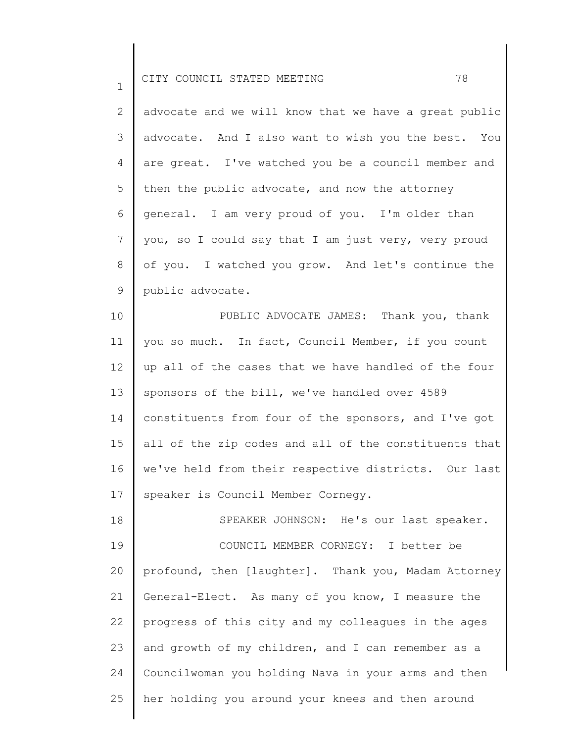advocate and we will know that we have a great public advocate. And I also want to wish you the best. You are great. I've watched you be a council member and then the public advocate, and now the attorney general. I am very proud of you. I'm older than you, so I could say that I am just very, very proud of you. I watched you grow. And let's continue the public advocate.

PUBLIC ADVOCATE JAMES: Thank you, thank you so much. In fact, Council Member, if you count up all of the cases that we have handled of the four sponsors of the bill, we've handled over 4589 constituents from four of the sponsors, and I've got all of the zip codes and all of the constituents that we've held from their respective districts. Our last speaker is Council Member Cornegy.

SPEAKER JOHNSON: He's our last speaker.

COUNCIL MEMBER CORNEGY: I better be profound, then [laughter]. Thank you, Madam Attorney General-Elect. As many of you know, I measure the progress of this city and my colleagues in the ages and growth of my children, and I can remember as a Councilwoman you holding Nava in your arms and then her holding you around your knees and then around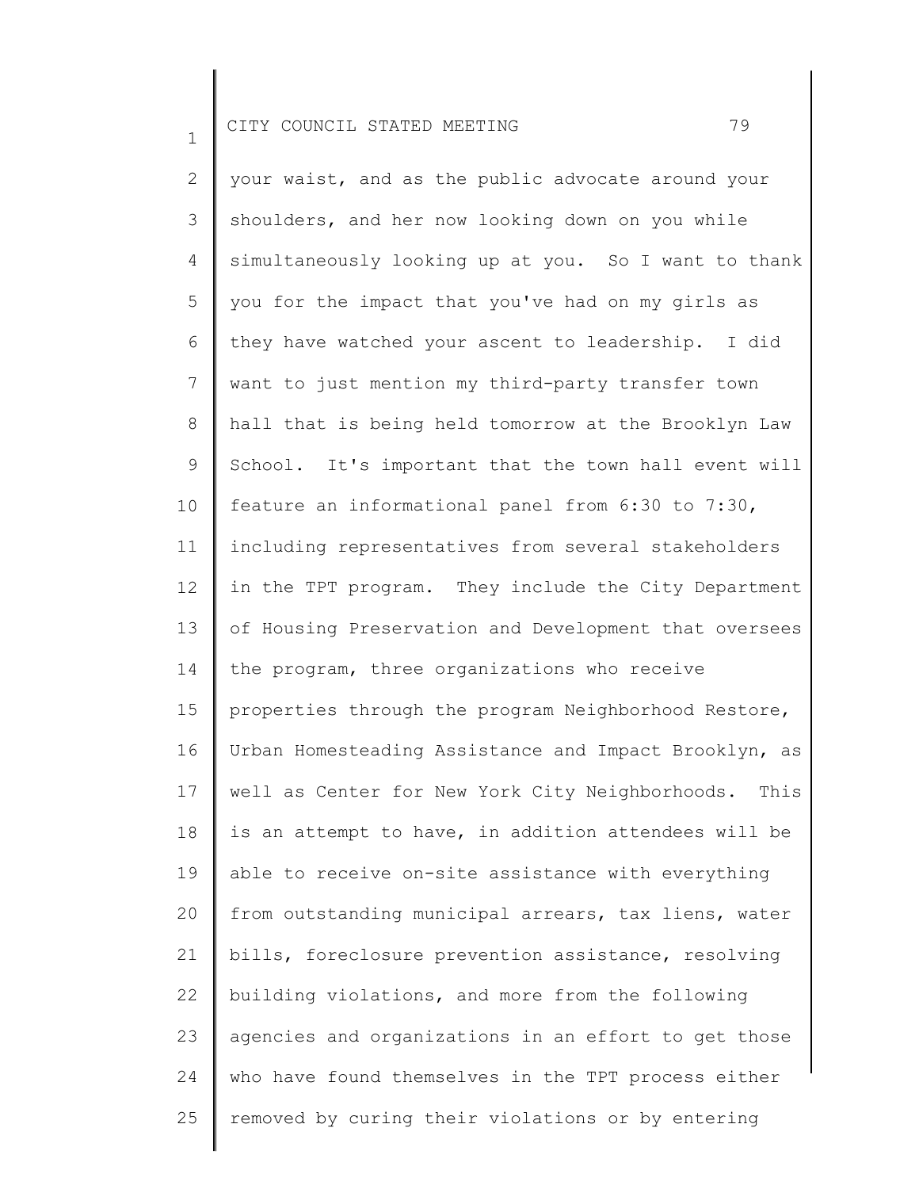your waist, and as the public advocate around your shoulders, and her now looking down on you while simultaneously looking up at you. So I want to thank you for the impact that you've had on my girls as they have watched your ascent to leadership. I did want to just mention my third-party transfer town hall that is being held tomorrow at the Brooklyn Law School. It's important that the town hall event will feature an informational panel from 6:30 to 7:30, including representatives from several stakeholders in the TPT program. They include the City Department of Housing Preservation and Development that oversees the program, three organizations who receive properties through the program Neighborhood Restore, Urban Homesteading Assistance and Impact Brooklyn, as well as Center for New York City Neighborhoods. This is an attempt to have, in addition attendees will be able to receive on-site assistance with everything from outstanding municipal arrears, tax liens, water bills, foreclosure prevention assistance, resolving building violations, and more from the following agencies and organizations in an effort to get those who have found themselves in the TPT process either removed by curing their violations or by entering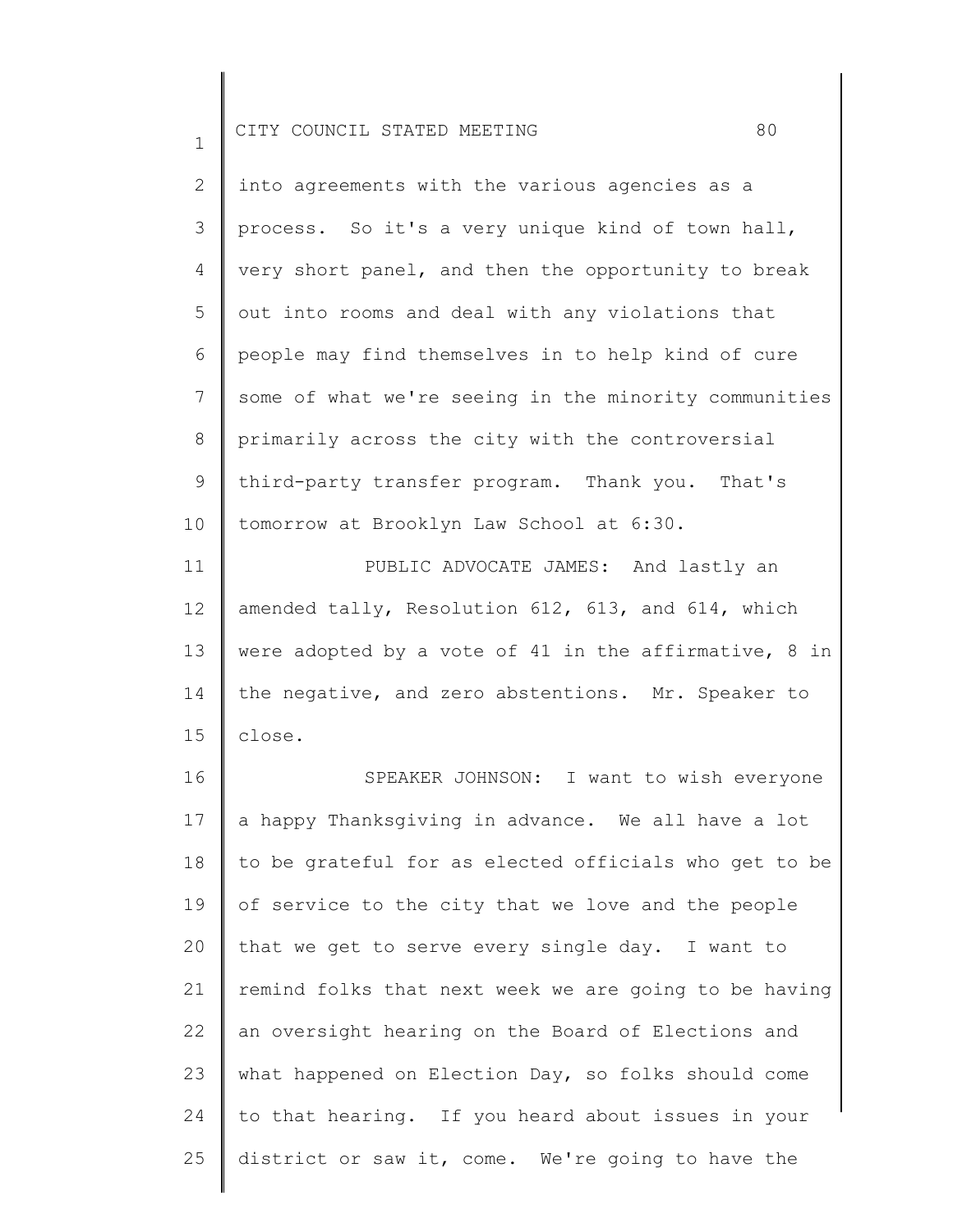into agreements with the various agencies as a process. So it's a very unique kind of town hall, very short panel, and then the opportunity to break out into rooms and deal with any violations that people may find themselves in to help kind of cure some of what we're seeing in the minority communities primarily across the city with the controversial third-party transfer program. Thank you. That's tomorrow at Brooklyn Law School at 6:30.

PUBLIC ADVOCATE JAMES: And lastly an amended tally, Resolution 612, 613, and 614, which were adopted by a vote of 41 in the affirmative, 8 in the negative, and zero abstentions. Mr. Speaker to close.

SPEAKER JOHNSON: I want to wish everyone a happy Thanksgiving in advance. We all have a lot to be grateful for as elected officials who get to be of service to the city that we love and the people that we get to serve every single day. I want to remind folks that next week we are going to be having an oversight hearing on the Board of Elections and what happened on Election Day, so folks should come to that hearing. If you heard about issues in your district or saw it, come. We're going to have the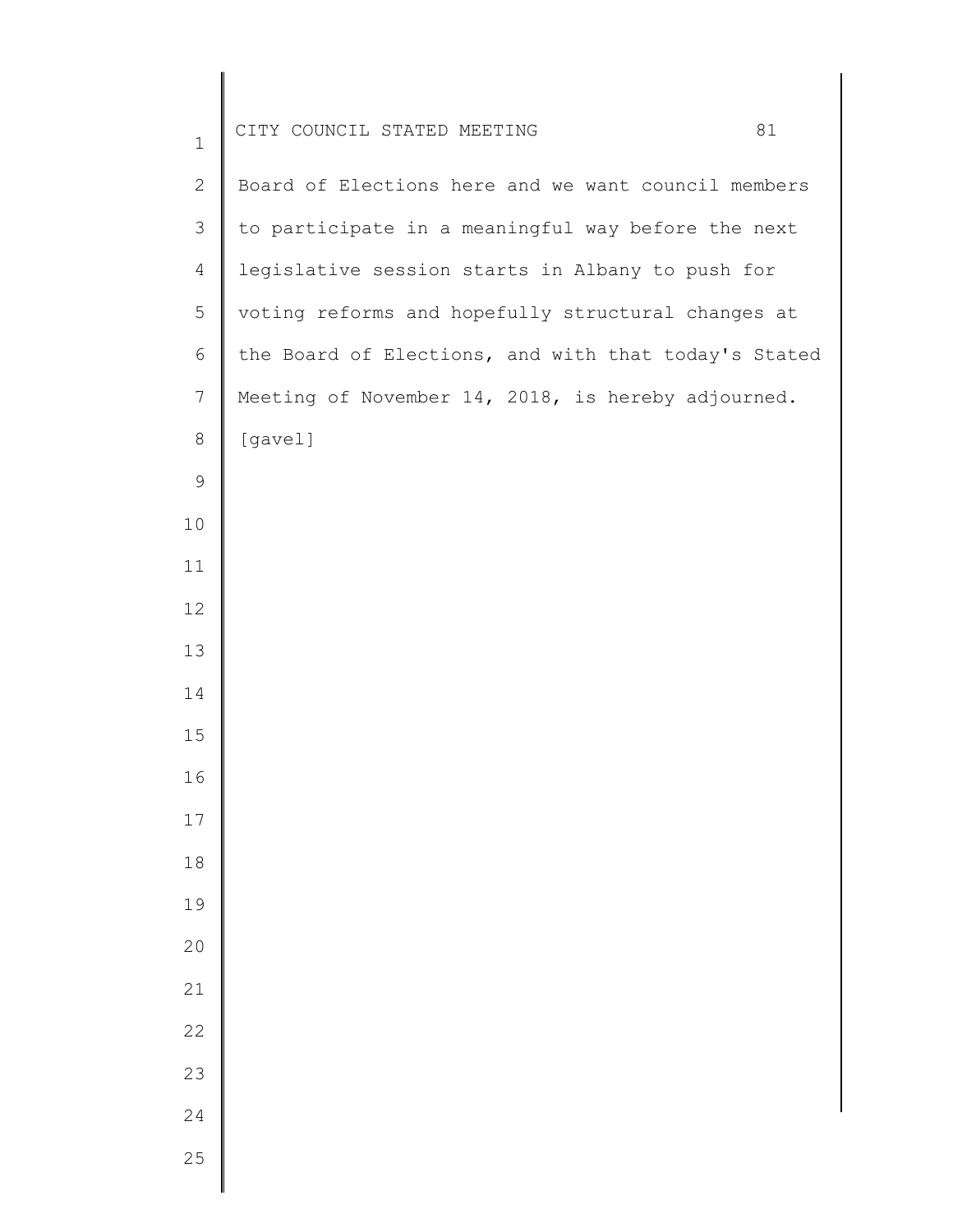Board of Elections here and we want council members to participate in a meaningful way before the next legislative session starts in Albany to push for voting reforms and hopefully structural changes at the Board of Elections, and with that today's Stated Meeting of November 14, 2018, is hereby adjourned. [gavel]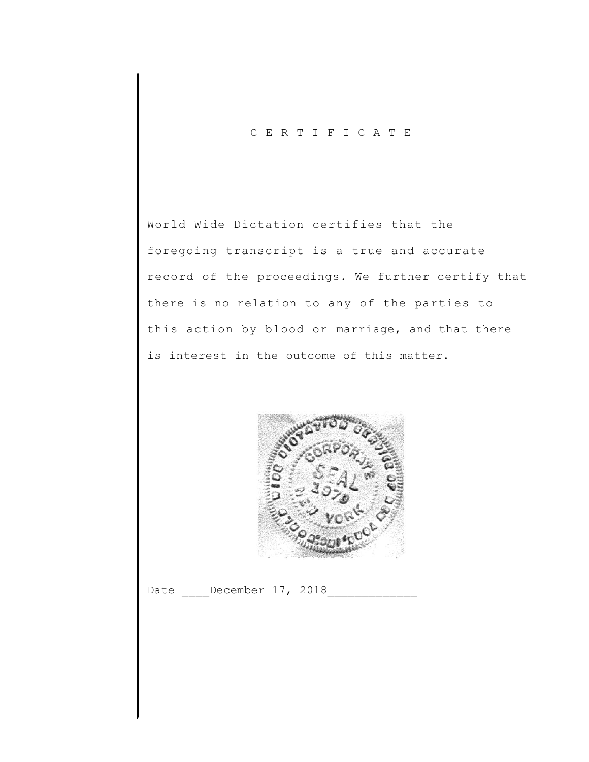# C E R T I F I C A T E

World Wide Dictation certifies that the foregoing transcript is a true and accurate record of the proceedings. We further certify that there is no relation to any of the parties to this action by blood or marriage, and that there is interest in the outcome of this matter.

Date December 17, 2018